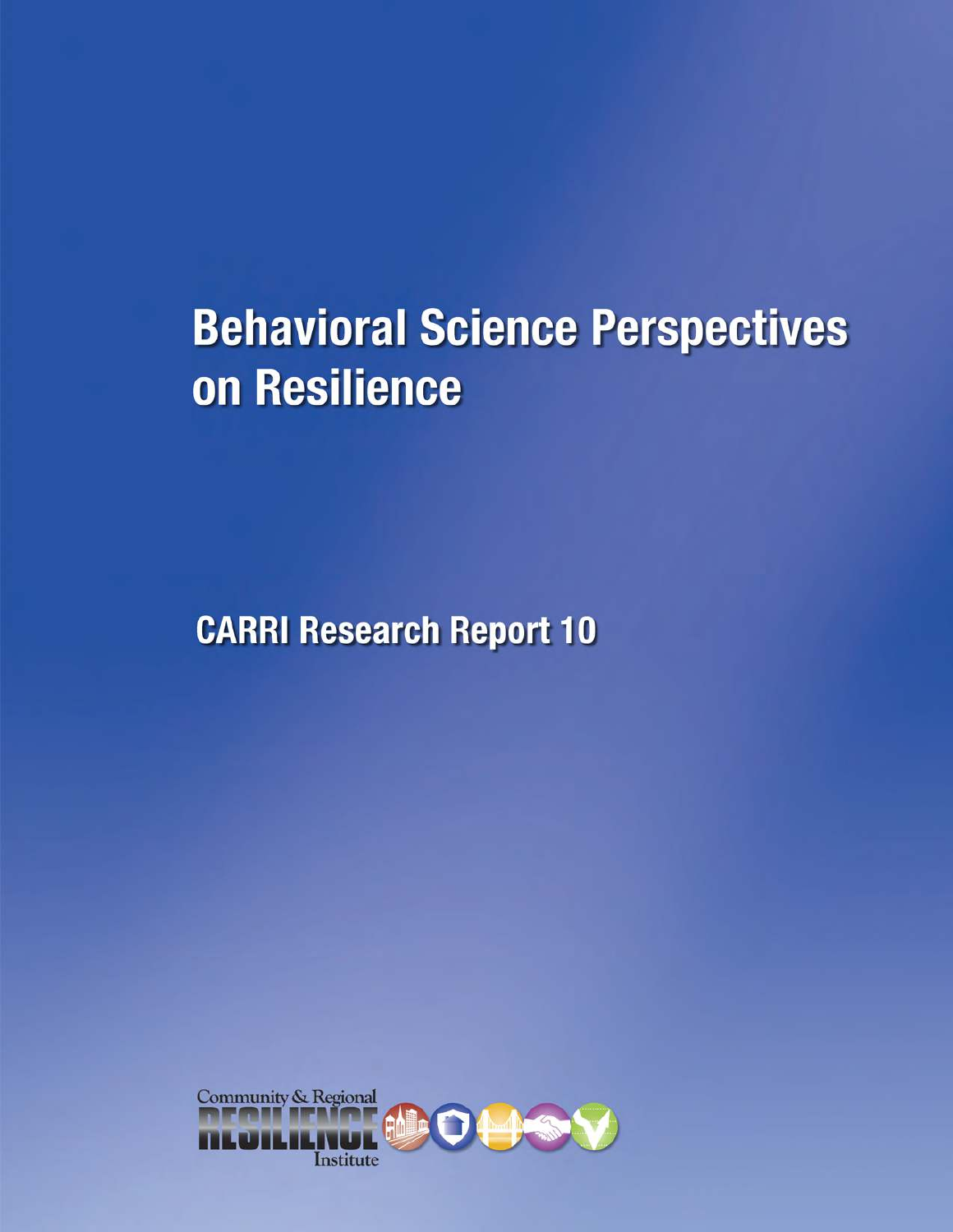# Behavioral Science Perspectives on Resilience

## CARRI Research Report 10

Community & Regional RESILIENCE Institute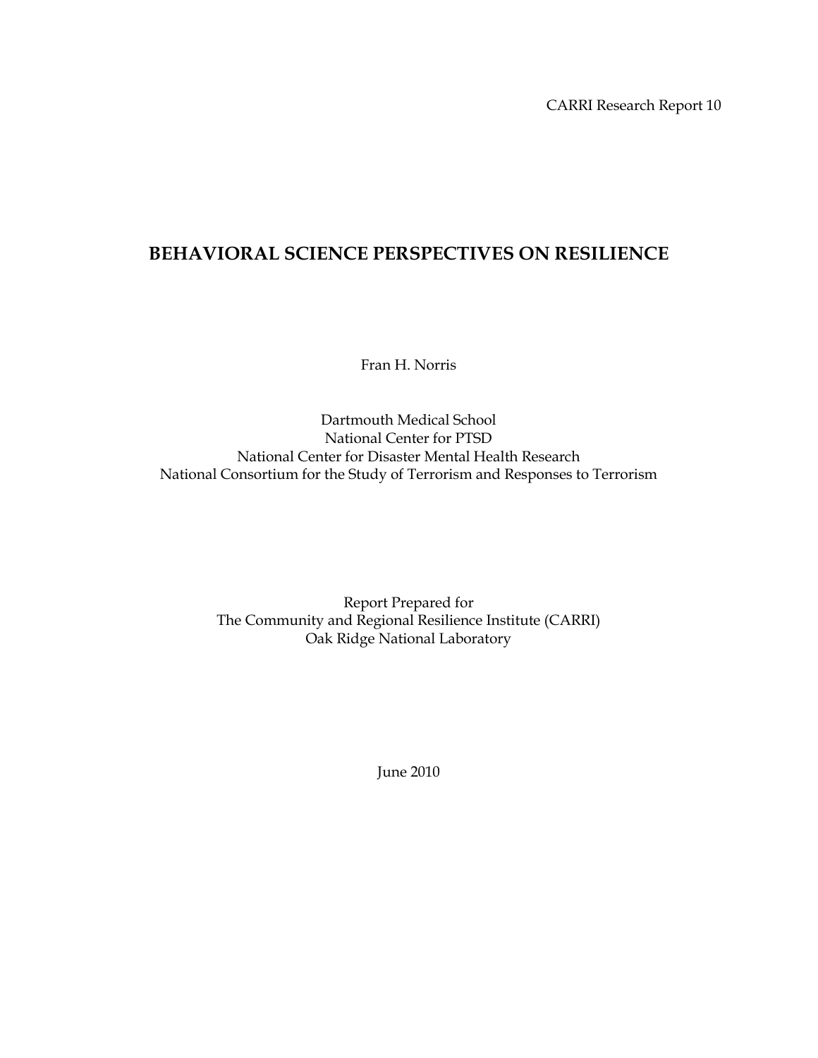CARRI Research Report 10

# BEHAVIORAL SCIENCE PERSPECTIVES ON RESILIENCE

Fran H. Norris

Dartmouth Medical School
National Center for PTSD
National Center for Disaster Mental Health Research
National Consortium for the Study of Terrorism and Responses to Terrorism

Report Prepared for
The Community and Regional Resilience Institute (CARRI)
Oak Ridge National Laboratory

June 2010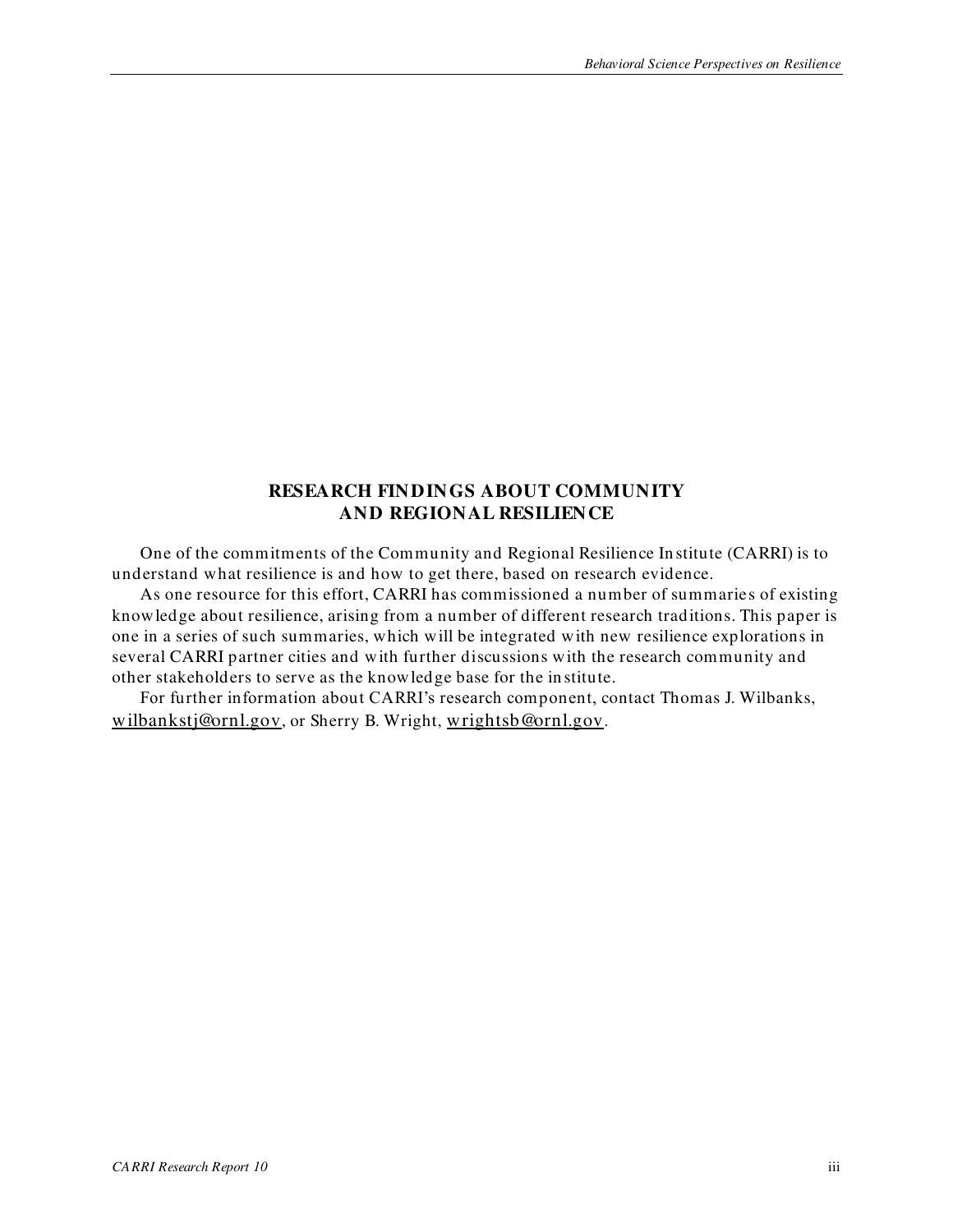## RESEARCH FINDINGS ABOUT COMMUNITY AND REGIONAL RESILIENCE

One of the commitments of the Community and Regional Resilience Institute (CARRI) is to understand what resilience is and how to get there, based on research evidence.

As one resource for this effort, CARRI has commissioned a number of summaries of existing knowledge about resilience, arising from a number of different research traditions. This paper is one in a series of such summaries, which will be integrated with new resilience explorations in several CARRI partner cities and with further discussions with the research community and other stakeholders to serve as the knowledge base for the institute.

For further information about CARRI's research component, contact Thomas J. Wilbanks, wilbankstj@ornl.gov, or Sherry B. Wright, wrightsb@ornl.gov.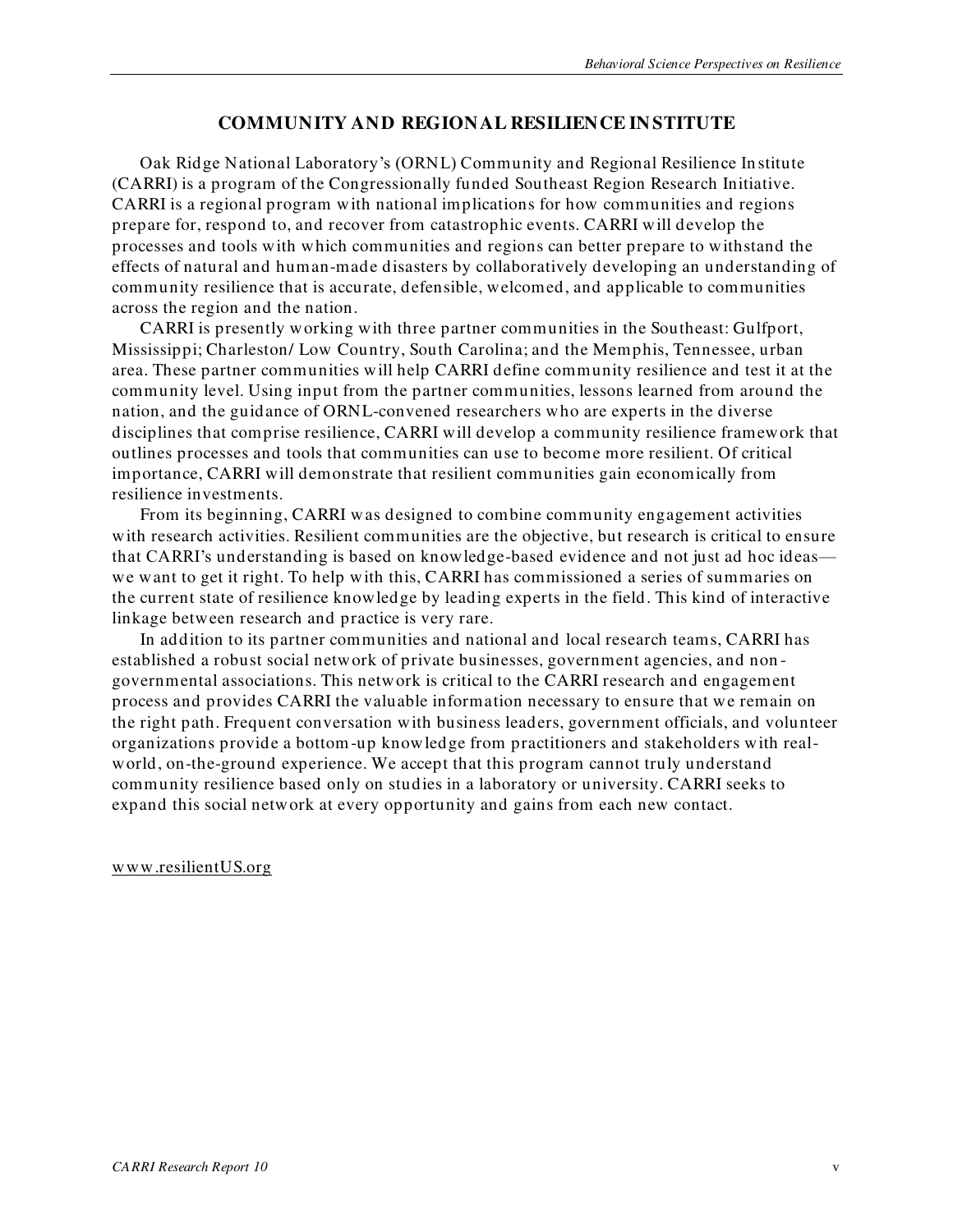## COMMUNITY AND REGIONAL RESILIENCE INSTITUTE

Oak Ridge National Laboratory's (ORNL) Community and Regional Resilience Institute (CARRI) is a program of the Congressionally funded Southeast Region Research Initiative. CARRI is a regional program with national implications for how communities and regions prepare for, respond to, and recover from catastrophic events. CARRI will develop the processes and tools with which communities and regions can better prepare to withstand the effects of natural and human-made disasters by collaboratively developing an understanding of community resilience that is accurate, defensible, welcomed, and applicable to communities across the region and the nation.

CARRI is presently working with three partner communities in the Southeast: Gulfport, Mississippi; Charleston/ Low Country, South Carolina; and the Memphis, Tennessee, urban area. These partner communities will help CARRI define community resilience and test it at the community level. Using input from the partner communities, lessons learned from around the nation, and the guidance of ORNL-convened researchers who are experts in the diverse disciplines that comprise resilience, CARRI will develop a community resilience framework that outlines processes and tools that communities can use to become more resilient. Of critical importance, CARRI will demonstrate that resilient communities gain economically from resilience investments.

From its beginning, CARRI was designed to combine community engagement activities with research activities. Resilient communities are the objective, but research is critical to ensure that CARRI's understanding is based on knowledge-based evidence and not just ad hoc ideas—we want to get it right. To help with this, CARRI has commissioned a series of summaries on the current state of resilience knowledge by leading experts in the field. This kind of interactive linkage between research and practice is very rare.

In addition to its partner communities and national and local research teams, CARRI has established a robust social network of private businesses, government agencies, and non-governmental associations. This network is critical to the CARRI research and engagement process and provides CARRI the valuable information necessary to ensure that we remain on the right path. Frequent conversation with business leaders, government officials, and volunteer organizations provide a bottom-up knowledge from practitioners and stakeholders with real-world, on-the-ground experience. We accept that this program cannot truly understand community resilience based only on studies in a laboratory or university. CARRI seeks to expand this social network at every opportunity and gains from each new contact.

www.resilientUS.org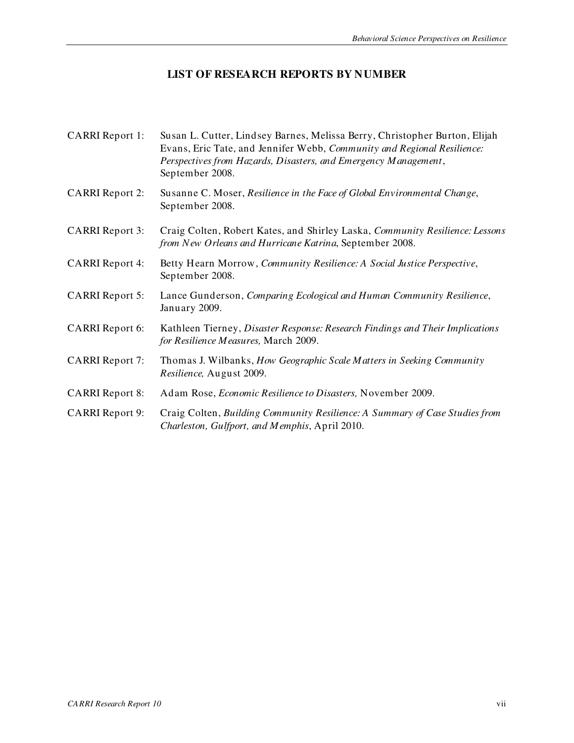## LIST OF RESEARCH REPORTS BY NUMBER

CARRI Report 1: Susan L. Cutter, Lindsey Barnes, Melissa Berry, Christopher Burton, Elijah Evans, Eric Tate, and Jennifer Webb, *Community and Regional Resilience: Perspectives from Hazards, Disasters, and Emergency Management*, September 2008.

CARRI Report 2: Susanne C. Moser, *Resilience in the Face of Global Environmental Change*, September 2008.

CARRI Report 3: Craig Colten, Robert Kates, and Shirley Laska, *Community Resilience: Lessons from New Orleans and Hurricane Katrina*, September 2008.

CARRI Report 4: Betty Hearn Morrow, *Community Resilience: A Social Justice Perspective*, September 2008.

CARRI Report 5: Lance Gunderson, *Comparing Ecological and Human Community Resilience*, January 2009.

CARRI Report 6: Kathleen Tierney, *Disaster Response: Research Findings and Their Implications for Resilience Measures,* March 2009.

CARRI Report 7: Thomas J. Wilbanks, *How Geographic Scale Matters in Seeking Community Resilience,* August 2009.

CARRI Report 8: Adam Rose, *Economic Resilience to Disasters,* November 2009.

CARRI Report 9: Craig Colten, *Building Community Resilience: A Summary of Case Studies from Charleston, Gulfport, and Memphis*, April 2010.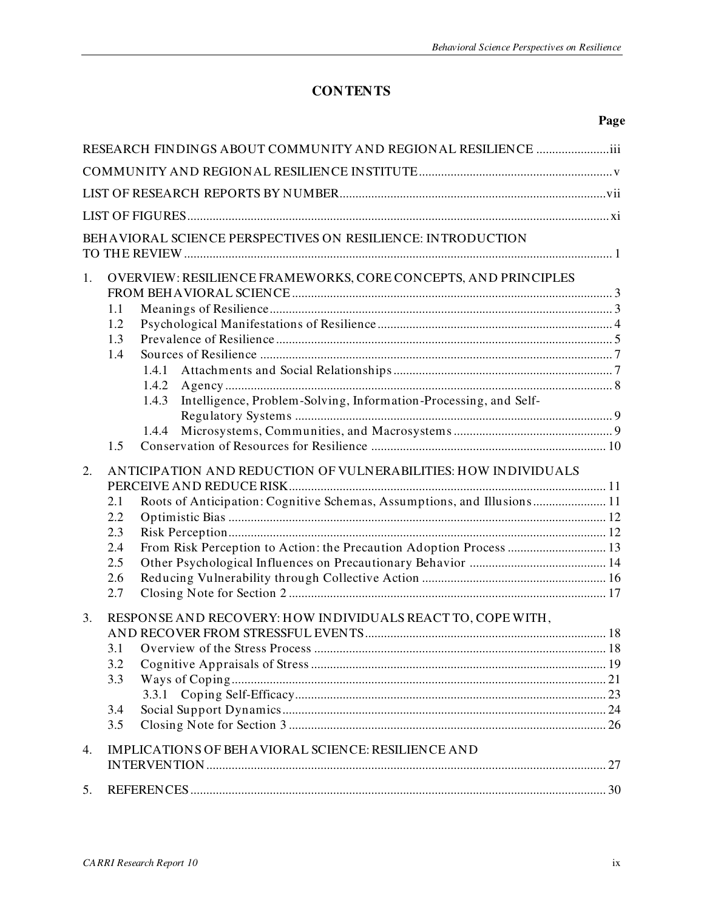# CONTENTS

**Page**

RESEARCH FINDINGS ABOUT COMMUNITY AND REGIONAL RESILIENCE ....................... iii

COMMUNITY AND REGIONAL RESILIENCE INSTITUTE ............................................................ v

LIST OF RESEARCH REPORTS BY NUMBER ................................................................................... vii

LIST OF FIGURES .................................................................................................................................... xi

BEHAVIORAL SCIENCE PERSPECTIVES ON RESILIENCE: INTRODUCTION TO THE REVIEW ..................................................................................................................................... 1

1. OVERVIEW: RESILIENCE FRAMEWORKS, CORE CONCEPTS, AND PRINCIPLES FROM BEHAVIORAL SCIENCE ..................................................................................................... 3
   - 1.1 Meanings of Resilience ........................................................................................................... 3
   - 1.2 Psychological Manifestations of Resilience ......................................................................... 4
   - 1.3 Prevalence of Resilience ......................................................................................................... 5
   - 1.4 Sources of Resilience .............................................................................................................. 7
     - 1.4.1 Attachments and Social Relationships ..................................................................... 7
     - 1.4.2 Agency ......................................................................................................................... 8
     - 1.4.3 Intelligence, Problem-Solving, Information-Processing, and Self-Regulatory Systems ................................................................................................... 9
     - 1.4.4 Microsystems, Communities, and Macrosystems ................................................. 9
   - 1.5 Conservation of Resources for Resilience ......................................................................... 10

2. ANTICIPATION AND REDUCTION OF VULNERABILITIES: HOW INDIVIDUALS PERCEIVE AND REDUCE RISK ................................................................................................... 11
   - 2.1 Roots of Anticipation: Cognitive Schemas, Assumptions, and Illusions ....................... 11
   - 2.2 Optimistic Bias ...................................................................................................................... 12
   - 2.3 Risk Perception ...................................................................................................................... 12
   - 2.4 From Risk Perception to Action: the Precaution Adoption Process ............................... 13
   - 2.5 Other Psychological Influences on Precautionary Behavior ........................................... 14
   - 2.6 Reducing Vulnerability through Collective Action .......................................................... 16
   - 2.7 Closing Note for Section 2 ................................................................................................... 17

3. RESPONSE AND RECOVERY: HOW INDIVIDUALS REACT TO, COPE WITH, AND RECOVER FROM STRESSFUL EVENTS ........................................................................... 18
   - 3.1 Overview of the Stress Process ........................................................................................... 18
   - 3.2 Cognitive Appraisals of Stress ............................................................................................ 19
   - 3.3 Ways of Coping ..................................................................................................................... 21
     - 3.3.1 Coping Self-Efficacy .................................................................................................. 23
   - 3.4 Social Support Dynamics ...................................................................................................... 24
   - 3.5 Closing Note for Section 3 ................................................................................................... 26

4. IMPLICATIONS OF BEHAVIORAL SCIENCE: RESILIENCE AND INTERVENTION ............................................................................................................................. 27

5. REFERENCES .................................................................................................................................. 30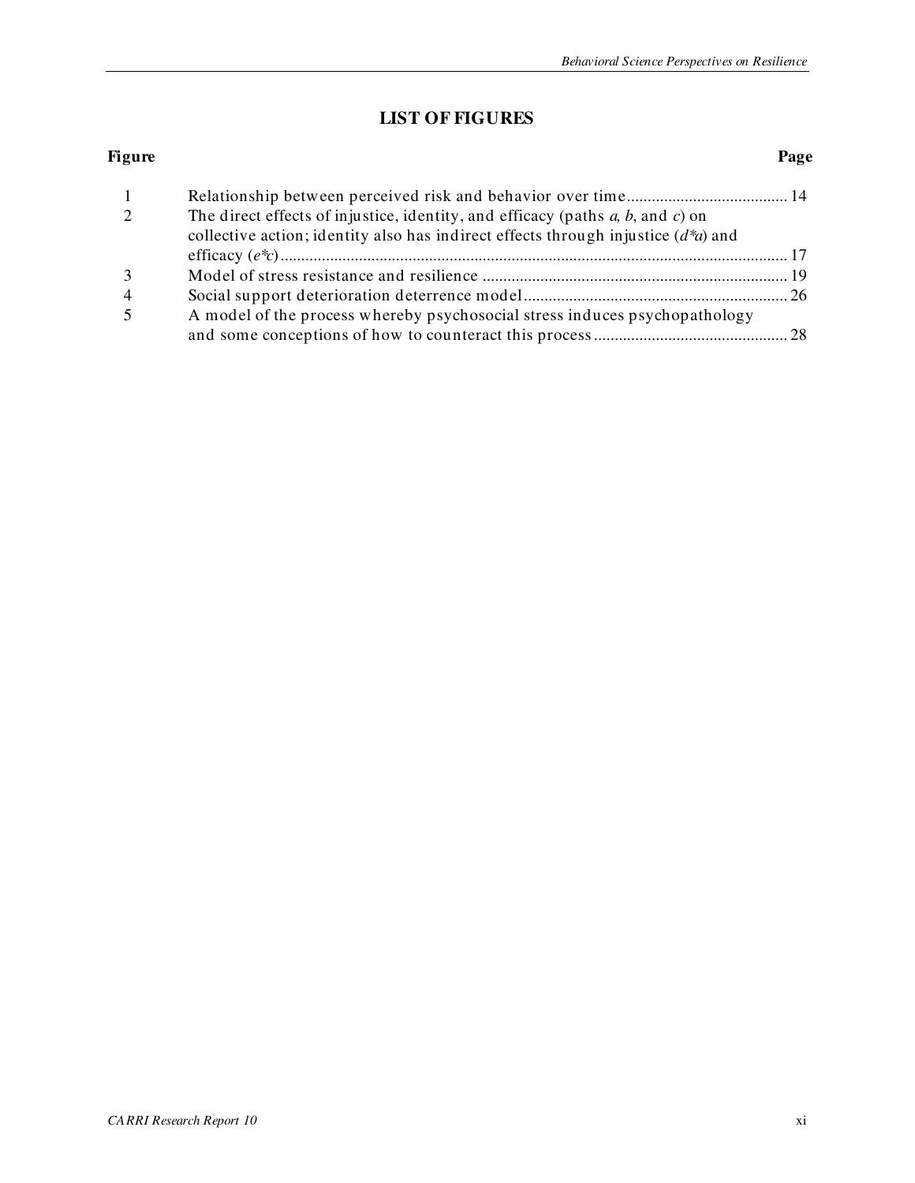## LIST OF FIGURES

| Figure | | Page |
|---|---|---|
| 1 | Relationship between perceived risk and behavior over time | 14 |
| 2 | The direct effects of injustice, identity, and efficacy (paths *a*, *b*, and *c*) on collective action; identity also has indirect effects through injustice (*d*\**a*) and efficacy (*e*\**c*) | 17 |
| 3 | Model of stress resistance and resilience | 19 |
| 4 | Social support deterioration deterrence model | 26 |
| 5 | A model of the process whereby psychosocial stress induces psychopathology and some conceptions of how to counteract this process | 28 |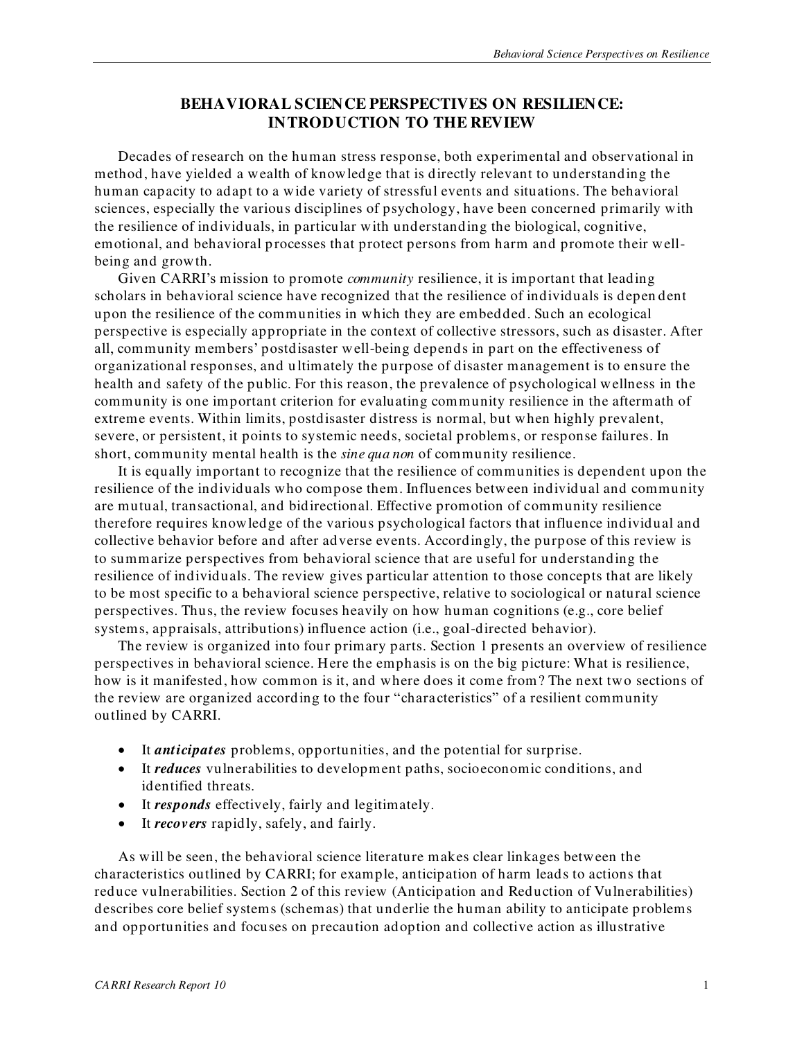# BEHAVIORAL SCIENCE PERSPECTIVES ON RESILIENCE: INTRODUCTION TO THE REVIEW

Decades of research on the human stress response, both experimental and observational in method, have yielded a wealth of knowledge that is directly relevant to understanding the human capacity to adapt to a wide variety of stressful events and situations. The behavioral sciences, especially the various disciplines of psychology, have been concerned primarily with the resilience of individuals, in particular with understanding the biological, cognitive, emotional, and behavioral processes that protect persons from harm and promote their well-being and growth.

Given CARRI's mission to promote *community* resilience, it is important that leading scholars in behavioral science have recognized that the resilience of individuals is dependent upon the resilience of the communities in which they are embedded. Such an ecological perspective is especially appropriate in the context of collective stressors, such as disaster. After all, community members' postdisaster well-being depends in part on the effectiveness of organizational responses, and ultimately the purpose of disaster management is to ensure the health and safety of the public. For this reason, the prevalence of psychological wellness in the community is one important criterion for evaluating community resilience in the aftermath of extreme events. Within limits, postdisaster distress is normal, but when highly prevalent, severe, or persistent, it points to systemic needs, societal problems, or response failures. In short, community mental health is the *sine qua non* of community resilience.

It is equally important to recognize that the resilience of communities is dependent upon the resilience of the individuals who compose them. Influences between individual and community are mutual, transactional, and bidirectional. Effective promotion of community resilience therefore requires knowledge of the various psychological factors that influence individual and collective behavior before and after adverse events. Accordingly, the purpose of this review is to summarize perspectives from behavioral science that are useful for understanding the resilience of individuals. The review gives particular attention to those concepts that are likely to be most specific to a behavioral science perspective, relative to sociological or natural science perspectives. Thus, the review focuses heavily on how human cognitions (e.g., core belief systems, appraisals, attributions) influence action (i.e., goal-directed behavior).

The review is organized into four primary parts. Section 1 presents an overview of resilience perspectives in behavioral science. Here the emphasis is on the big picture: What is resilience, how is it manifested, how common is it, and where does it come from? The next two sections of the review are organized according to the four "characteristics" of a resilient community outlined by CARRI.

- It ***anticipates*** problems, opportunities, and the potential for surprise.
- It ***reduces*** vulnerabilities to development paths, socioeconomic conditions, and identified threats.
- It ***responds*** effectively, fairly and legitimately.
- It ***recovers*** rapidly, safely, and fairly.

As will be seen, the behavioral science literature makes clear linkages between the characteristics outlined by CARRI; for example, anticipation of harm leads to actions that reduce vulnerabilities. Section 2 of this review (Anticipation and Reduction of Vulnerabilities) describes core belief systems (schemas) that underlie the human ability to anticipate problems and opportunities and focuses on precaution adoption and collective action as illustrative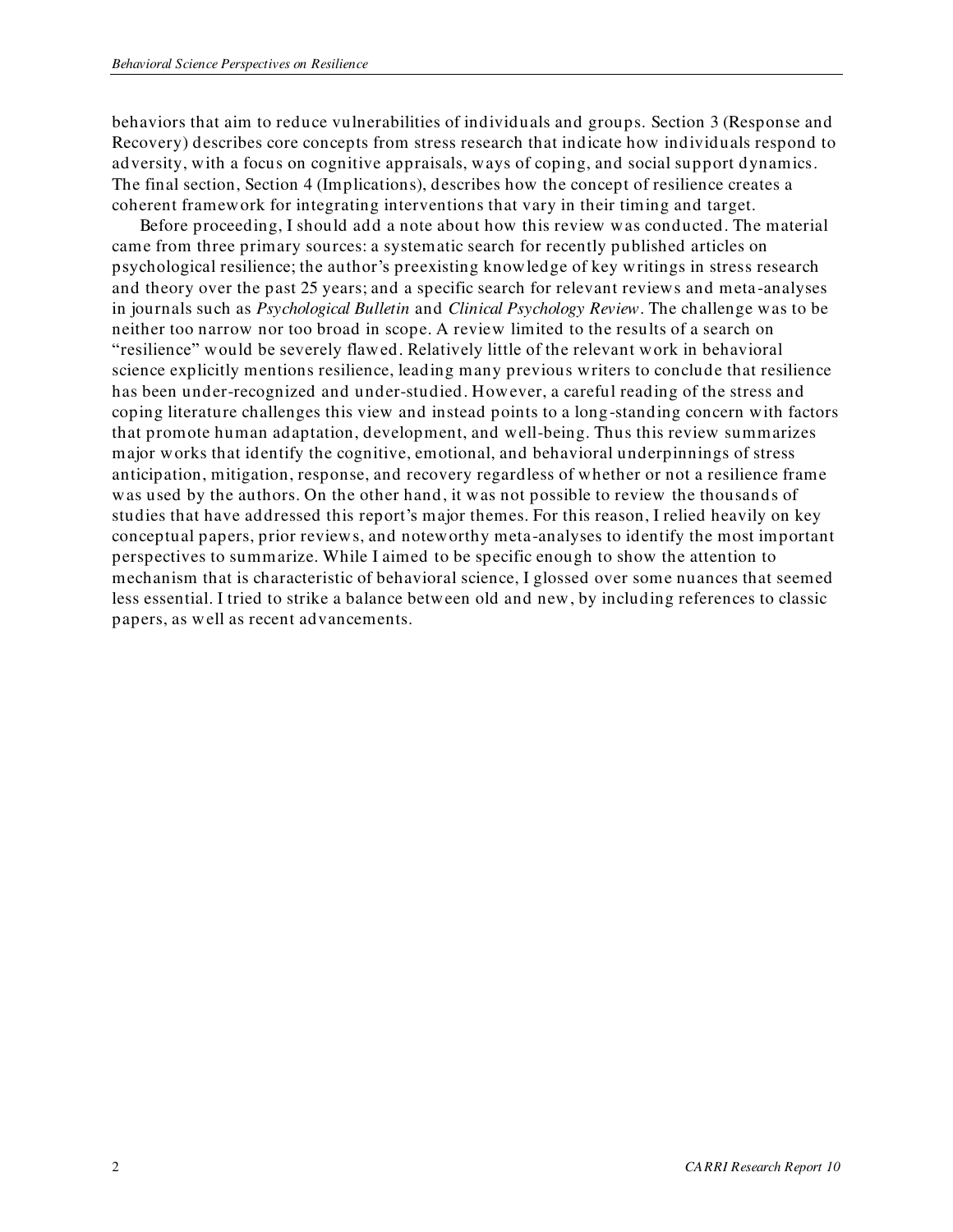behaviors that aim to reduce vulnerabilities of individuals and groups. Section 3 (Response and Recovery) describes core concepts from stress research that indicate how individuals respond to adversity, with a focus on cognitive appraisals, ways of coping, and social support dynamics. The final section, Section 4 (Implications), describes how the concept of resilience creates a coherent framework for integrating interventions that vary in their timing and target.

Before proceeding, I should add a note about how this review was conducted. The material came from three primary sources: a systematic search for recently published articles on psychological resilience; the author's preexisting knowledge of key writings in stress research and theory over the past 25 years; and a specific search for relevant reviews and meta-analyses in journals such as *Psychological Bulletin* and *Clinical Psychology Review*. The challenge was to be neither too narrow nor too broad in scope. A review limited to the results of a search on "resilience" would be severely flawed. Relatively little of the relevant work in behavioral science explicitly mentions resilience, leading many previous writers to conclude that resilience has been under-recognized and under-studied. However, a careful reading of the stress and coping literature challenges this view and instead points to a long-standing concern with factors that promote human adaptation, development, and well-being. Thus this review summarizes major works that identify the cognitive, emotional, and behavioral underpinnings of stress anticipation, mitigation, response, and recovery regardless of whether or not a resilience frame was used by the authors. On the other hand, it was not possible to review the thousands of studies that have addressed this report's major themes. For this reason, I relied heavily on key conceptual papers, prior reviews, and noteworthy meta-analyses to identify the most important perspectives to summarize. While I aimed to be specific enough to show the attention to mechanism that is characteristic of behavioral science, I glossed over some nuances that seemed less essential. I tried to strike a balance between old and new, by including references to classic papers, as well as recent advancements.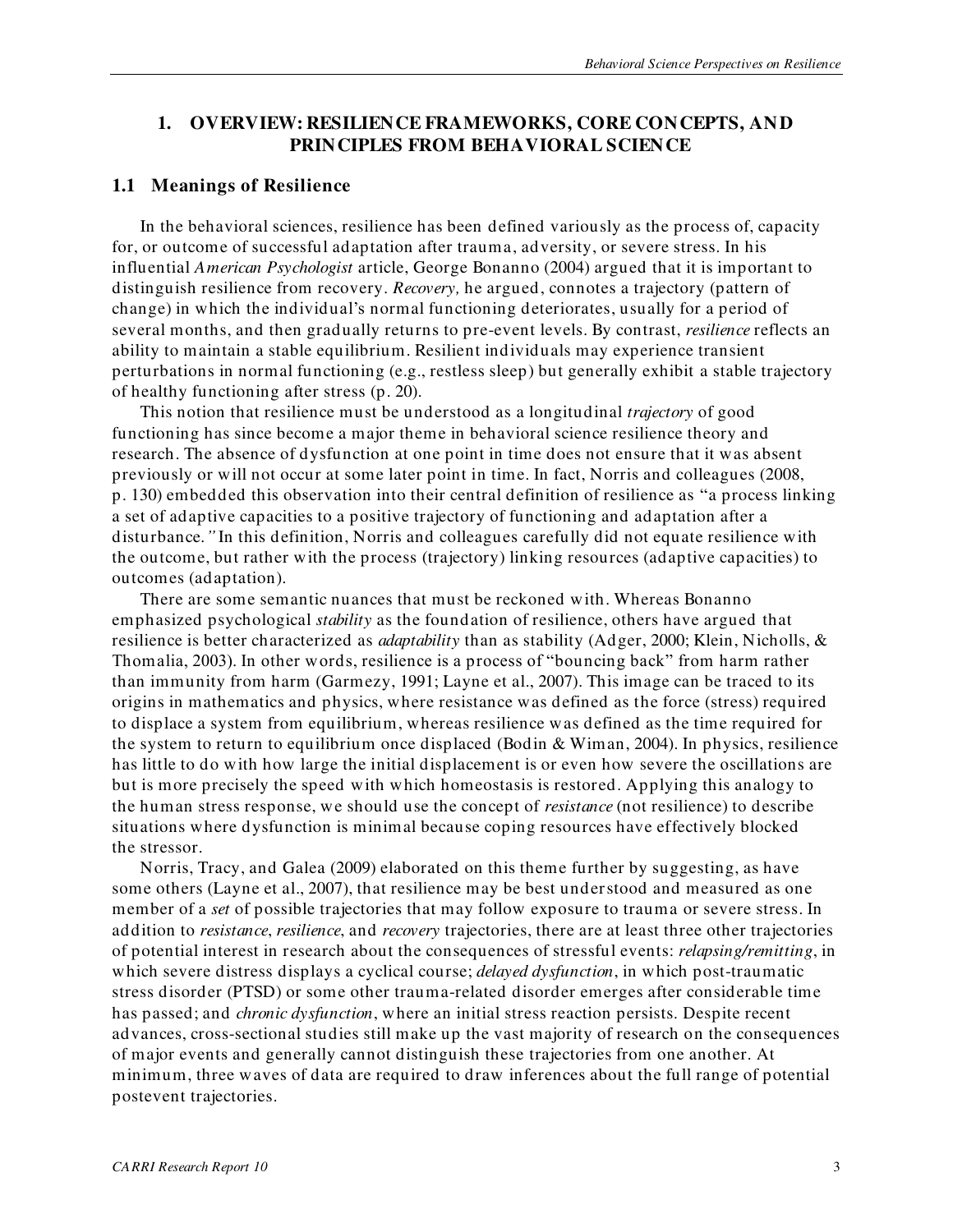# 1. OVERVIEW: RESILIENCE FRAMEWORKS, CORE CONCEPTS, AND PRINCIPLES FROM BEHAVIORAL SCIENCE

## 1.1 Meanings of Resilience

In the behavioral sciences, resilience has been defined variously as the process of, capacity for, or outcome of successful adaptation after trauma, adversity, or severe stress. In his influential *American Psychologist* article, George Bonanno (2004) argued that it is important to distinguish resilience from recovery. *Recovery,* he argued, connotes a trajectory (pattern of change) in which the individual's normal functioning deteriorates, usually for a period of several months, and then gradually returns to pre-event levels. By contrast, *resilience* reflects an ability to maintain a stable equilibrium. Resilient individuals may experience transient perturbations in normal functioning (e.g., restless sleep) but generally exhibit a stable trajectory of healthy functioning after stress (p. 20).

This notion that resilience must be understood as a longitudinal *trajectory* of good functioning has since become a major theme in behavioral science resilience theory and research. The absence of dysfunction at one point in time does not ensure that it was absent previously or will not occur at some later point in time. In fact, Norris and colleagues (2008, p. 130) embedded this observation into their central definition of resilience as "a process linking a set of adaptive capacities to a positive trajectory of functioning and adaptation after a disturbance.*"* In this definition, Norris and colleagues carefully did not equate resilience with the outcome, but rather with the process (trajectory) linking resources (adaptive capacities) to outcomes (adaptation).

There are some semantic nuances that must be reckoned with. Whereas Bonanno emphasized psychological *stability* as the foundation of resilience, others have argued that resilience is better characterized as *adaptability* than as stability (Adger, 2000; Klein, Nicholls, & Thomalia, 2003). In other words, resilience is a process of "bouncing back" from harm rather than immunity from harm (Garmezy, 1991; Layne et al., 2007). This image can be traced to its origins in mathematics and physics, where resistance was defined as the force (stress) required to displace a system from equilibrium, whereas resilience was defined as the time required for the system to return to equilibrium once displaced (Bodin & Wiman, 2004). In physics, resilience has little to do with how large the initial displacement is or even how severe the oscillations are but is more precisely the speed with which homeostasis is restored. Applying this analogy to the human stress response, we should use the concept of *resistance* (not resilience) to describe situations where dysfunction is minimal because coping resources have effectively blocked the stressor.

Norris, Tracy, and Galea (2009) elaborated on this theme further by suggesting, as have some others (Layne et al., 2007), that resilience may be best understood and measured as one member of a *set* of possible trajectories that may follow exposure to trauma or severe stress. In addition to *resistance*, *resilience*, and *recovery* trajectories, there are at least three other trajectories of potential interest in research about the consequences of stressful events: *relapsing/remitting*, in which severe distress displays a cyclical course; *delayed dysfunction*, in which post-traumatic stress disorder (PTSD) or some other trauma-related disorder emerges after considerable time has passed; and *chronic dysfunction*, where an initial stress reaction persists. Despite recent advances, cross-sectional studies still make up the vast majority of research on the consequences of major events and generally cannot distinguish these trajectories from one another. At minimum, three waves of data are required to draw inferences about the full range of potential postevent trajectories.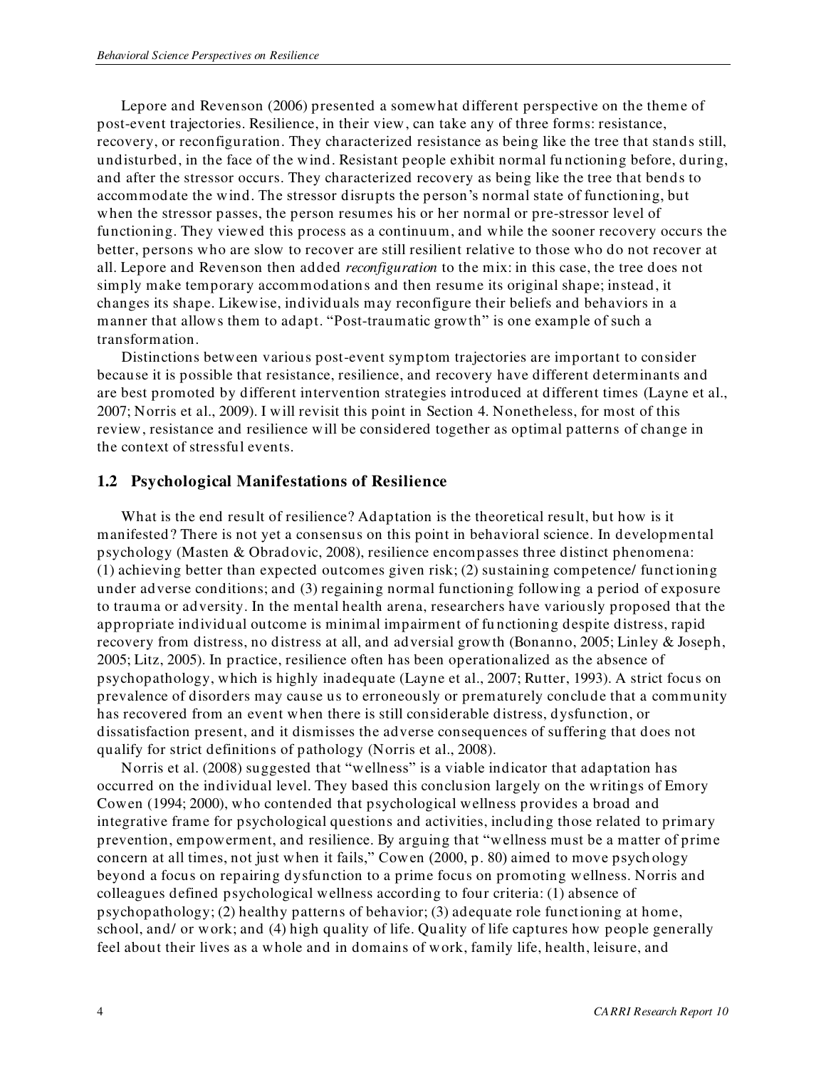Lepore and Revenson (2006) presented a somewhat different perspective on the theme of post-event trajectories. Resilience, in their view, can take any of three forms: resistance, recovery, or reconfiguration. They characterized resistance as being like the tree that stands still, undisturbed, in the face of the wind. Resistant people exhibit normal functioning before, during, and after the stressor occurs. They characterized recovery as being like the tree that bends to accommodate the wind. The stressor disrupts the person's normal state of functioning, but when the stressor passes, the person resumes his or her normal or pre-stressor level of functioning. They viewed this process as a continuum, and while the sooner recovery occurs the better, persons who are slow to recover are still resilient relative to those who do not recover at all. Lepore and Revenson then added *reconfiguration* to the mix: in this case, the tree does not simply make temporary accommodations and then resume its original shape; instead, it changes its shape. Likewise, individuals may reconfigure their beliefs and behaviors in a manner that allows them to adapt. "Post-traumatic growth" is one example of such a transformation.

Distinctions between various post-event symptom trajectories are important to consider because it is possible that resistance, resilience, and recovery have different determinants and are best promoted by different intervention strategies introduced at different times (Layne et al., 2007; Norris et al., 2009). I will revisit this point in Section 4. Nonetheless, for most of this review, resistance and resilience will be considered together as optimal patterns of change in the context of stressful events.

## 1.2 Psychological Manifestations of Resilience

What is the end result of resilience? Adaptation is the theoretical result, but how is it manifested? There is not yet a consensus on this point in behavioral science. In developmental psychology (Masten & Obradovic, 2008), resilience encompasses three distinct phenomena: (1) achieving better than expected outcomes given risk; (2) sustaining competence/ functioning under adverse conditions; and (3) regaining normal functioning following a period of exposure to trauma or adversity. In the mental health arena, researchers have variously proposed that the appropriate individual outcome is minimal impairment of functioning despite distress, rapid recovery from distress, no distress at all, and adversial growth (Bonanno, 2005; Linley & Joseph, 2005; Litz, 2005). In practice, resilience often has been operationalized as the absence of psychopathology, which is highly inadequate (Layne et al., 2007; Rutter, 1993). A strict focus on prevalence of disorders may cause us to erroneously or prematurely conclude that a community has recovered from an event when there is still considerable distress, dysfunction, or dissatisfaction present, and it dismisses the adverse consequences of suffering that does not qualify for strict definitions of pathology (Norris et al., 2008).

Norris et al. (2008) suggested that "wellness" is a viable indicator that adaptation has occurred on the individual level. They based this conclusion largely on the writings of Emory Cowen (1994; 2000), who contended that psychological wellness provides a broad and integrative frame for psychological questions and activities, including those related to primary prevention, empowerment, and resilience. By arguing that "wellness must be a matter of prime concern at all times, not just when it fails," Cowen (2000, p. 80) aimed to move psychology beyond a focus on repairing dysfunction to a prime focus on promoting wellness. Norris and colleagues defined psychological wellness according to four criteria: (1) absence of psychopathology; (2) healthy patterns of behavior; (3) adequate role functioning at home, school, and/ or work; and (4) high quality of life. Quality of life captures how people generally feel about their lives as a whole and in domains of work, family life, health, leisure, and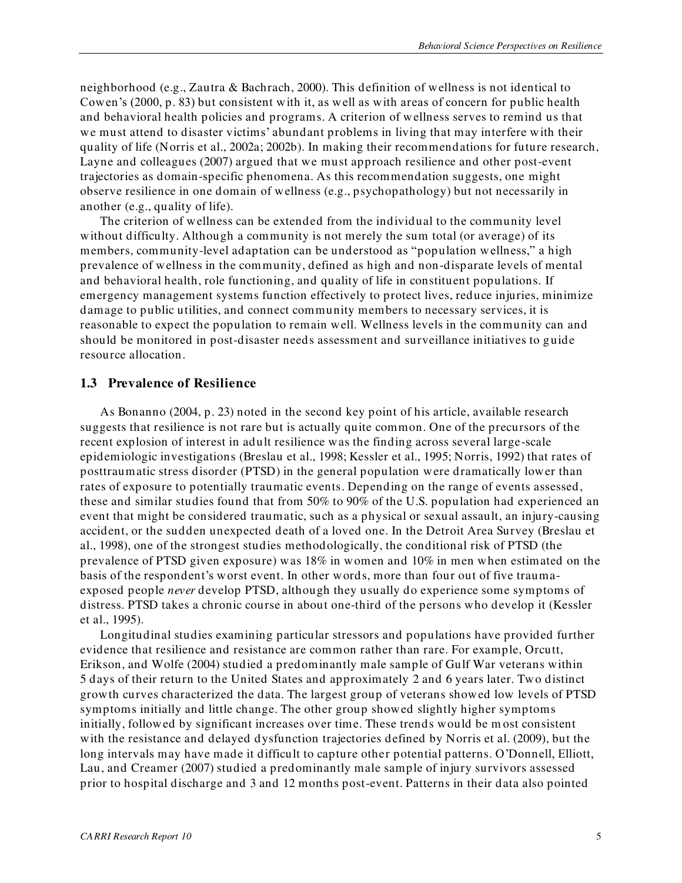neighborhood (e.g., Zautra & Bachrach, 2000). This definition of wellness is not identical to Cowen's (2000, p. 83) but consistent with it, as well as with areas of concern for public health and behavioral health policies and programs. A criterion of wellness serves to remind us that we must attend to disaster victims' abundant problems in living that may interfere with their quality of life (Norris et al., 2002a; 2002b). In making their recommendations for future research, Layne and colleagues (2007) argued that we must approach resilience and other post-event trajectories as domain-specific phenomena. As this recommendation suggests, one might observe resilience in one domain of wellness (e.g., psychopathology) but not necessarily in another (e.g., quality of life).

The criterion of wellness can be extended from the individual to the community level without difficulty. Although a community is not merely the sum total (or average) of its members, community-level adaptation can be understood as "population wellness," a high prevalence of wellness in the community, defined as high and non-disparate levels of mental and behavioral health, role functioning, and quality of life in constituent populations. If emergency management systems function effectively to protect lives, reduce injuries, minimize damage to public utilities, and connect community members to necessary services, it is reasonable to expect the population to remain well. Wellness levels in the community can and should be monitored in post-disaster needs assessment and surveillance initiatives to guide resource allocation.

## 1.3 Prevalence of Resilience

As Bonanno (2004, p. 23) noted in the second key point of his article, available research suggests that resilience is not rare but is actually quite common. One of the precursors of the recent explosion of interest in adult resilience was the finding across several large-scale epidemiologic investigations (Breslau et al., 1998; Kessler et al., 1995; Norris, 1992) that rates of posttraumatic stress disorder (PTSD) in the general population were dramatically lower than rates of exposure to potentially traumatic events. Depending on the range of events assessed, these and similar studies found that from 50% to 90% of the U.S. population had experienced an event that might be considered traumatic, such as a physical or sexual assault, an injury-causing accident, or the sudden unexpected death of a loved one. In the Detroit Area Survey (Breslau et al., 1998), one of the strongest studies methodologically, the conditional risk of PTSD (the prevalence of PTSD given exposure) was 18% in women and 10% in men when estimated on the basis of the respondent's worst event. In other words, more than four out of five trauma-exposed people *never* develop PTSD, although they usually do experience some symptoms of distress. PTSD takes a chronic course in about one-third of the persons who develop it (Kessler et al., 1995).

Longitudinal studies examining particular stressors and populations have provided further evidence that resilience and resistance are common rather than rare. For example, Orcutt, Erikson, and Wolfe (2004) studied a predominantly male sample of Gulf War veterans within 5 days of their return to the United States and approximately 2 and 6 years later. Two distinct growth curves characterized the data. The largest group of veterans showed low levels of PTSD symptoms initially and little change. The other group showed slightly higher symptoms initially, followed by significant increases over time. These trends would be most consistent with the resistance and delayed dysfunction trajectories defined by Norris et al. (2009), but the long intervals may have made it difficult to capture other potential patterns. O'Donnell, Elliott, Lau, and Creamer (2007) studied a predominantly male sample of injury survivors assessed prior to hospital discharge and 3 and 12 months post-event. Patterns in their data also pointed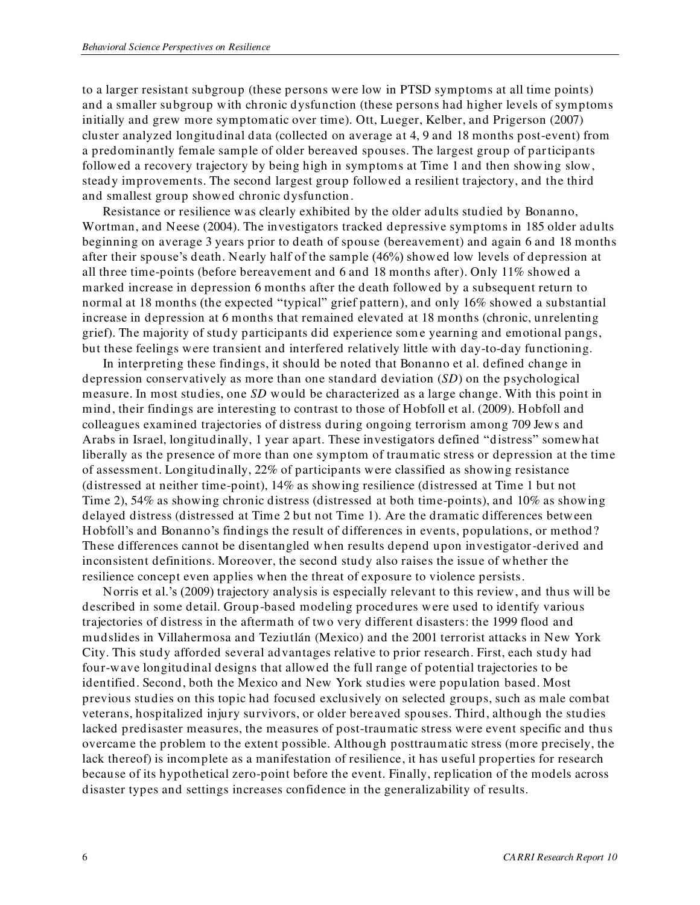to a larger resistant subgroup (these persons were low in PTSD symptoms at all time points) and a smaller subgroup with chronic dysfunction (these persons had higher levels of symptoms initially and grew more symptomatic over time). Ott, Lueger, Kelber, and Prigerson (2007) cluster analyzed longitudinal data (collected on average at 4, 9 and 18 months post-event) from a predominantly female sample of older bereaved spouses. The largest group of participants followed a recovery trajectory by being high in symptoms at Time 1 and then showing slow, steady improvements. The second largest group followed a resilient trajectory, and the third and smallest group showed chronic dysfunction.

Resistance or resilience was clearly exhibited by the older adults studied by Bonanno, Wortman, and Neese (2004). The investigators tracked depressive symptoms in 185 older adults beginning on average 3 years prior to death of spouse (bereavement) and again 6 and 18 months after their spouse's death. Nearly half of the sample (46%) showed low levels of depression at all three time-points (before bereavement and 6 and 18 months after). Only 11% showed a marked increase in depression 6 months after the death followed by a subsequent return to normal at 18 months (the expected "typical" grief pattern), and only 16% showed a substantial increase in depression at 6 months that remained elevated at 18 months (chronic, unrelenting grief). The majority of study participants did experience some yearning and emotional pangs, but these feelings were transient and interfered relatively little with day-to-day functioning.

In interpreting these findings, it should be noted that Bonanno et al. defined change in depression conservatively as more than one standard deviation (*SD*) on the psychological measure. In most studies, one *SD* would be characterized as a large change. With this point in mind, their findings are interesting to contrast to those of Hobfoll et al. (2009). Hobfoll and colleagues examined trajectories of distress during ongoing terrorism among 709 Jews and Arabs in Israel, longitudinally, 1 year apart. These investigators defined "distress" somewhat liberally as the presence of more than one symptom of traumatic stress or depression at the time of assessment. Longitudinally, 22% of participants were classified as showing resistance (distressed at neither time-point), 14% as showing resilience (distressed at Time 1 but not Time 2), 54% as showing chronic distress (distressed at both time-points), and 10% as showing delayed distress (distressed at Time 2 but not Time 1). Are the dramatic differences between Hobfoll's and Bonanno's findings the result of differences in events, populations, or method? These differences cannot be disentangled when results depend upon investigator-derived and inconsistent definitions. Moreover, the second study also raises the issue of whether the resilience concept even applies when the threat of exposure to violence persists.

Norris et al.'s (2009) trajectory analysis is especially relevant to this review, and thus will be described in some detail. Group-based modeling procedures were used to identify various trajectories of distress in the aftermath of two very different disasters: the 1999 flood and mudslides in Villahermosa and Teziutlán (Mexico) and the 2001 terrorist attacks in New York City. This study afforded several advantages relative to prior research. First, each study had four-wave longitudinal designs that allowed the full range of potential trajectories to be identified. Second, both the Mexico and New York studies were population based. Most previous studies on this topic had focused exclusively on selected groups, such as male combat veterans, hospitalized injury survivors, or older bereaved spouses. Third, although the studies lacked predisaster measures, the measures of post-traumatic stress were event specific and thus overcame the problem to the extent possible. Although posttraumatic stress (more precisely, the lack thereof) is incomplete as a manifestation of resilience, it has useful properties for research because of its hypothetical zero-point before the event. Finally, replication of the models across disaster types and settings increases confidence in the generalizability of results.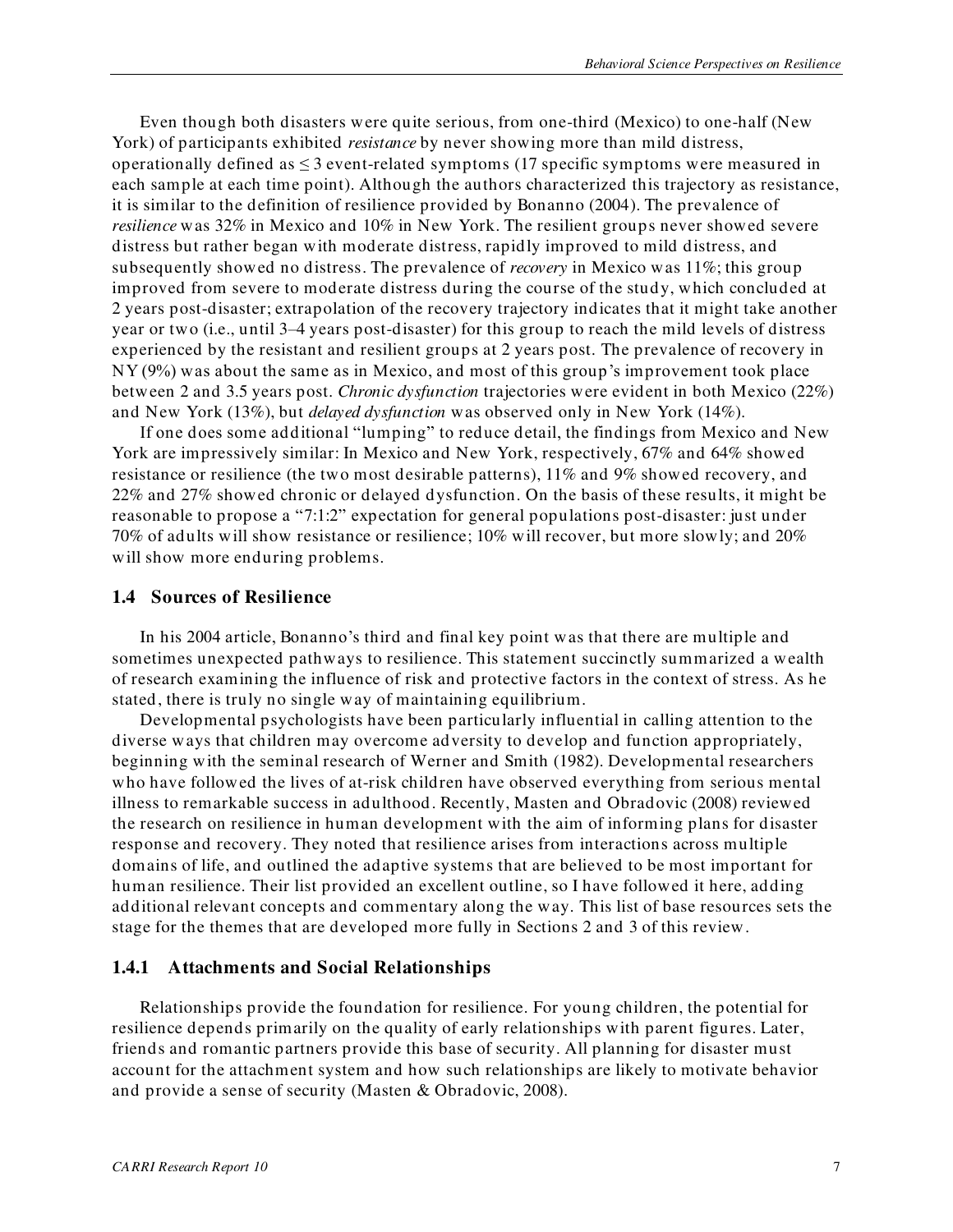Even though both disasters were quite serious, from one-third (Mexico) to one-half (New York) of participants exhibited *resistance* by never showing more than mild distress, operationally defined as $\leq 3$ event-related symptoms (17 specific symptoms were measured in each sample at each time point). Although the authors characterized this trajectory as resistance, it is similar to the definition of resilience provided by Bonanno (2004). The prevalence of *resilience* was 32% in Mexico and 10% in New York. The resilient groups never showed severe distress but rather began with moderate distress, rapidly improved to mild distress, and subsequently showed no distress. The prevalence of *recovery* in Mexico was 11%; this group improved from severe to moderate distress during the course of the study, which concluded at 2 years post-disaster; extrapolation of the recovery trajectory indicates that it might take another year or two (i.e., until 3–4 years post-disaster) for this group to reach the mild levels of distress experienced by the resistant and resilient groups at 2 years post. The prevalence of recovery in NY (9%) was about the same as in Mexico, and most of this group's improvement took place between 2 and 3.5 years post. *Chronic dysfunction* trajectories were evident in both Mexico (22%) and New York (13%), but *delayed dysfunction* was observed only in New York (14%).

If one does some additional "lumping" to reduce detail, the findings from Mexico and New York are impressively similar: In Mexico and New York, respectively, 67% and 64% showed resistance or resilience (the two most desirable patterns), 11% and 9% showed recovery, and 22% and 27% showed chronic or delayed dysfunction. On the basis of these results, it might be reasonable to propose a "7:1:2" expectation for general populations post-disaster: just under 70% of adults will show resistance or resilience; 10% will recover, but more slowly; and 20% will show more enduring problems.

### 1.4 Sources of Resilience

In his 2004 article, Bonanno's third and final key point was that there are multiple and sometimes unexpected pathways to resilience. This statement succinctly summarized a wealth of research examining the influence of risk and protective factors in the context of stress. As he stated, there is truly no single way of maintaining equilibrium.

Developmental psychologists have been particularly influential in calling attention to the diverse ways that children may overcome adversity to develop and function appropriately, beginning with the seminal research of Werner and Smith (1982). Developmental researchers who have followed the lives of at-risk children have observed everything from serious mental illness to remarkable success in adulthood. Recently, Masten and Obradovic (2008) reviewed the research on resilience in human development with the aim of informing plans for disaster response and recovery. They noted that resilience arises from interactions across multiple domains of life, and outlined the adaptive systems that are believed to be most important for human resilience. Their list provided an excellent outline, so I have followed it here, adding additional relevant concepts and commentary along the way. This list of base resources sets the stage for the themes that are developed more fully in Sections 2 and 3 of this review.

#### 1.4.1 Attachments and Social Relationships

Relationships provide the foundation for resilience. For young children, the potential for resilience depends primarily on the quality of early relationships with parent figures. Later, friends and romantic partners provide this base of security. All planning for disaster must account for the attachment system and how such relationships are likely to motivate behavior and provide a sense of security (Masten & Obradovic, 2008).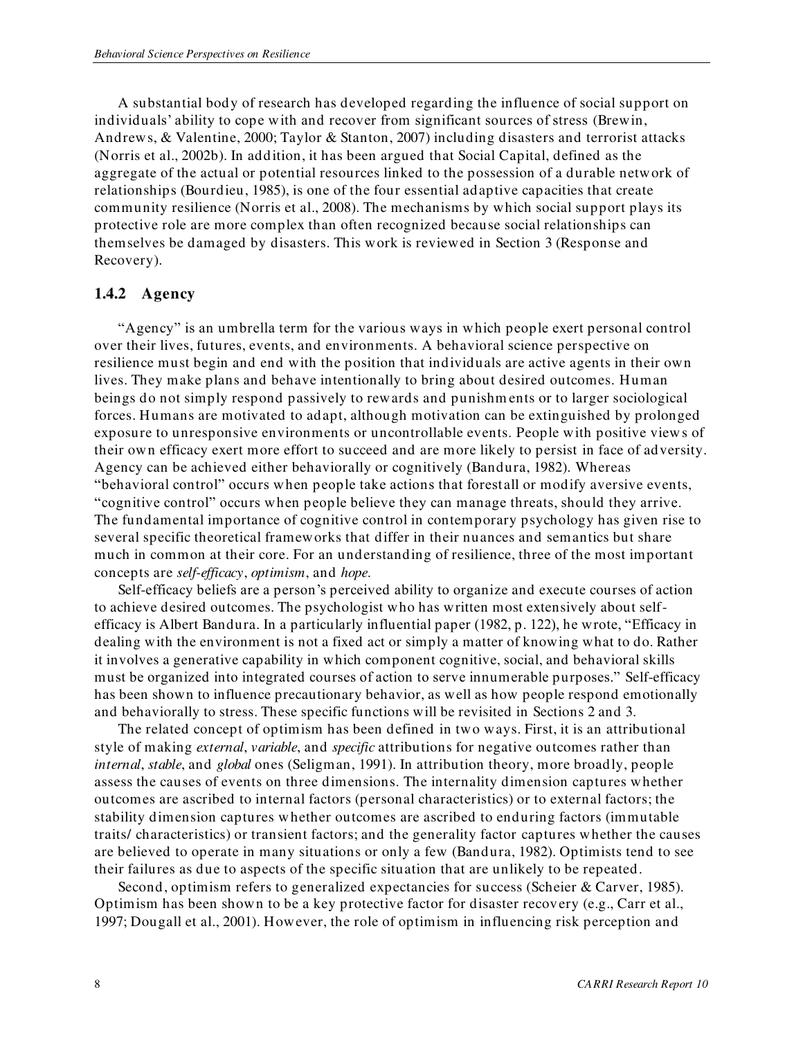A substantial body of research has developed regarding the influence of social support on individuals' ability to cope with and recover from significant sources of stress (Brewin, Andrews, & Valentine, 2000; Taylor & Stanton, 2007) including disasters and terrorist attacks (Norris et al., 2002b). In addition, it has been argued that Social Capital, defined as the aggregate of the actual or potential resources linked to the possession of a durable network of relationships (Bourdieu, 1985), is one of the four essential adaptive capacities that create community resilience (Norris et al., 2008). The mechanisms by which social support plays its protective role are more complex than often recognized because social relationships can themselves be damaged by disasters. This work is reviewed in Section 3 (Response and Recovery).

### 1.4.2 Agency

"Agency" is an umbrella term for the various ways in which people exert personal control over their lives, futures, events, and environments. A behavioral science perspective on resilience must begin and end with the position that individuals are active agents in their own lives. They make plans and behave intentionally to bring about desired outcomes. Human beings do not simply respond passively to rewards and punishments or to larger sociological forces. Humans are motivated to adapt, although motivation can be extinguished by prolonged exposure to unresponsive environments or uncontrollable events. People with positive views of their own efficacy exert more effort to succeed and are more likely to persist in face of adversity. Agency can be achieved either behaviorally or cognitively (Bandura, 1982). Whereas "behavioral control" occurs when people take actions that forestall or modify aversive events, "cognitive control" occurs when people believe they can manage threats, should they arrive. The fundamental importance of cognitive control in contemporary psychology has given rise to several specific theoretical frameworks that differ in their nuances and semantics but share much in common at their core. For an understanding of resilience, three of the most important concepts are *self-efficacy*, *optimism*, and *hope*.

Self-efficacy beliefs are a person's perceived ability to organize and execute courses of action to achieve desired outcomes. The psychologist who has written most extensively about self-efficacy is Albert Bandura. In a particularly influential paper (1982, p. 122), he wrote, "Efficacy in dealing with the environment is not a fixed act or simply a matter of knowing what to do. Rather it involves a generative capability in which component cognitive, social, and behavioral skills must be organized into integrated courses of action to serve innumerable purposes." Self-efficacy has been shown to influence precautionary behavior, as well as how people respond emotionally and behaviorally to stress. These specific functions will be revisited in Sections 2 and 3.

The related concept of optimism has been defined in two ways. First, it is an attributional style of making *external*, *variable*, and *specific* attributions for negative outcomes rather than *internal*, *stable*, and *global* ones (Seligman, 1991). In attribution theory, more broadly, people assess the causes of events on three dimensions. The internality dimension captures whether outcomes are ascribed to internal factors (personal characteristics) or to external factors; the stability dimension captures whether outcomes are ascribed to enduring factors (immutable traits/ characteristics) or transient factors; and the generality factor captures whether the causes are believed to operate in many situations or only a few (Bandura, 1982). Optimists tend to see their failures as due to aspects of the specific situation that are unlikely to be repeated.

Second, optimism refers to generalized expectancies for success (Scheier & Carver, 1985). Optimism has been shown to be a key protective factor for disaster recovery (e.g., Carr et al., 1997; Dougall et al., 2001). However, the role of optimism in influencing risk perception and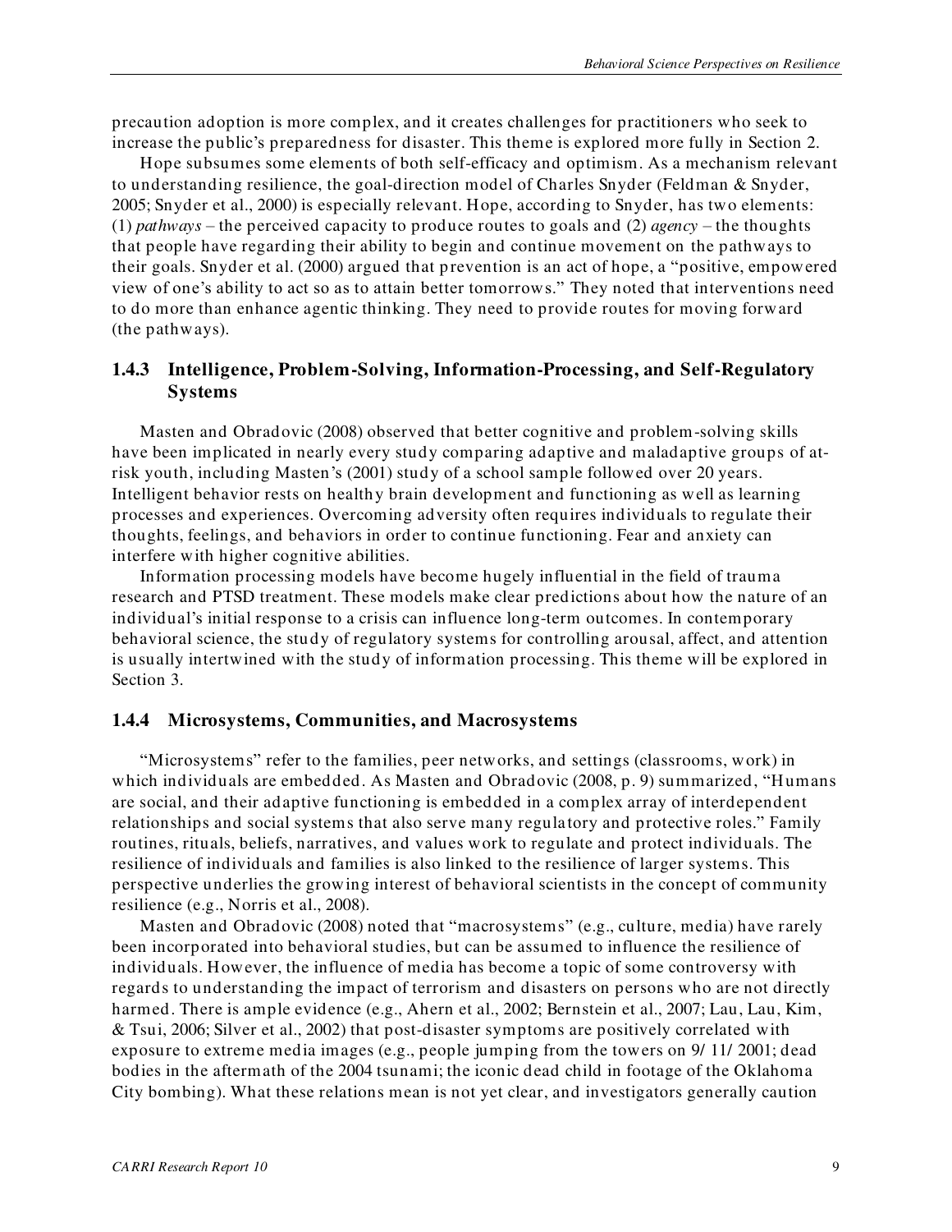precaution adoption is more complex, and it creates challenges for practitioners who seek to increase the public's preparedness for disaster. This theme is explored more fully in Section 2.

Hope subsumes some elements of both self-efficacy and optimism. As a mechanism relevant to understanding resilience, the goal-direction model of Charles Snyder (Feldman & Snyder, 2005; Snyder et al., 2000) is especially relevant. Hope, according to Snyder, has two elements: (1) *pathways* – the perceived capacity to produce routes to goals and (2) *agency* – the thoughts that people have regarding their ability to begin and continue movement on the pathways to their goals. Snyder et al. (2000) argued that prevention is an act of hope, a "positive, empowered view of one's ability to act so as to attain better tomorrows." They noted that interventions need to do more than enhance agentic thinking. They need to provide routes for moving forward (the pathways).

### 1.4.3 Intelligence, Problem-Solving, Information-Processing, and Self-Regulatory Systems

Masten and Obradovic (2008) observed that better cognitive and problem-solving skills have been implicated in nearly every study comparing adaptive and maladaptive groups of at-risk youth, including Masten's (2001) study of a school sample followed over 20 years. Intelligent behavior rests on healthy brain development and functioning as well as learning processes and experiences. Overcoming adversity often requires individuals to regulate their thoughts, feelings, and behaviors in order to continue functioning. Fear and anxiety can interfere with higher cognitive abilities.

Information processing models have become hugely influential in the field of trauma research and PTSD treatment. These models make clear predictions about how the nature of an individual's initial response to a crisis can influence long-term outcomes. In contemporary behavioral science, the study of regulatory systems for controlling arousal, affect, and attention is usually intertwined with the study of information processing. This theme will be explored in Section 3.

### 1.4.4 Microsystems, Communities, and Macrosystems

"Microsystems" refer to the families, peer networks, and settings (classrooms, work) in which individuals are embedded. As Masten and Obradovic (2008, p. 9) summarized, "Humans are social, and their adaptive functioning is embedded in a complex array of interdependent relationships and social systems that also serve many regulatory and protective roles." Family routines, rituals, beliefs, narratives, and values work to regulate and protect individuals. The resilience of individuals and families is also linked to the resilience of larger systems. This perspective underlies the growing interest of behavioral scientists in the concept of community resilience (e.g., Norris et al., 2008).

Masten and Obradovic (2008) noted that "macrosystems" (e.g., culture, media) have rarely been incorporated into behavioral studies, but can be assumed to influence the resilience of individuals. However, the influence of media has become a topic of some controversy with regards to understanding the impact of terrorism and disasters on persons who are not directly harmed. There is ample evidence (e.g., Ahern et al., 2002; Bernstein et al., 2007; Lau, Lau, Kim, & Tsui, 2006; Silver et al., 2002) that post-disaster symptoms are positively correlated with exposure to extreme media images (e.g., people jumping from the towers on 9/11/2001; dead bodies in the aftermath of the 2004 tsunami; the iconic dead child in footage of the Oklahoma City bombing). What these relations mean is not yet clear, and investigators generally caution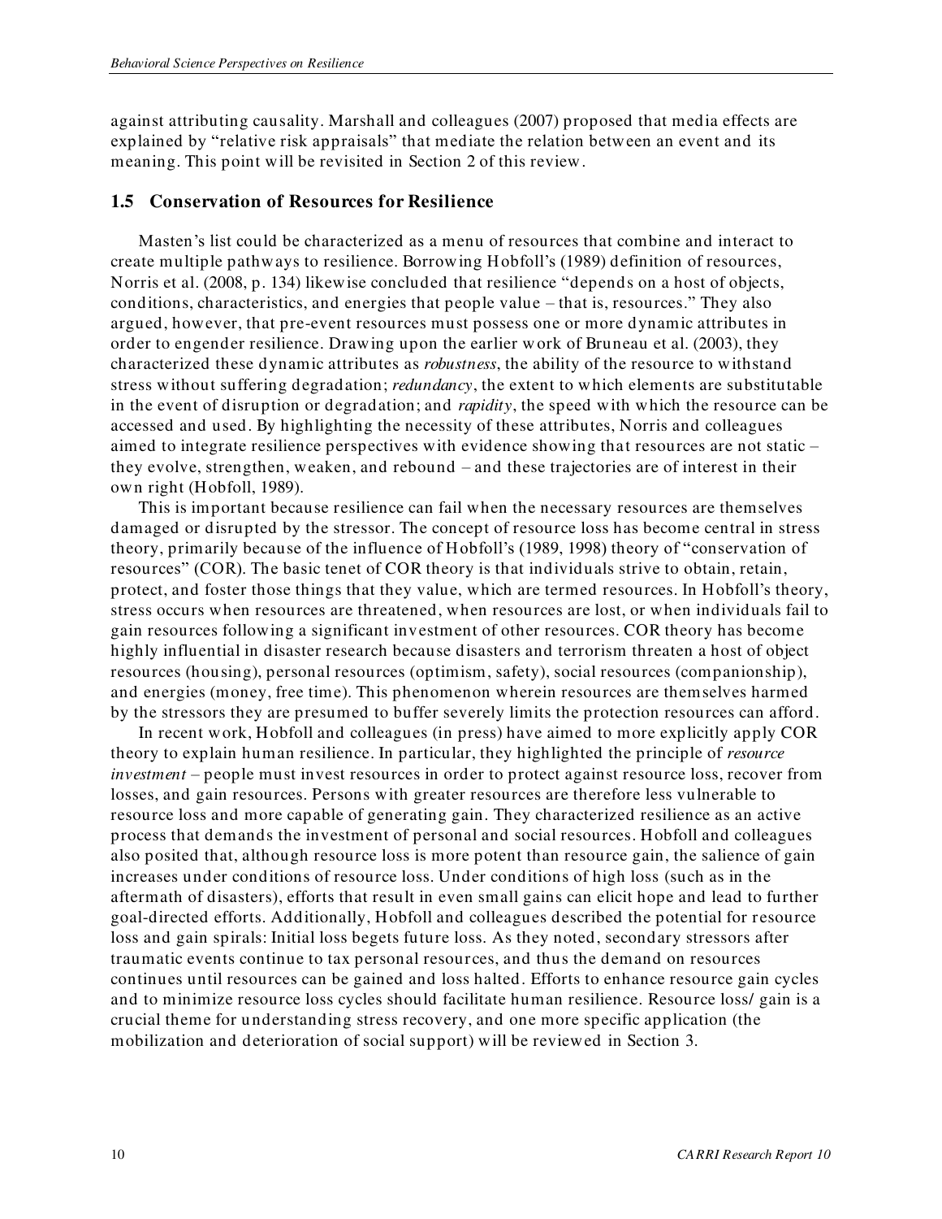against attributing causality. Marshall and colleagues (2007) proposed that media effects are explained by "relative risk appraisals" that mediate the relation between an event and its meaning. This point will be revisited in Section 2 of this review.

## 1.5 Conservation of Resources for Resilience

Masten's list could be characterized as a menu of resources that combine and interact to create multiple pathways to resilience. Borrowing Hobfoll's (1989) definition of resources, Norris et al. (2008, p. 134) likewise concluded that resilience "depends on a host of objects, conditions, characteristics, and energies that people value – that is, resources." They also argued, however, that pre-event resources must possess one or more dynamic attributes in order to engender resilience. Drawing upon the earlier work of Bruneau et al. (2003), they characterized these dynamic attributes as *robustness*, the ability of the resource to withstand stress without suffering degradation; *redundancy*, the extent to which elements are substitutable in the event of disruption or degradation; and *rapidity*, the speed with which the resource can be accessed and used. By highlighting the necessity of these attributes, Norris and colleagues aimed to integrate resilience perspectives with evidence showing that resources are not static – they evolve, strengthen, weaken, and rebound – and these trajectories are of interest in their own right (Hobfoll, 1989).

This is important because resilience can fail when the necessary resources are themselves damaged or disrupted by the stressor. The concept of resource loss has become central in stress theory, primarily because of the influence of Hobfoll's (1989, 1998) theory of "conservation of resources" (COR). The basic tenet of COR theory is that individuals strive to obtain, retain, protect, and foster those things that they value, which are termed resources. In Hobfoll's theory, stress occurs when resources are threatened, when resources are lost, or when individuals fail to gain resources following a significant investment of other resources. COR theory has become highly influential in disaster research because disasters and terrorism threaten a host of object resources (housing), personal resources (optimism, safety), social resources (companionship), and energies (money, free time). This phenomenon wherein resources are themselves harmed by the stressors they are presumed to buffer severely limits the protection resources can afford.

In recent work, Hobfoll and colleagues (in press) have aimed to more explicitly apply COR theory to explain human resilience. In particular, they highlighted the principle of *resource investment* – people must invest resources in order to protect against resource loss, recover from losses, and gain resources. Persons with greater resources are therefore less vulnerable to resource loss and more capable of generating gain. They characterized resilience as an active process that demands the investment of personal and social resources. Hobfoll and colleagues also posited that, although resource loss is more potent than resource gain, the salience of gain increases under conditions of resource loss. Under conditions of high loss (such as in the aftermath of disasters), efforts that result in even small gains can elicit hope and lead to further goal-directed efforts. Additionally, Hobfoll and colleagues described the potential for resource loss and gain spirals: Initial loss begets future loss. As they noted, secondary stressors after traumatic events continue to tax personal resources, and thus the demand on resources continues until resources can be gained and loss halted. Efforts to enhance resource gain cycles and to minimize resource loss cycles should facilitate human resilience. Resource loss/ gain is a crucial theme for understanding stress recovery, and one more specific application (the mobilization and deterioration of social support) will be reviewed in Section 3.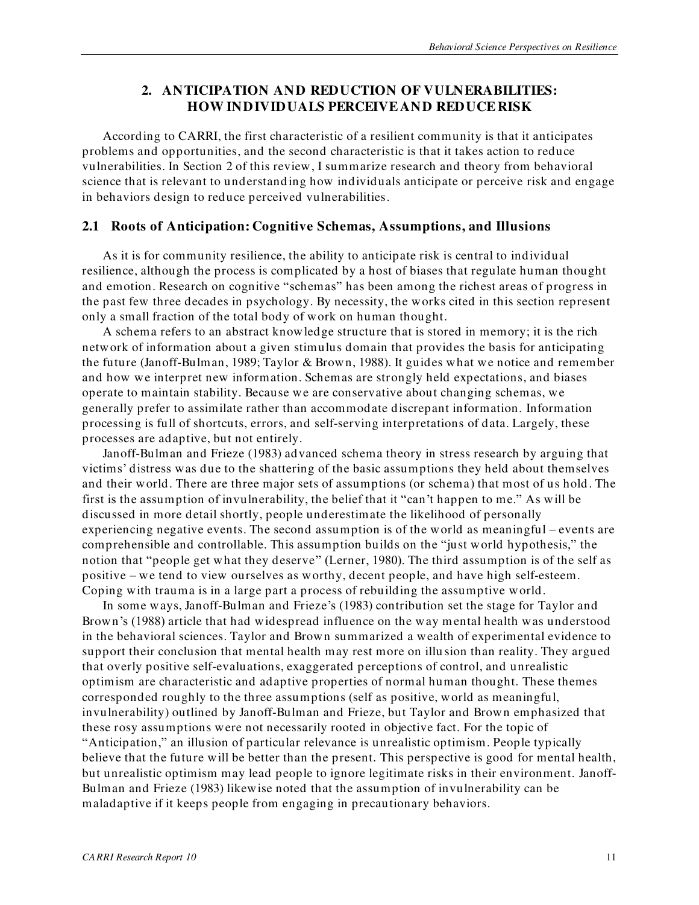## 2. ANTICIPATION AND REDUCTION OF VULNERABILITIES: HOW INDIVIDUALS PERCEIVE AND REDUCE RISK

According to CARRI, the first characteristic of a resilient community is that it anticipates problems and opportunities, and the second characteristic is that it takes action to reduce vulnerabilities. In Section 2 of this review, I summarize research and theory from behavioral science that is relevant to understanding how individuals anticipate or perceive risk and engage in behaviors design to reduce perceived vulnerabilities.

### 2.1 Roots of Anticipation: Cognitive Schemas, Assumptions, and Illusions

As it is for community resilience, the ability to anticipate risk is central to individual resilience, although the process is complicated by a host of biases that regulate human thought and emotion. Research on cognitive "schemas" has been among the richest areas of progress in the past few three decades in psychology. By necessity, the works cited in this section represent only a small fraction of the total body of work on human thought.

A schema refers to an abstract knowledge structure that is stored in memory; it is the rich network of information about a given stimulus domain that provides the basis for anticipating the future (Janoff-Bulman, 1989; Taylor & Brown, 1988). It guides what we notice and remember and how we interpret new information. Schemas are strongly held expectations, and biases operate to maintain stability. Because we are conservative about changing schemas, we generally prefer to assimilate rather than accommodate discrepant information. Information processing is full of shortcuts, errors, and self-serving interpretations of data. Largely, these processes are adaptive, but not entirely.

Janoff-Bulman and Frieze (1983) advanced schema theory in stress research by arguing that victims' distress was due to the shattering of the basic assumptions they held about themselves and their world. There are three major sets of assumptions (or schema) that most of us hold. The first is the assumption of invulnerability, the belief that it "can't happen to me." As will be discussed in more detail shortly, people underestimate the likelihood of personally experiencing negative events. The second assumption is of the world as meaningful – events are comprehensible and controllable. This assumption builds on the "just world hypothesis," the notion that "people get what they deserve" (Lerner, 1980). The third assumption is of the self as positive – we tend to view ourselves as worthy, decent people, and have high self-esteem. Coping with trauma is in a large part a process of rebuilding the assumptive world.

In some ways, Janoff-Bulman and Frieze's (1983) contribution set the stage for Taylor and Brown's (1988) article that had widespread influence on the way mental health was understood in the behavioral sciences. Taylor and Brown summarized a wealth of experimental evidence to support their conclusion that mental health may rest more on illusion than reality. They argued that overly positive self-evaluations, exaggerated perceptions of control, and unrealistic optimism are characteristic and adaptive properties of normal human thought. These themes corresponded roughly to the three assumptions (self as positive, world as meaningful, invulnerability) outlined by Janoff-Bulman and Frieze, but Taylor and Brown emphasized that these rosy assumptions were not necessarily rooted in objective fact. For the topic of "Anticipation," an illusion of particular relevance is unrealistic optimism. People typically believe that the future will be better than the present. This perspective is good for mental health, but unrealistic optimism may lead people to ignore legitimate risks in their environment. Janoff-Bulman and Frieze (1983) likewise noted that the assumption of invulnerability can be maladaptive if it keeps people from engaging in precautionary behaviors.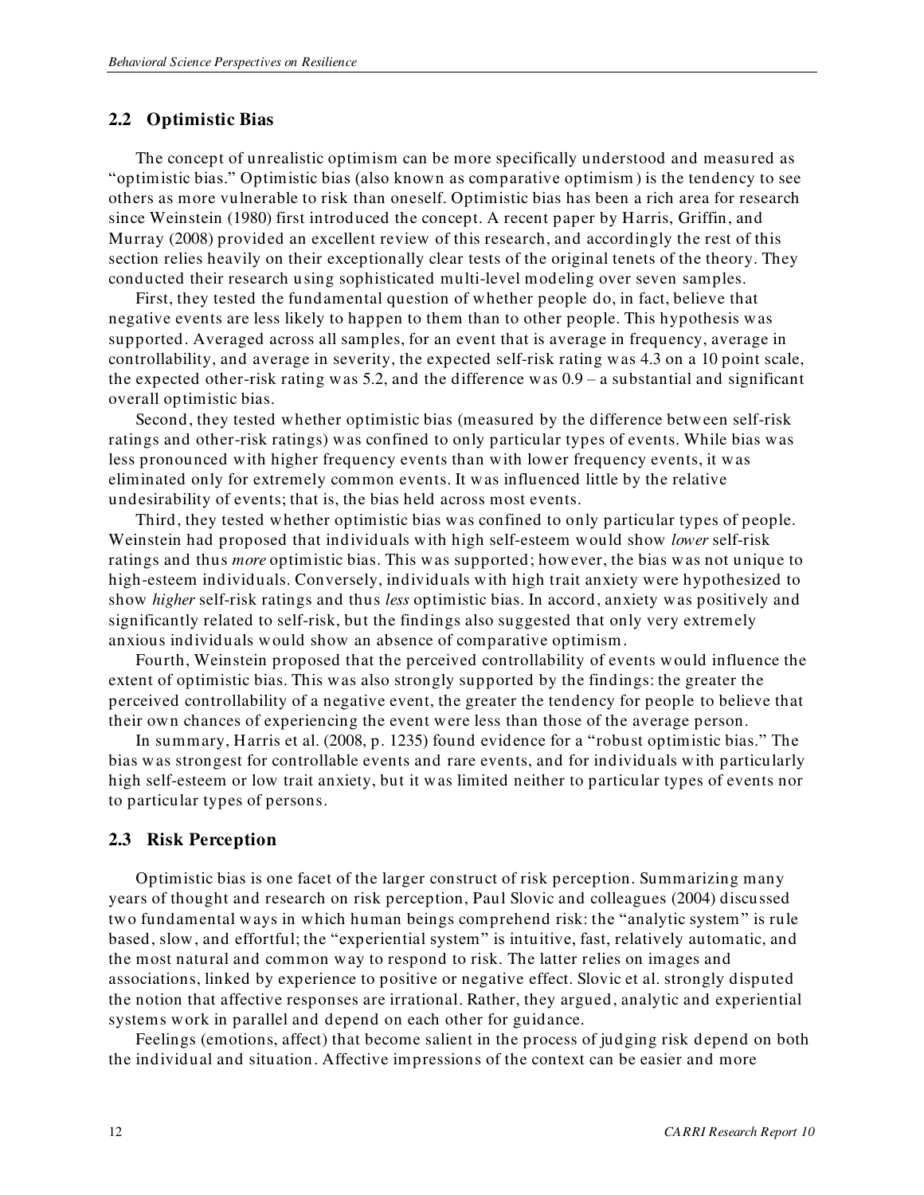## 2.2 Optimistic Bias

The concept of unrealistic optimism can be more specifically understood and measured as "optimistic bias." Optimistic bias (also known as comparative optimism) is the tendency to see others as more vulnerable to risk than oneself. Optimistic bias has been a rich area for research since Weinstein (1980) first introduced the concept. A recent paper by Harris, Griffin, and Murray (2008) provided an excellent review of this research, and accordingly the rest of this section relies heavily on their exceptionally clear tests of the original tenets of the theory. They conducted their research using sophisticated multi-level modeling over seven samples.

First, they tested the fundamental question of whether people do, in fact, believe that negative events are less likely to happen to them than to other people. This hypothesis was supported. Averaged across all samples, for an event that is average in frequency, average in controllability, and average in severity, the expected self-risk rating was 4.3 on a 10 point scale, the expected other-risk rating was 5.2, and the difference was 0.9 – a substantial and significant overall optimistic bias.

Second, they tested whether optimistic bias (measured by the difference between self-risk ratings and other-risk ratings) was confined to only particular types of events. While bias was less pronounced with higher frequency events than with lower frequency events, it was eliminated only for extremely common events. It was influenced little by the relative undesirability of events; that is, the bias held across most events.

Third, they tested whether optimistic bias was confined to only particular types of people. Weinstein had proposed that individuals with high self-esteem would show *lower* self-risk ratings and thus *more* optimistic bias. This was supported; however, the bias was not unique to high-esteem individuals. Conversely, individuals with high trait anxiety were hypothesized to show *higher* self-risk ratings and thus *less* optimistic bias. In accord, anxiety was positively and significantly related to self-risk, but the findings also suggested that only very extremely anxious individuals would show an absence of comparative optimism.

Fourth, Weinstein proposed that the perceived controllability of events would influence the extent of optimistic bias. This was also strongly supported by the findings: the greater the perceived controllability of a negative event, the greater the tendency for people to believe that their own chances of experiencing the event were less than those of the average person.

In summary, Harris et al. (2008, p. 1235) found evidence for a "robust optimistic bias." The bias was strongest for controllable events and rare events, and for individuals with particularly high self-esteem or low trait anxiety, but it was limited neither to particular types of events nor to particular types of persons.

## 2.3 Risk Perception

Optimistic bias is one facet of the larger construct of risk perception. Summarizing many years of thought and research on risk perception, Paul Slovic and colleagues (2004) discussed two fundamental ways in which human beings comprehend risk: the "analytic system" is rule based, slow, and effortful; the "experiential system" is intuitive, fast, relatively automatic, and the most natural and common way to respond to risk. The latter relies on images and associations, linked by experience to positive or negative effect. Slovic et al. strongly disputed the notion that affective responses are irrational. Rather, they argued, analytic and experiential systems work in parallel and depend on each other for guidance.

Feelings (emotions, affect) that become salient in the process of judging risk depend on both the individual and situation. Affective impressions of the context can be easier and more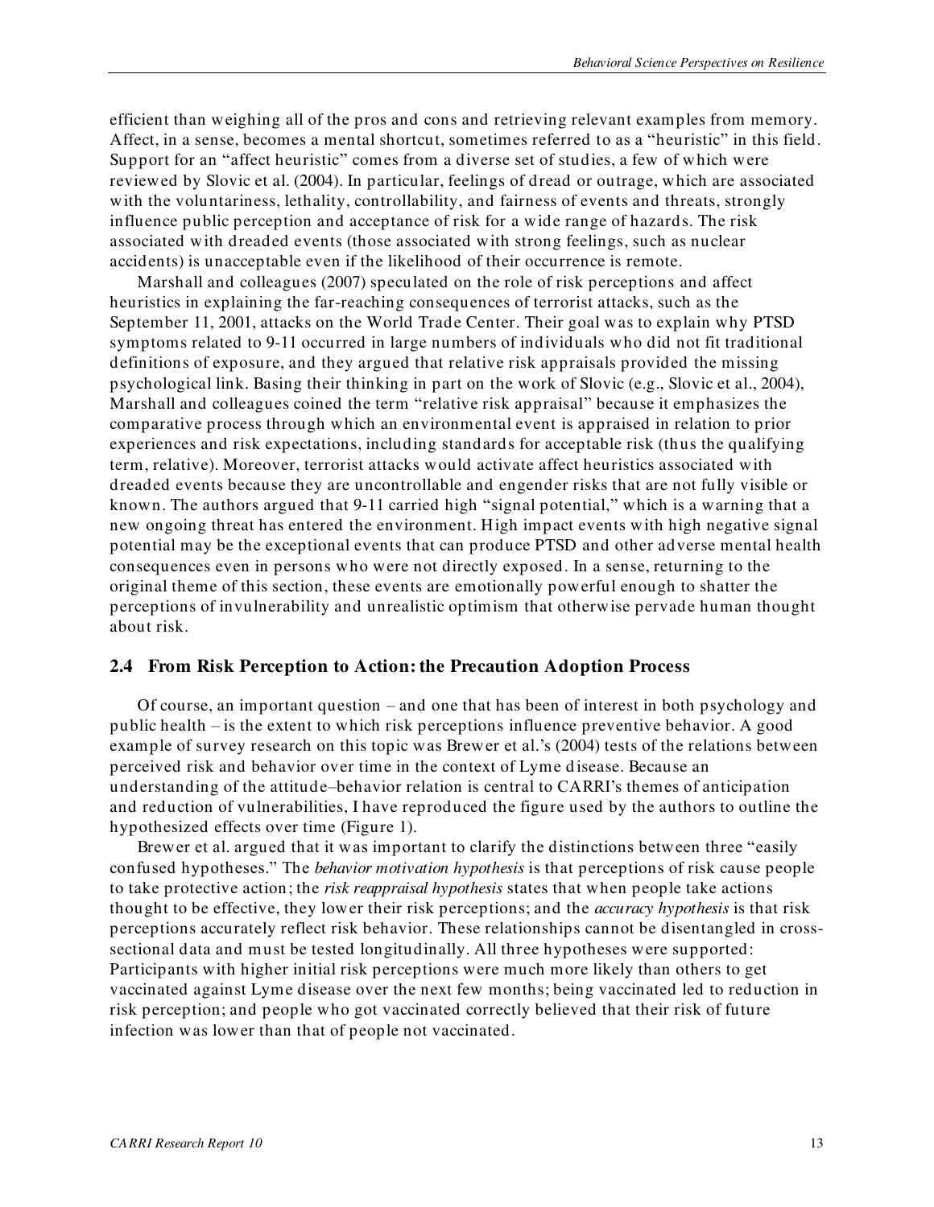efficient than weighing all of the pros and cons and retrieving relevant examples from memory. Affect, in a sense, becomes a mental shortcut, sometimes referred to as a "heuristic" in this field. Support for an "affect heuristic" comes from a diverse set of studies, a few of which were reviewed by Slovic et al. (2004). In particular, feelings of dread or outrage, which are associated with the voluntariness, lethality, controllability, and fairness of events and threats, strongly influence public perception and acceptance of risk for a wide range of hazards. The risk associated with dreaded events (those associated with strong feelings, such as nuclear accidents) is unacceptable even if the likelihood of their occurrence is remote.

Marshall and colleagues (2007) speculated on the role of risk perceptions and affect heuristics in explaining the far-reaching consequences of terrorist attacks, such as the September 11, 2001, attacks on the World Trade Center. Their goal was to explain why PTSD symptoms related to 9-11 occurred in large numbers of individuals who did not fit traditional definitions of exposure, and they argued that relative risk appraisals provided the missing psychological link. Basing their thinking in part on the work of Slovic (e.g., Slovic et al., 2004), Marshall and colleagues coined the term "relative risk appraisal" because it emphasizes the comparative process through which an environmental event is appraised in relation to prior experiences and risk expectations, including standards for acceptable risk (thus the qualifying term, relative). Moreover, terrorist attacks would activate affect heuristics associated with dreaded events because they are uncontrollable and engender risks that are not fully visible or known. The authors argued that 9-11 carried high "signal potential," which is a warning that a new ongoing threat has entered the environment. High impact events with high negative signal potential may be the exceptional events that can produce PTSD and other adverse mental health consequences even in persons who were not directly exposed. In a sense, returning to the original theme of this section, these events are emotionally powerful enough to shatter the perceptions of invulnerability and unrealistic optimism that otherwise pervade human thought about risk.

## 2.4 From Risk Perception to Action: the Precaution Adoption Process

Of course, an important question – and one that has been of interest in both psychology and public health – is the extent to which risk perceptions influence preventive behavior. A good example of survey research on this topic was Brewer et al.'s (2004) tests of the relations between perceived risk and behavior over time in the context of Lyme disease. Because an understanding of the attitude–behavior relation is central to CARRI's themes of anticipation and reduction of vulnerabilities, I have reproduced the figure used by the authors to outline the hypothesized effects over time (Figure 1).

Brewer et al. argued that it was important to clarify the distinctions between three "easily confused hypotheses." The *behavior motivation hypothesis* is that perceptions of risk cause people to take protective action; the *risk reappraisal hypothesis* states that when people take actions thought to be effective, they lower their risk perceptions; and the *accuracy hypothesis* is that risk perceptions accurately reflect risk behavior. These relationships cannot be disentangled in cross-sectional data and must be tested longitudinally. All three hypotheses were supported: Participants with higher initial risk perceptions were much more likely than others to get vaccinated against Lyme disease over the next few months; being vaccinated led to reduction in risk perception; and people who got vaccinated correctly believed that their risk of future infection was lower than that of people not vaccinated.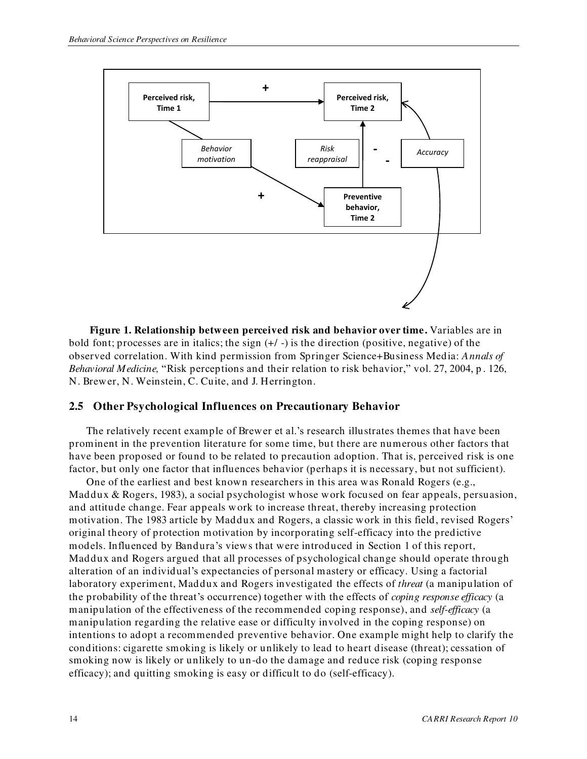**Figure 1. Relationship between perceived risk and behavior over time.** Variables are in bold font; processes are in italics; the sign (+/ -) is the direction (positive, negative) of the observed correlation. With kind permission from Springer Science+Business Media: *Annals of Behavioral Medicine,* "Risk perceptions and their relation to risk behavior," vol. 27, 2004, p. 126, N. Brewer, N. Weinstein, C. Cuite, and J. Herrington.

## 2.5 Other Psychological Influences on Precautionary Behavior

The relatively recent example of Brewer et al.'s research illustrates themes that have been prominent in the prevention literature for some time, but there are numerous other factors that have been proposed or found to be related to precaution adoption. That is, perceived risk is one factor, but only one factor that influences behavior (perhaps it is necessary, but not sufficient).

One of the earliest and best known researchers in this area was Ronald Rogers (e.g., Maddux & Rogers, 1983), a social psychologist whose work focused on fear appeals, persuasion, and attitude change. Fear appeals work to increase threat, thereby increasing protection motivation. The 1983 article by Maddux and Rogers, a classic work in this field, revised Rogers' original theory of protection motivation by incorporating self-efficacy into the predictive models. Influenced by Bandura's views that were introduced in Section 1 of this report, Maddux and Rogers argued that all processes of psychological change should operate through alteration of an individual's expectancies of personal mastery or efficacy. Using a factorial laboratory experiment, Maddux and Rogers investigated the effects of *threat* (a manipulation of the probability of the threat's occurrence) together with the effects of *coping response efficacy* (a manipulation of the effectiveness of the recommended coping response), and *self-efficacy* (a manipulation regarding the relative ease or difficulty involved in the coping response) on intentions to adopt a recommended preventive behavior. One example might help to clarify the conditions: cigarette smoking is likely or unlikely to lead to heart disease (threat); cessation of smoking now is likely or unlikely to un-do the damage and reduce risk (coping response efficacy); and quitting smoking is easy or difficult to do (self-efficacy).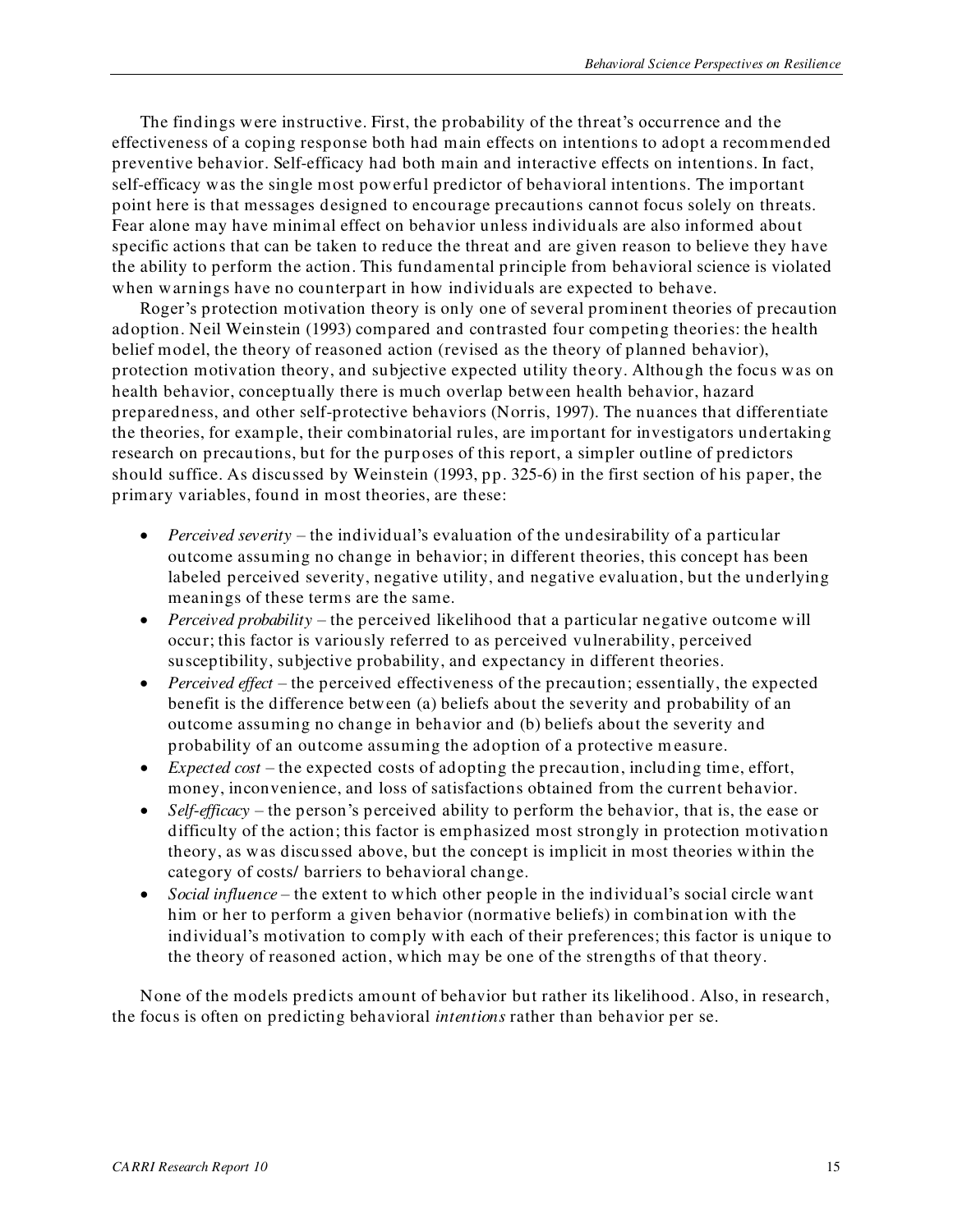The findings were instructive. First, the probability of the threat's occurrence and the effectiveness of a coping response both had main effects on intentions to adopt a recommended preventive behavior. Self-efficacy had both main and interactive effects on intentions. In fact, self-efficacy was the single most powerful predictor of behavioral intentions. The important point here is that messages designed to encourage precautions cannot focus solely on threats. Fear alone may have minimal effect on behavior unless individuals are also informed about specific actions that can be taken to reduce the threat and are given reason to believe they have the ability to perform the action. This fundamental principle from behavioral science is violated when warnings have no counterpart in how individuals are expected to behave.

Roger's protection motivation theory is only one of several prominent theories of precaution adoption. Neil Weinstein (1993) compared and contrasted four competing theories: the health belief model, the theory of reasoned action (revised as the theory of planned behavior), protection motivation theory, and subjective expected utility theory. Although the focus was on health behavior, conceptually there is much overlap between health behavior, hazard preparedness, and other self-protective behaviors (Norris, 1997). The nuances that differentiate the theories, for example, their combinatorial rules, are important for investigators undertaking research on precautions, but for the purposes of this report, a simpler outline of predictors should suffice. As discussed by Weinstein (1993, pp. 325-6) in the first section of his paper, the primary variables, found in most theories, are these:

- *Perceived severity* – the individual's evaluation of the undesirability of a particular outcome assuming no change in behavior; in different theories, this concept has been labeled perceived severity, negative utility, and negative evaluation, but the underlying meanings of these terms are the same.
- *Perceived probability* – the perceived likelihood that a particular negative outcome will occur; this factor is variously referred to as perceived vulnerability, perceived susceptibility, subjective probability, and expectancy in different theories.
- *Perceived effect* – the perceived effectiveness of the precaution; essentially, the expected benefit is the difference between (a) beliefs about the severity and probability of an outcome assuming no change in behavior and (b) beliefs about the severity and probability of an outcome assuming the adoption of a protective measure.
- *Expected cost* – the expected costs of adopting the precaution, including time, effort, money, inconvenience, and loss of satisfactions obtained from the current behavior.
- *Self-efficacy* – the person's perceived ability to perform the behavior, that is, the ease or difficulty of the action; this factor is emphasized most strongly in protection motivation theory, as was discussed above, but the concept is implicit in most theories within the category of costs/ barriers to behavioral change.
- *Social influence* – the extent to which other people in the individual's social circle want him or her to perform a given behavior (normative beliefs) in combination with the individual's motivation to comply with each of their preferences; this factor is unique to the theory of reasoned action, which may be one of the strengths of that theory.

None of the models predicts amount of behavior but rather its likelihood. Also, in research, the focus is often on predicting behavioral *intentions* rather than behavior per se.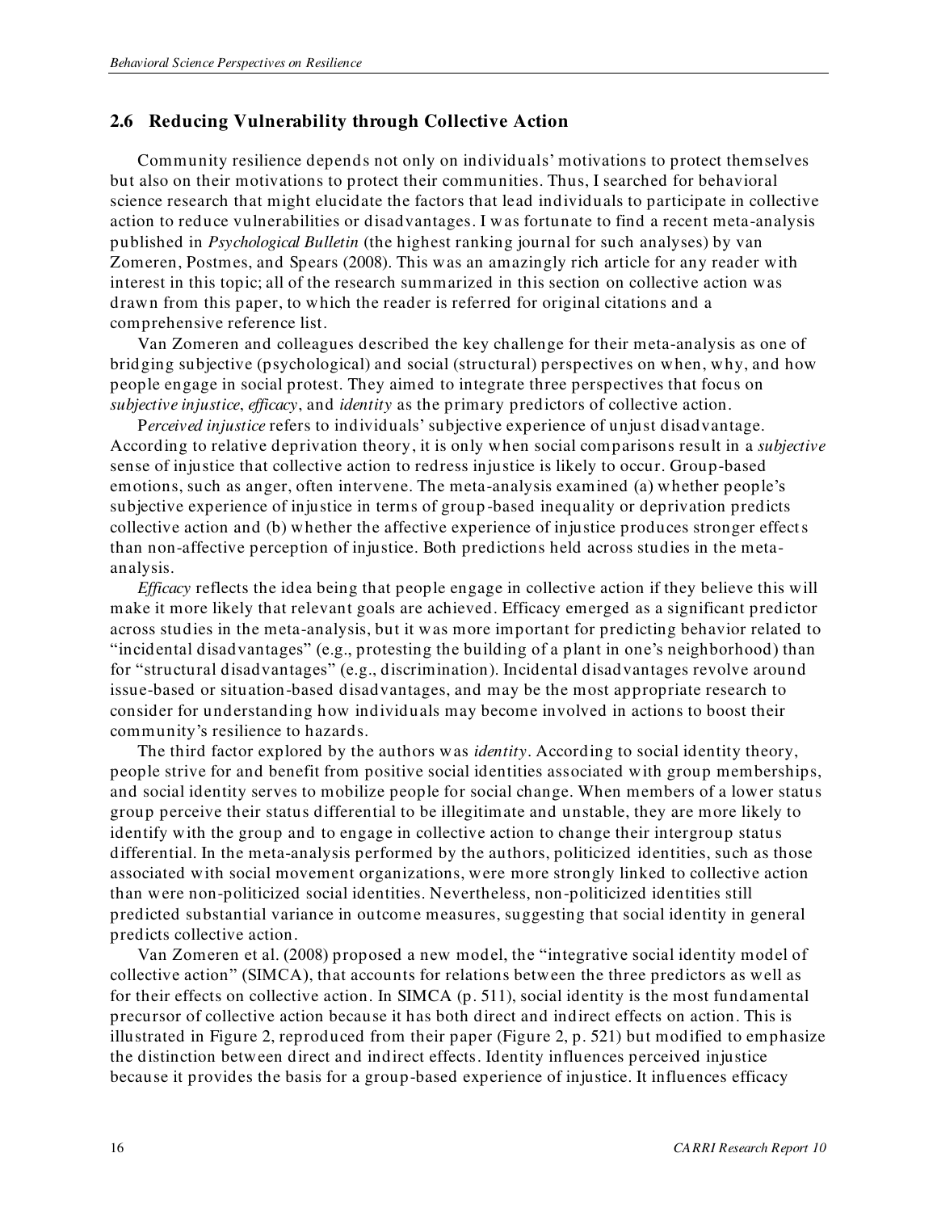## 2.6 Reducing Vulnerability through Collective Action

Community resilience depends not only on individuals' motivations to protect themselves but also on their motivations to protect their communities. Thus, I searched for behavioral science research that might elucidate the factors that lead individuals to participate in collective action to reduce vulnerabilities or disadvantages. I was fortunate to find a recent meta-analysis published in *Psychological Bulletin* (the highest ranking journal for such analyses) by van Zomeren, Postmes, and Spears (2008). This was an amazingly rich article for any reader with interest in this topic; all of the research summarized in this section on collective action was drawn from this paper, to which the reader is referred for original citations and a comprehensive reference list.

Van Zomeren and colleagues described the key challenge for their meta-analysis as one of bridging subjective (psychological) and social (structural) perspectives on when, why, and how people engage in social protest. They aimed to integrate three perspectives that focus on *subjective injustice*, *efficacy*, and *identity* as the primary predictors of collective action.

P*erceived injustice* refers to individuals' subjective experience of unjust disadvantage. According to relative deprivation theory, it is only when social comparisons result in a *subjective* sense of injustice that collective action to redress injustice is likely to occur. Group-based emotions, such as anger, often intervene. The meta-analysis examined (a) whether people's subjective experience of injustice in terms of group-based inequality or deprivation predicts collective action and (b) whether the affective experience of injustice produces stronger effects than non-affective perception of injustice. Both predictions held across studies in the meta-analysis.

*Efficacy* reflects the idea being that people engage in collective action if they believe this will make it more likely that relevant goals are achieved. Efficacy emerged as a significant predictor across studies in the meta-analysis, but it was more important for predicting behavior related to "incidental disadvantages" (e.g., protesting the building of a plant in one's neighborhood) than for "structural disadvantages" (e.g., discrimination). Incidental disadvantages revolve around issue-based or situation-based disadvantages, and may be the most appropriate research to consider for understanding how individuals may become involved in actions to boost their community's resilience to hazards.

The third factor explored by the authors was *identity*. According to social identity theory, people strive for and benefit from positive social identities associated with group memberships, and social identity serves to mobilize people for social change. When members of a lower status group perceive their status differential to be illegitimate and unstable, they are more likely to identify with the group and to engage in collective action to change their intergroup status differential. In the meta-analysis performed by the authors, politicized identities, such as those associated with social movement organizations, were more strongly linked to collective action than were non-politicized social identities. Nevertheless, non-politicized identities still predicted substantial variance in outcome measures, suggesting that social identity in general predicts collective action.

Van Zomeren et al. (2008) proposed a new model, the "integrative social identity model of collective action" (SIMCA), that accounts for relations between the three predictors as well as for their effects on collective action. In SIMCA (p. 511), social identity is the most fundamental precursor of collective action because it has both direct and indirect effects on action. This is illustrated in Figure 2, reproduced from their paper (Figure 2, p. 521) but modified to emphasize the distinction between direct and indirect effects. Identity influences perceived injustice because it provides the basis for a group-based experience of injustice. It influences efficacy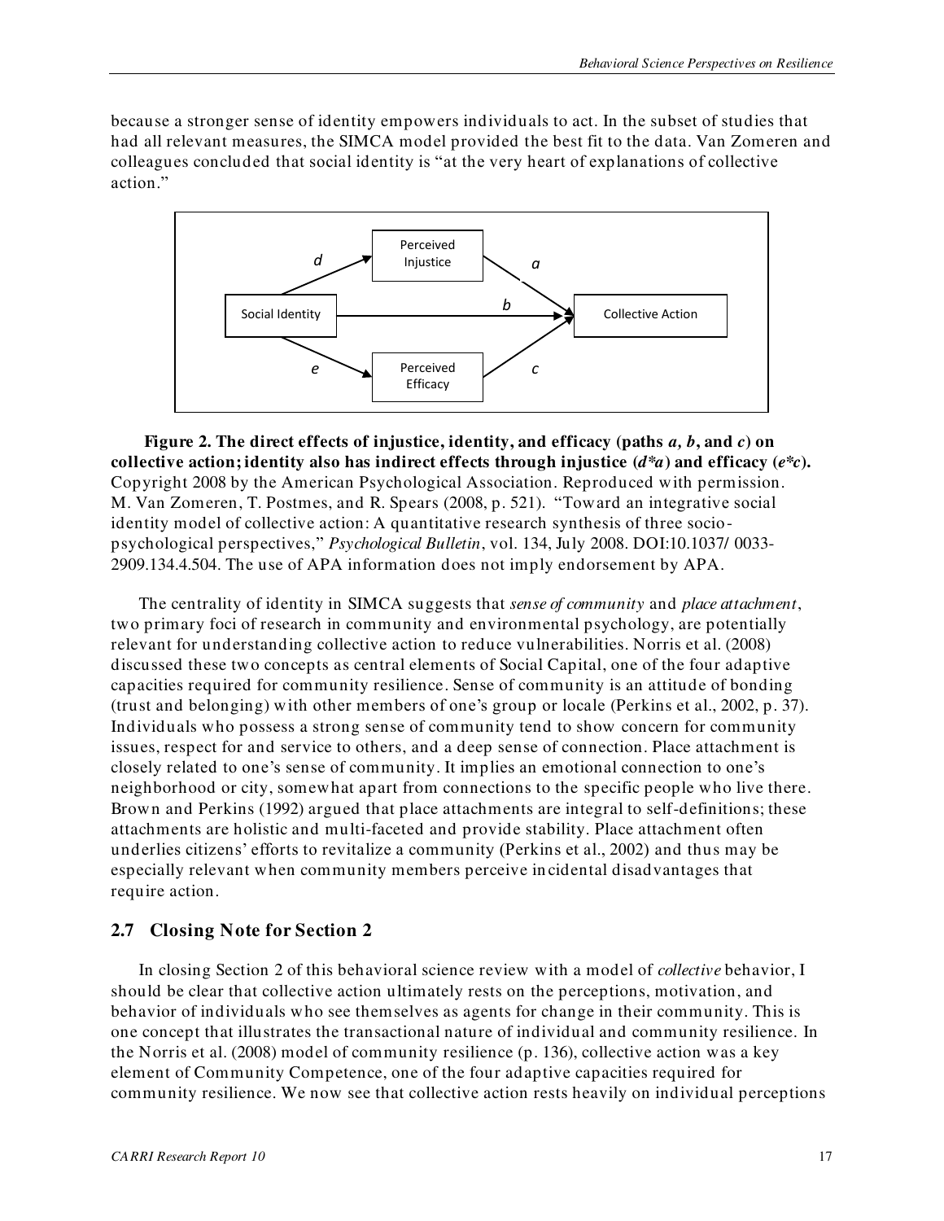because a stronger sense of identity empowers individuals to act. In the subset of studies that had all relevant measures, the SIMCA model provided the best fit to the data. Van Zomeren and colleagues concluded that social identity is "at the very heart of explanations of collective action."

**Figure 2. The direct effects of injustice, identity, and efficacy (paths *a*, *b*, and *c*) on collective action; identity also has indirect effects through injustice (*d\*a*) and efficacy (*e\*c*).** Copyright 2008 by the American Psychological Association. Reproduced with permission. M. Van Zomeren, T. Postmes, and R. Spears (2008, p. 521). "Toward an integrative social identity model of collective action: A quantitative research synthesis of three socio-psychological perspectives," *Psychological Bulletin*, vol. 134, July 2008. DOI:10.1037/ 0033-2909.134.4.504. The use of APA information does not imply endorsement by APA.

The centrality of identity in SIMCA suggests that *sense of community* and *place attachment*, two primary foci of research in community and environmental psychology, are potentially relevant for understanding collective action to reduce vulnerabilities. Norris et al. (2008) discussed these two concepts as central elements of Social Capital, one of the four adaptive capacities required for community resilience. Sense of community is an attitude of bonding (trust and belonging) with other members of one's group or locale (Perkins et al., 2002, p. 37). Individuals who possess a strong sense of community tend to show concern for community issues, respect for and service to others, and a deep sense of connection. Place attachment is closely related to one's sense of community. It implies an emotional connection to one's neighborhood or city, somewhat apart from connections to the specific people who live there. Brown and Perkins (1992) argued that place attachments are integral to self-definitions; these attachments are holistic and multi-faceted and provide stability. Place attachment often underlies citizens' efforts to revitalize a community (Perkins et al., 2002) and thus may be especially relevant when community members perceive incidental disadvantages that require action.

## 2.7 Closing Note for Section 2

In closing Section 2 of this behavioral science review with a model of *collective* behavior, I should be clear that collective action ultimately rests on the perceptions, motivation, and behavior of individuals who see themselves as agents for change in their community. This is one concept that illustrates the transactional nature of individual and community resilience. In the Norris et al. (2008) model of community resilience (p. 136), collective action was a key element of Community Competence, one of the four adaptive capacities required for community resilience. We now see that collective action rests heavily on individual perceptions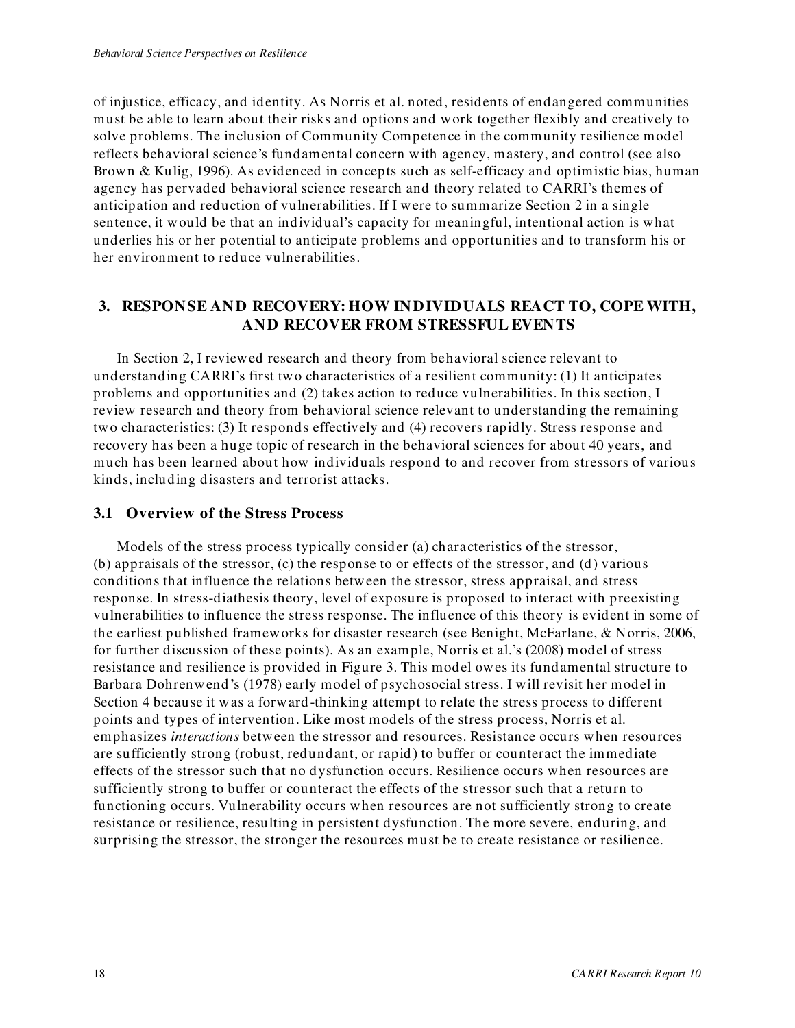of injustice, efficacy, and identity. As Norris et al. noted, residents of endangered communities must be able to learn about their risks and options and work together flexibly and creatively to solve problems. The inclusion of Community Competence in the community resilience model reflects behavioral science's fundamental concern with agency, mastery, and control (see also Brown & Kulig, 1996). As evidenced in concepts such as self-efficacy and optimistic bias, human agency has pervaded behavioral science research and theory related to CARRI's themes of anticipation and reduction of vulnerabilities. If I were to summarize Section 2 in a single sentence, it would be that an individual's capacity for meaningful, intentional action is what underlies his or her potential to anticipate problems and opportunities and to transform his or her environment to reduce vulnerabilities.

## 3. RESPONSE AND RECOVERY: HOW INDIVIDUALS REACT TO, COPE WITH, AND RECOVER FROM STRESSFUL EVENTS

In Section 2, I reviewed research and theory from behavioral science relevant to understanding CARRI's first two characteristics of a resilient community: (1) It anticipates problems and opportunities and (2) takes action to reduce vulnerabilities. In this section, I review research and theory from behavioral science relevant to understanding the remaining two characteristics: (3) It responds effectively and (4) recovers rapidly. Stress response and recovery has been a huge topic of research in the behavioral sciences for about 40 years, and much has been learned about how individuals respond to and recover from stressors of various kinds, including disasters and terrorist attacks.

### 3.1 Overview of the Stress Process

Models of the stress process typically consider (a) characteristics of the stressor, (b) appraisals of the stressor, (c) the response to or effects of the stressor, and (d) various conditions that influence the relations between the stressor, stress appraisal, and stress response. In stress-diathesis theory, level of exposure is proposed to interact with preexisting vulnerabilities to influence the stress response. The influence of this theory is evident in some of the earliest published frameworks for disaster research (see Benight, McFarlane, & Norris, 2006, for further discussion of these points). As an example, Norris et al.'s (2008) model of stress resistance and resilience is provided in Figure 3. This model owes its fundamental structure to Barbara Dohrenwend's (1978) early model of psychosocial stress. I will revisit her model in Section 4 because it was a forward-thinking attempt to relate the stress process to different points and types of intervention. Like most models of the stress process, Norris et al. emphasizes *interactions* between the stressor and resources. Resistance occurs when resources are sufficiently strong (robust, redundant, or rapid) to buffer or counteract the immediate effects of the stressor such that no dysfunction occurs. Resilience occurs when resources are sufficiently strong to buffer or counteract the effects of the stressor such that a return to functioning occurs. Vulnerability occurs when resources are not sufficiently strong to create resistance or resilience, resulting in persistent dysfunction. The more severe, enduring, and surprising the stressor, the stronger the resources must be to create resistance or resilience.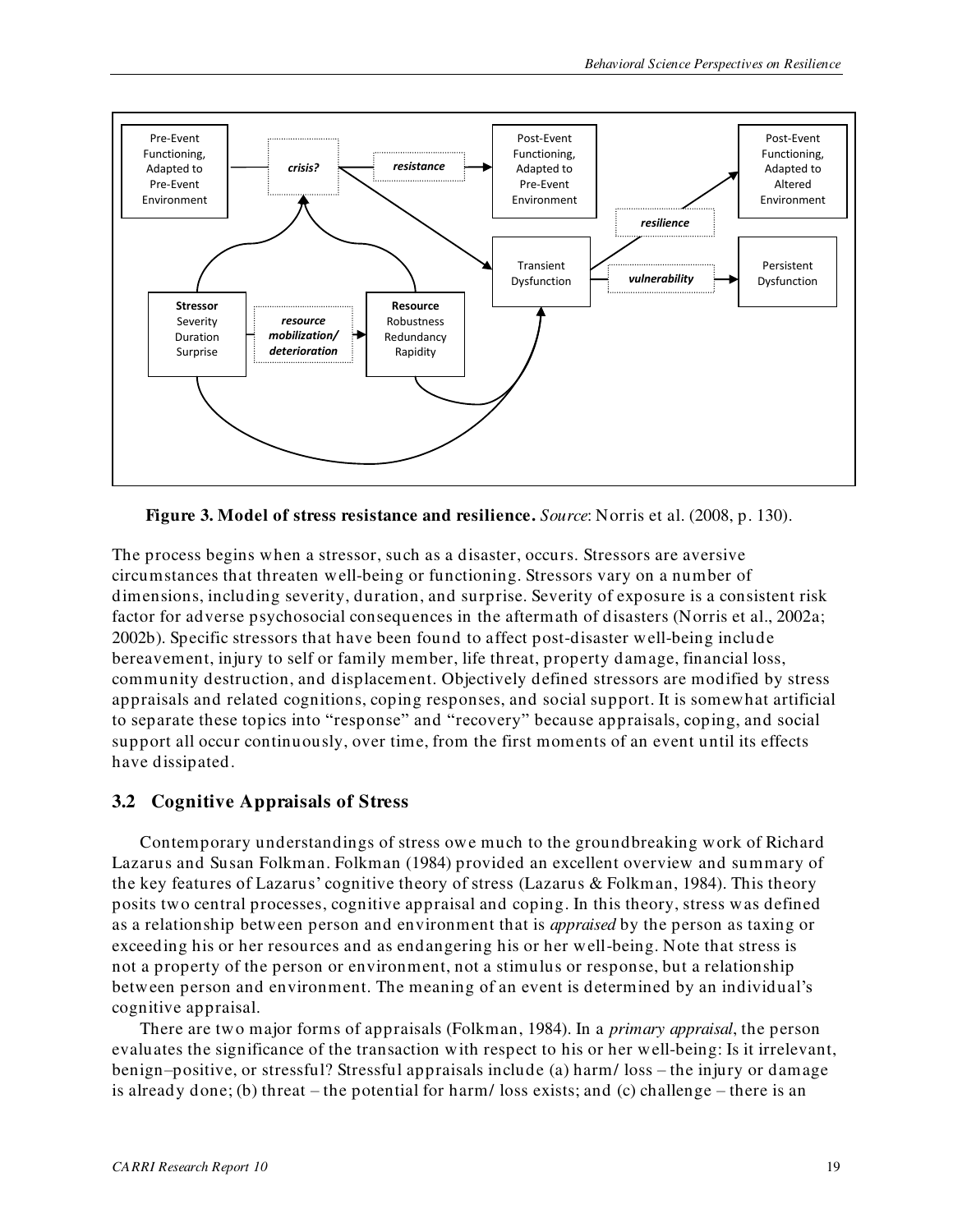**Figure 3. Model of stress resistance and resilience.** *Source*: Norris et al. (2008, p. 130).

The process begins when a stressor, such as a disaster, occurs. Stressors are aversive circumstances that threaten well-being or functioning. Stressors vary on a number of dimensions, including severity, duration, and surprise. Severity of exposure is a consistent risk factor for adverse psychosocial consequences in the aftermath of disasters (Norris et al., 2002a; 2002b). Specific stressors that have been found to affect post-disaster well-being include bereavement, injury to self or family member, life threat, property damage, financial loss, community destruction, and displacement. Objectively defined stressors are modified by stress appraisals and related cognitions, coping responses, and social support. It is somewhat artificial to separate these topics into "response" and "recovery" because appraisals, coping, and social support all occur continuously, over time, from the first moments of an event until its effects have dissipated.

## 3.2 Cognitive Appraisals of Stress

Contemporary understandings of stress owe much to the groundbreaking work of Richard Lazarus and Susan Folkman. Folkman (1984) provided an excellent overview and summary of the key features of Lazarus' cognitive theory of stress (Lazarus & Folkman, 1984). This theory posits two central processes, cognitive appraisal and coping. In this theory, stress was defined as a relationship between person and environment that is *appraised* by the person as taxing or exceeding his or her resources and as endangering his or her well-being. Note that stress is not a property of the person or environment, not a stimulus or response, but a relationship between person and environment. The meaning of an event is determined by an individual's cognitive appraisal.

There are two major forms of appraisals (Folkman, 1984). In a *primary appraisal*, the person evaluates the significance of the transaction with respect to his or her well-being: Is it irrelevant, benign–positive, or stressful? Stressful appraisals include (a) harm/ loss – the injury or damage is already done; (b) threat – the potential for harm/ loss exists; and (c) challenge – there is an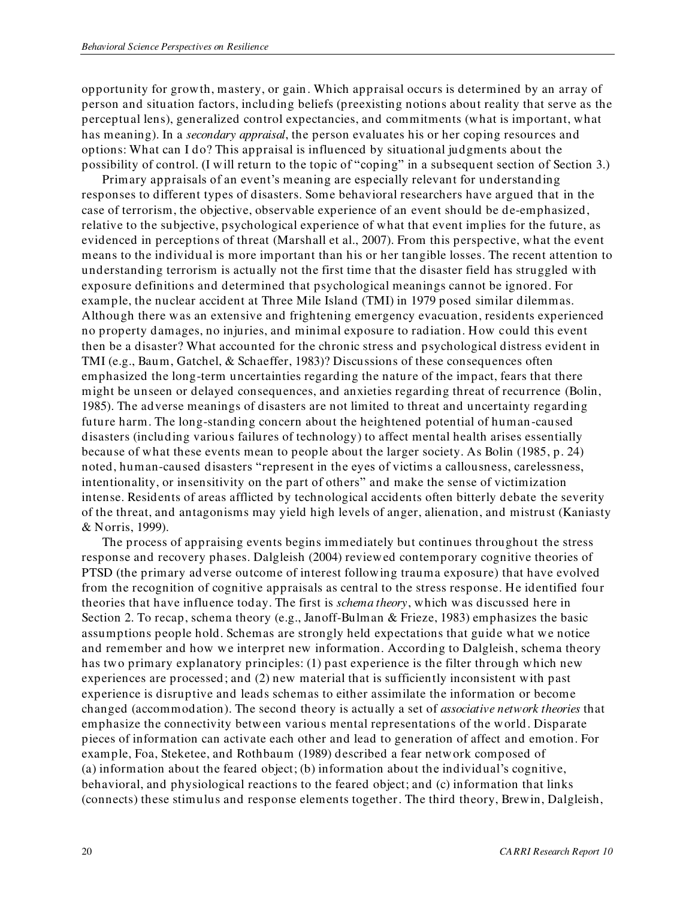opportunity for growth, mastery, or gain. Which appraisal occurs is determined by an array of person and situation factors, including beliefs (preexisting notions about reality that serve as the perceptual lens), generalized control expectancies, and commitments (what is important, what has meaning). In a *secondary appraisal*, the person evaluates his or her coping resources and options: What can I do? This appraisal is influenced by situational judgments about the possibility of control. (I will return to the topic of "coping" in a subsequent section of Section 3.)

Primary appraisals of an event's meaning are especially relevant for understanding responses to different types of disasters. Some behavioral researchers have argued that in the case of terrorism, the objective, observable experience of an event should be de-emphasized, relative to the subjective, psychological experience of what that event implies for the future, as evidenced in perceptions of threat (Marshall et al., 2007). From this perspective, what the event means to the individual is more important than his or her tangible losses. The recent attention to understanding terrorism is actually not the first time that the disaster field has struggled with exposure definitions and determined that psychological meanings cannot be ignored. For example, the nuclear accident at Three Mile Island (TMI) in 1979 posed similar dilemmas. Although there was an extensive and frightening emergency evacuation, residents experienced no property damages, no injuries, and minimal exposure to radiation. How could this event then be a disaster? What accounted for the chronic stress and psychological distress evident in TMI (e.g., Baum, Gatchel, & Schaeffer, 1983)? Discussions of these consequences often emphasized the long-term uncertainties regarding the nature of the impact, fears that there might be unseen or delayed consequences, and anxieties regarding threat of recurrence (Bolin, 1985). The adverse meanings of disasters are not limited to threat and uncertainty regarding future harm. The long-standing concern about the heightened potential of human-caused disasters (including various failures of technology) to affect mental health arises essentially because of what these events mean to people about the larger society. As Bolin (1985, p. 24) noted, human-caused disasters "represent in the eyes of victims a callousness, carelessness, intentionality, or insensitivity on the part of others" and make the sense of victimization intense. Residents of areas afflicted by technological accidents often bitterly debate the severity of the threat, and antagonisms may yield high levels of anger, alienation, and mistrust (Kaniasty & Norris, 1999).

The process of appraising events begins immediately but continues throughout the stress response and recovery phases. Dalgleish (2004) reviewed contemporary cognitive theories of PTSD (the primary adverse outcome of interest following trauma exposure) that have evolved from the recognition of cognitive appraisals as central to the stress response. He identified four theories that have influence today. The first is *schema theory*, which was discussed here in Section 2. To recap, schema theory (e.g., Janoff-Bulman & Frieze, 1983) emphasizes the basic assumptions people hold. Schemas are strongly held expectations that guide what we notice and remember and how we interpret new information. According to Dalgleish, schema theory has two primary explanatory principles: (1) past experience is the filter through which new experiences are processed; and (2) new material that is sufficiently inconsistent with past experience is disruptive and leads schemas to either assimilate the information or become changed (accommodation). The second theory is actually a set of *associative network theories* that emphasize the connectivity between various mental representations of the world. Disparate pieces of information can activate each other and lead to generation of affect and emotion. For example, Foa, Steketee, and Rothbaum (1989) described a fear network composed of (a) information about the feared object; (b) information about the individual's cognitive, behavioral, and physiological reactions to the feared object; and (c) information that links (connects) these stimulus and response elements together. The third theory, Brewin, Dalgleish,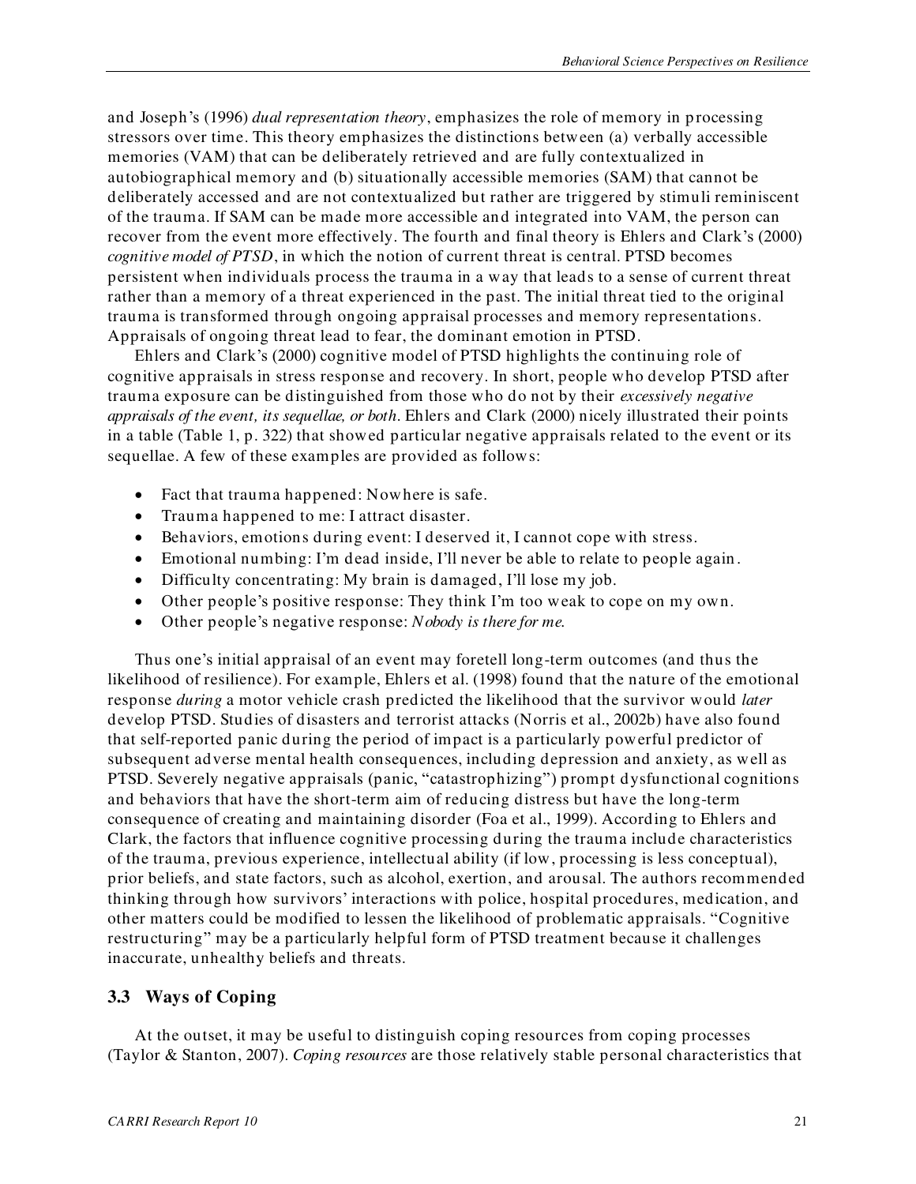and Joseph's (1996) *dual representation theory*, emphasizes the role of memory in processing stressors over time. This theory emphasizes the distinctions between (a) verbally accessible memories (VAM) that can be deliberately retrieved and are fully contextualized in autobiographical memory and (b) situationally accessible memories (SAM) that cannot be deliberately accessed and are not contextualized but rather are triggered by stimuli reminiscent of the trauma. If SAM can be made more accessible and integrated into VAM, the person can recover from the event more effectively. The fourth and final theory is Ehlers and Clark's (2000) *cognitive model of PTSD*, in which the notion of current threat is central. PTSD becomes persistent when individuals process the trauma in a way that leads to a sense of current threat rather than a memory of a threat experienced in the past. The initial threat tied to the original trauma is transformed through ongoing appraisal processes and memory representations. Appraisals of ongoing threat lead to fear, the dominant emotion in PTSD.

Ehlers and Clark's (2000) cognitive model of PTSD highlights the continuing role of cognitive appraisals in stress response and recovery. In short, people who develop PTSD after trauma exposure can be distinguished from those who do not by their *excessively negative appraisals of the event, its sequellae, or both*. Ehlers and Clark (2000) nicely illustrated their points in a table (Table 1, p. 322) that showed particular negative appraisals related to the event or its sequellae. A few of these examples are provided as follows:

- Fact that trauma happened: Nowhere is safe.
- Trauma happened to me: I attract disaster.
- Behaviors, emotions during event: I deserved it, I cannot cope with stress.
- Emotional numbing: I'm dead inside, I'll never be able to relate to people again.
- Difficulty concentrating: My brain is damaged, I'll lose my job.
- Other people's positive response: They think I'm too weak to cope on my own.
- Other people's negative response: *Nobody is there for me.*

Thus one's initial appraisal of an event may foretell long-term outcomes (and thus the likelihood of resilience). For example, Ehlers et al. (1998) found that the nature of the emotional response *during* a motor vehicle crash predicted the likelihood that the survivor would *later* develop PTSD. Studies of disasters and terrorist attacks (Norris et al., 2002b) have also found that self-reported panic during the period of impact is a particularly powerful predictor of subsequent adverse mental health consequences, including depression and anxiety, as well as PTSD. Severely negative appraisals (panic, "catastrophizing") prompt dysfunctional cognitions and behaviors that have the short-term aim of reducing distress but have the long-term consequence of creating and maintaining disorder (Foa et al., 1999). According to Ehlers and Clark, the factors that influence cognitive processing during the trauma include characteristics of the trauma, previous experience, intellectual ability (if low, processing is less conceptual), prior beliefs, and state factors, such as alcohol, exertion, and arousal. The authors recommended thinking through how survivors' interactions with police, hospital procedures, medication, and other matters could be modified to lessen the likelihood of problematic appraisals. "Cognitive restructuring" may be a particularly helpful form of PTSD treatment because it challenges inaccurate, unhealthy beliefs and threats.

### 3.3 Ways of Coping

At the outset, it may be useful to distinguish coping resources from coping processes (Taylor & Stanton, 2007). *Coping resources* are those relatively stable personal characteristics that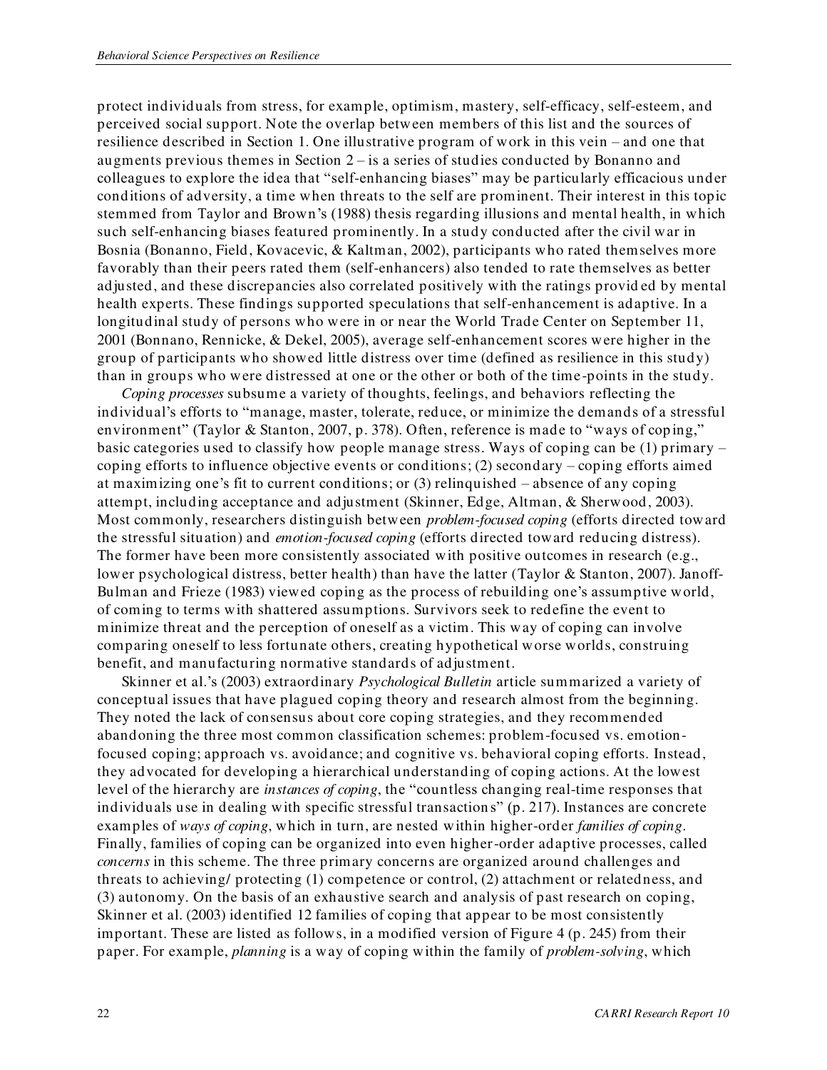protect individuals from stress, for example, optimism, mastery, self-efficacy, self-esteem, and perceived social support. Note the overlap between members of this list and the sources of resilience described in Section 1. One illustrative program of work in this vein – and one that augments previous themes in Section 2 – is a series of studies conducted by Bonanno and colleagues to explore the idea that "self-enhancing biases" may be particularly efficacious under conditions of adversity, a time when threats to the self are prominent. Their interest in this topic stemmed from Taylor and Brown's (1988) thesis regarding illusions and mental health, in which such self-enhancing biases featured prominently. In a study conducted after the civil war in Bosnia (Bonanno, Field, Kovacevic, & Kaltman, 2002), participants who rated themselves more favorably than their peers rated them (self-enhancers) also tended to rate themselves as better adjusted, and these discrepancies also correlated positively with the ratings provided by mental health experts. These findings supported speculations that self-enhancement is adaptive. In a longitudinal study of persons who were in or near the World Trade Center on September 11, 2001 (Bonnano, Rennicke, & Dekel, 2005), average self-enhancement scores were higher in the group of participants who showed little distress over time (defined as resilience in this study) than in groups who were distressed at one or the other or both of the time-points in the study.

*Coping processes* subsume a variety of thoughts, feelings, and behaviors reflecting the individual's efforts to "manage, master, tolerate, reduce, or minimize the demands of a stressful environment" (Taylor & Stanton, 2007, p. 378). Often, reference is made to "ways of coping," basic categories used to classify how people manage stress. Ways of coping can be (1) primary – coping efforts to influence objective events or conditions; (2) secondary – coping efforts aimed at maximizing one's fit to current conditions; or (3) relinquished – absence of any coping attempt, including acceptance and adjustment (Skinner, Edge, Altman, & Sherwood, 2003). Most commonly, researchers distinguish between *problem-focused coping* (efforts directed toward the stressful situation) and *emotion-focused coping* (efforts directed toward reducing distress). The former have been more consistently associated with positive outcomes in research (e.g., lower psychological distress, better health) than have the latter (Taylor & Stanton, 2007). Janoff-Bulman and Frieze (1983) viewed coping as the process of rebuilding one's assumptive world, of coming to terms with shattered assumptions. Survivors seek to redefine the event to minimize threat and the perception of oneself as a victim. This way of coping can involve comparing oneself to less fortunate others, creating hypothetical worse worlds, construing benefit, and manufacturing normative standards of adjustment.

Skinner et al.'s (2003) extraordinary *Psychological Bulletin* article summarized a variety of conceptual issues that have plagued coping theory and research almost from the beginning. They noted the lack of consensus about core coping strategies, and they recommended abandoning the three most common classification schemes: problem-focused vs. emotion-focused coping; approach vs. avoidance; and cognitive vs. behavioral coping efforts. Instead, they advocated for developing a hierarchical understanding of coping actions. At the lowest level of the hierarchy are *instances of coping*, the "countless changing real-time responses that individuals use in dealing with specific stressful transactions" (p. 217). Instances are concrete examples of *ways of coping*, which in turn, are nested within higher-order *families of coping*. Finally, families of coping can be organized into even higher-order adaptive processes, called *concerns* in this scheme. The three primary concerns are organized around challenges and threats to achieving/ protecting (1) competence or control, (2) attachment or relatedness, and (3) autonomy. On the basis of an exhaustive search and analysis of past research on coping, Skinner et al. (2003) identified 12 families of coping that appear to be most consistently important. These are listed as follows, in a modified version of Figure 4 (p. 245) from their paper. For example, *planning* is a way of coping within the family of *problem-solving*, which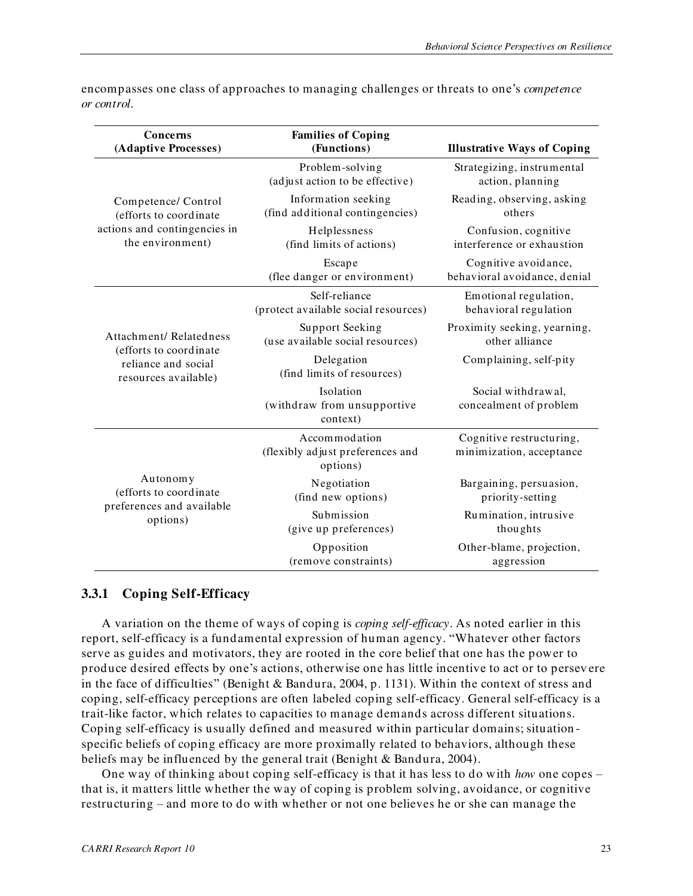encompasses one class of approaches to managing challenges or threats to one's *competence or control*.

| Concerns (Adaptive Processes) | Families of Coping (Functions) | Illustrative Ways of Coping |
|---|---|---|
| Competence/ Control (efforts to coordinate actions and contingencies in the environment) | Problem-solving (adjust action to be effective) | Strategizing, instrumental action, planning |
| | Information seeking (find additional contingencies) | Reading, observing, asking others |
| | Helplessness (find limits of actions) | Confusion, cognitive interference or exhaustion |
| | Escape (flee danger or environment) | Cognitive avoidance, behavioral avoidance, denial |
| Attachment/ Relatedness (efforts to coordinate reliance and social resources available) | Self-reliance (protect available social resources) | Emotional regulation, behavioral regulation |
| | Support Seeking (use available social resources) | Proximity seeking, yearning, other alliance |
| | Delegation (find limits of resources) | Complaining, self-pity |
| | Isolation (withdraw from unsupportive context) | Social withdrawal, concealment of problem |
| Autonomy (efforts to coordinate preferences and available options) | Accommodation (flexibly adjust preferences and options) | Cognitive restructuring, minimization, acceptance |
| | Negotiation (find new options) | Bargaining, persuasion, priority-setting |
| | Submission (give up preferences) | Rumination, intrusive thoughts |
| | Opposition (remove constraints) | Other-blame, projection, aggression |

### 3.3.1 Coping Self-Efficacy

A variation on the theme of ways of coping is *coping self-efficacy*. As noted earlier in this report, self-efficacy is a fundamental expression of human agency. "Whatever other factors serve as guides and motivators, they are rooted in the core belief that one has the power to produce desired effects by one's actions, otherwise one has little incentive to act or to persevere in the face of difficulties" (Benight & Bandura, 2004, p. 1131). Within the context of stress and coping, self-efficacy perceptions are often labeled coping self-efficacy. General self-efficacy is a trait-like factor, which relates to capacities to manage demands across different situations. Coping self-efficacy is usually defined and measured within particular domains; situation-specific beliefs of coping efficacy are more proximally related to behaviors, although these beliefs may be influenced by the general trait (Benight & Bandura, 2004).

One way of thinking about coping self-efficacy is that it has less to do with *how* one copes – that is, it matters little whether the way of coping is problem solving, avoidance, or cognitive restructuring – and more to do with whether or not one believes he or she can manage the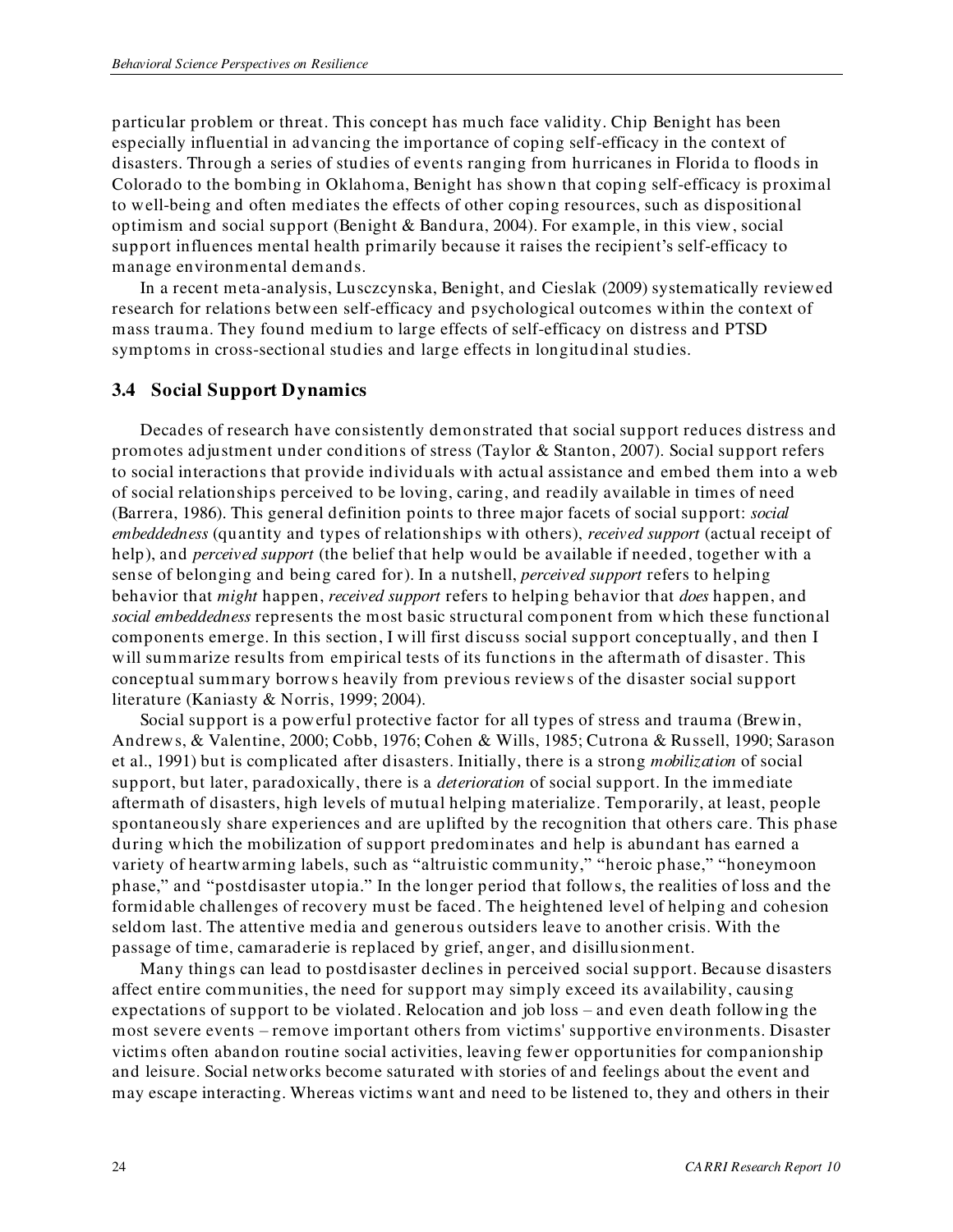particular problem or threat. This concept has much face validity. Chip Benight has been especially influential in advancing the importance of coping self-efficacy in the context of disasters. Through a series of studies of events ranging from hurricanes in Florida to floods in Colorado to the bombing in Oklahoma, Benight has shown that coping self-efficacy is proximal to well-being and often mediates the effects of other coping resources, such as dispositional optimism and social support (Benight & Bandura, 2004). For example, in this view, social support influences mental health primarily because it raises the recipient's self-efficacy to manage environmental demands.

In a recent meta-analysis, Lusczcynska, Benight, and Cieslak (2009) systematically reviewed research for relations between self-efficacy and psychological outcomes within the context of mass trauma. They found medium to large effects of self-efficacy on distress and PTSD symptoms in cross-sectional studies and large effects in longitudinal studies.

### 3.4 Social Support Dynamics

Decades of research have consistently demonstrated that social support reduces distress and promotes adjustment under conditions of stress (Taylor & Stanton, 2007). Social support refers to social interactions that provide individuals with actual assistance and embed them into a web of social relationships perceived to be loving, caring, and readily available in times of need (Barrera, 1986). This general definition points to three major facets of social support: *social embeddedness* (quantity and types of relationships with others), *received support* (actual receipt of help), and *perceived support* (the belief that help would be available if needed, together with a sense of belonging and being cared for). In a nutshell, *perceived support* refers to helping behavior that *might* happen, *received support* refers to helping behavior that *does* happen, and *social embeddedness* represents the most basic structural component from which these functional components emerge. In this section, I will first discuss social support conceptually, and then I will summarize results from empirical tests of its functions in the aftermath of disaster. This conceptual summary borrows heavily from previous reviews of the disaster social support literature (Kaniasty & Norris, 1999; 2004).

Social support is a powerful protective factor for all types of stress and trauma (Brewin, Andrews, & Valentine, 2000; Cobb, 1976; Cohen & Wills, 1985; Cutrona & Russell, 1990; Sarason et al., 1991) but is complicated after disasters. Initially, there is a strong *mobilization* of social support, but later, paradoxically, there is a *deterioration* of social support. In the immediate aftermath of disasters, high levels of mutual helping materialize. Temporarily, at least, people spontaneously share experiences and are uplifted by the recognition that others care. This phase during which the mobilization of support predominates and help is abundant has earned a variety of heartwarming labels, such as "altruistic community," "heroic phase," "honeymoon phase," and "postdisaster utopia." In the longer period that follows, the realities of loss and the formidable challenges of recovery must be faced. The heightened level of helping and cohesion seldom last. The attentive media and generous outsiders leave to another crisis. With the passage of time, camaraderie is replaced by grief, anger, and disillusionment.

Many things can lead to postdisaster declines in perceived social support. Because disasters affect entire communities, the need for support may simply exceed its availability, causing expectations of support to be violated. Relocation and job loss – and even death following the most severe events – remove important others from victims' supportive environments. Disaster victims often abandon routine social activities, leaving fewer opportunities for companionship and leisure. Social networks become saturated with stories of and feelings about the event and may escape interacting. Whereas victims want and need to be listened to, they and others in their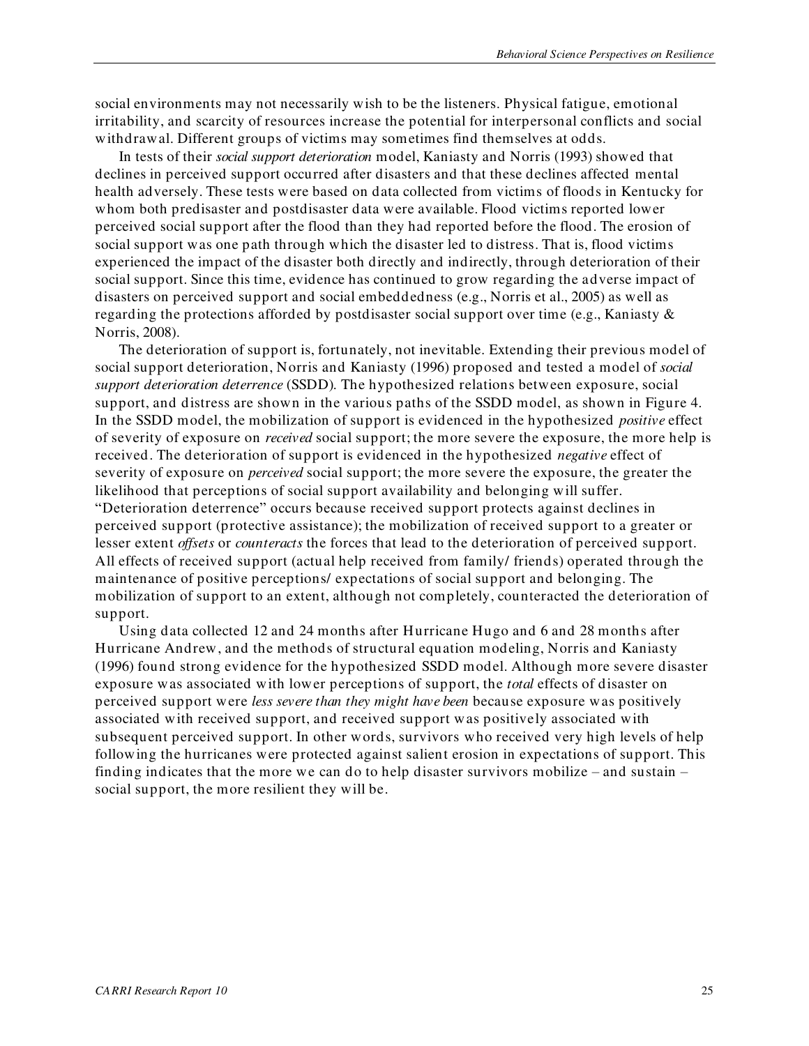social environments may not necessarily wish to be the listeners. Physical fatigue, emotional irritability, and scarcity of resources increase the potential for interpersonal conflicts and social withdrawal. Different groups of victims may sometimes find themselves at odds.

In tests of their *social support deterioration* model, Kaniasty and Norris (1993) showed that declines in perceived support occurred after disasters and that these declines affected mental health adversely. These tests were based on data collected from victims of floods in Kentucky for whom both predisaster and postdisaster data were available. Flood victims reported lower perceived social support after the flood than they had reported before the flood. The erosion of social support was one path through which the disaster led to distress. That is, flood victims experienced the impact of the disaster both directly and indirectly, through deterioration of their social support. Since this time, evidence has continued to grow regarding the adverse impact of disasters on perceived support and social embeddedness (e.g., Norris et al., 2005) as well as regarding the protections afforded by postdisaster social support over time (e.g., Kaniasty & Norris, 2008).

The deterioration of support is, fortunately, not inevitable. Extending their previous model of social support deterioration, Norris and Kaniasty (1996) proposed and tested a model of *social support deterioration deterrence* (SSDD). The hypothesized relations between exposure, social support, and distress are shown in the various paths of the SSDD model, as shown in Figure 4. In the SSDD model, the mobilization of support is evidenced in the hypothesized *positive* effect of severity of exposure on *received* social support; the more severe the exposure, the more help is received. The deterioration of support is evidenced in the hypothesized *negative* effect of severity of exposure on *perceived* social support; the more severe the exposure, the greater the likelihood that perceptions of social support availability and belonging will suffer. "Deterioration deterrence" occurs because received support protects against declines in perceived support (protective assistance); the mobilization of received support to a greater or lesser extent *offsets* or *counteracts* the forces that lead to the deterioration of perceived support. All effects of received support (actual help received from family/ friends) operated through the maintenance of positive perceptions/ expectations of social support and belonging. The mobilization of support to an extent, although not completely, counteracted the deterioration of support.

Using data collected 12 and 24 months after Hurricane Hugo and 6 and 28 months after Hurricane Andrew, and the methods of structural equation modeling, Norris and Kaniasty (1996) found strong evidence for the hypothesized SSDD model. Although more severe disaster exposure was associated with lower perceptions of support, the *total* effects of disaster on perceived support were *less severe than they might have been* because exposure was positively associated with received support, and received support was positively associated with subsequent perceived support. In other words, survivors who received very high levels of help following the hurricanes were protected against salient erosion in expectations of support. This finding indicates that the more we can do to help disaster survivors mobilize – and sustain – social support, the more resilient they will be.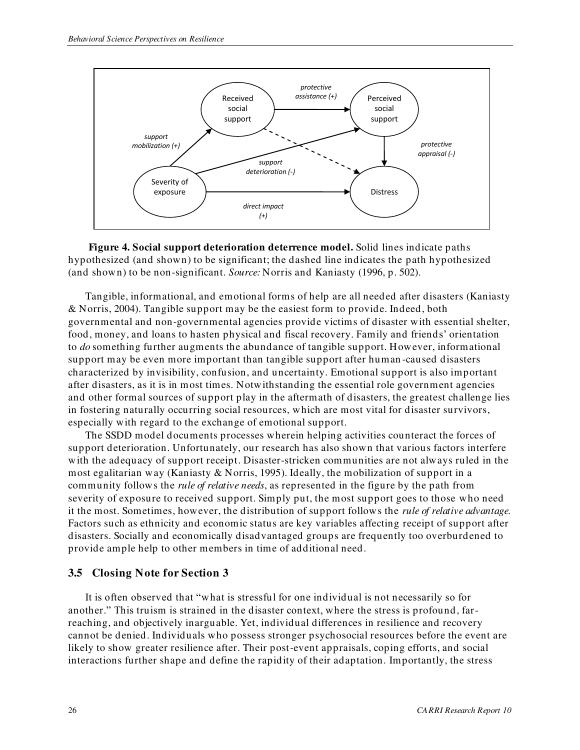**Figure 4. Social support deterioration deterrence model.** Solid lines indicate paths hypothesized (and shown) to be significant; the dashed line indicates the path hypothesized (and shown) to be non-significant. *Source:* Norris and Kaniasty (1996, p. 502).

Tangible, informational, and emotional forms of help are all needed after disasters (Kaniasty & Norris, 2004). Tangible support may be the easiest form to provide. Indeed, both governmental and non-governmental agencies provide victims of disaster with essential shelter, food, money, and loans to hasten physical and fiscal recovery. Family and friends' orientation to *do* something further augments the abundance of tangible support. However, informational support may be even more important than tangible support after human-caused disasters characterized by invisibility, confusion, and uncertainty. Emotional support is also important after disasters, as it is in most times. Notwithstanding the essential role government agencies and other formal sources of support play in the aftermath of disasters, the greatest challenge lies in fostering naturally occurring social resources, which are most vital for disaster survivors, especially with regard to the exchange of emotional support.

The SSDD model documents processes wherein helping activities counteract the forces of support deterioration. Unfortunately, our research has also shown that various factors interfere with the adequacy of support receipt. Disaster-stricken communities are not always ruled in the most egalitarian way (Kaniasty & Norris, 1995). Ideally, the mobilization of support in a community follows the *rule of relative needs*, as represented in the figure by the path from severity of exposure to received support. Simply put, the most support goes to those who need it the most. Sometimes, however, the distribution of support follows the *rule of relative advantage.* Factors such as ethnicity and economic status are key variables affecting receipt of support after disasters. Socially and economically disadvantaged groups are frequently too overburdened to provide ample help to other members in time of additional need.

### 3.5 Closing Note for Section 3

It is often observed that "what is stressful for one individual is not necessarily so for another." This truism is strained in the disaster context, where the stress is profound, far-reaching, and objectively inarguable. Yet, individual differences in resilience and recovery cannot be denied. Individuals who possess stronger psychosocial resources before the event are likely to show greater resilience after. Their post-event appraisals, coping efforts, and social interactions further shape and define the rapidity of their adaptation. Importantly, the stress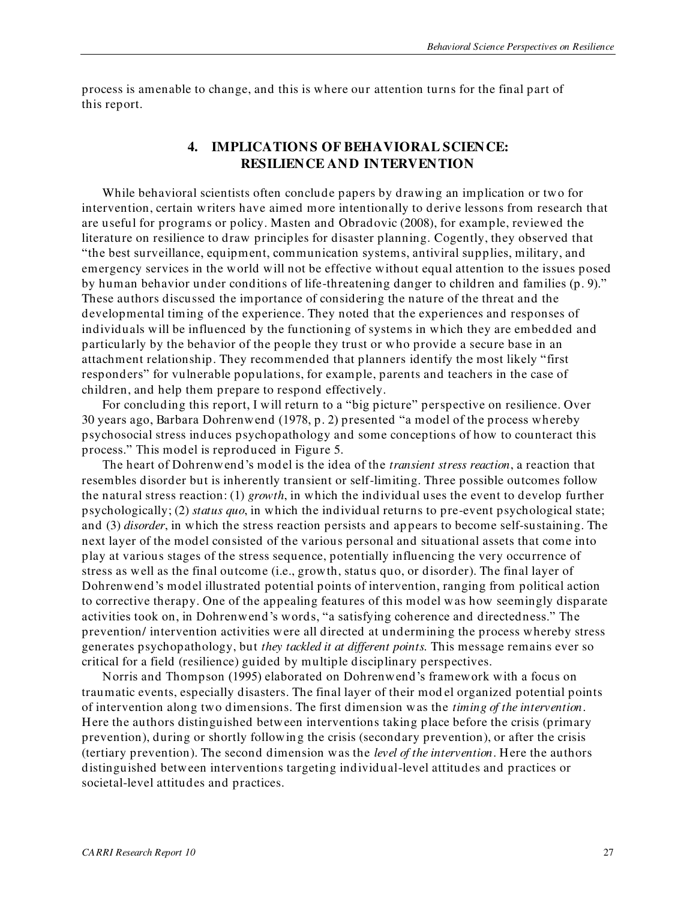process is amenable to change, and this is where our attention turns for the final part of this report.

## 4. IMPLICATIONS OF BEHAVIORAL SCIENCE: RESILIENCE AND INTERVENTION

While behavioral scientists often conclude papers by drawing an implication or two for intervention, certain writers have aimed more intentionally to derive lessons from research that are useful for programs or policy. Masten and Obradovic (2008), for example, reviewed the literature on resilience to draw principles for disaster planning. Cogently, they observed that "the best surveillance, equipment, communication systems, antiviral supplies, military, and emergency services in the world will not be effective without equal attention to the issues posed by human behavior under conditions of life-threatening danger to children and families (p. 9)." These authors discussed the importance of considering the nature of the threat and the developmental timing of the experience. They noted that the experiences and responses of individuals will be influenced by the functioning of systems in which they are embedded and particularly by the behavior of the people they trust or who provide a secure base in an attachment relationship. They recommended that planners identify the most likely "first responders" for vulnerable populations, for example, parents and teachers in the case of children, and help them prepare to respond effectively.

For concluding this report, I will return to a "big picture" perspective on resilience. Over 30 years ago, Barbara Dohrenwend (1978, p. 2) presented "a model of the process whereby psychosocial stress induces psychopathology and some conceptions of how to counteract this process." This model is reproduced in Figure 5.

The heart of Dohrenwend's model is the idea of the *transient stress reaction*, a reaction that resembles disorder but is inherently transient or self-limiting. Three possible outcomes follow the natural stress reaction: (1) *growth*, in which the individual uses the event to develop further psychologically; (2) *status quo*, in which the individual returns to pre-event psychological state; and (3) *disorder*, in which the stress reaction persists and appears to become self-sustaining. The next layer of the model consisted of the various personal and situational assets that come into play at various stages of the stress sequence, potentially influencing the very occurrence of stress as well as the final outcome (i.e., growth, status quo, or disorder). The final layer of Dohrenwend's model illustrated potential points of intervention, ranging from political action to corrective therapy. One of the appealing features of this model was how seemingly disparate activities took on, in Dohrenwend's words, "a satisfying coherence and directedness." The prevention/ intervention activities were all directed at undermining the process whereby stress generates psychopathology, but *they tackled it at different points.* This message remains ever so critical for a field (resilience) guided by multiple disciplinary perspectives.

Norris and Thompson (1995) elaborated on Dohrenwend's framework with a focus on traumatic events, especially disasters. The final layer of their model organized potential points of intervention along two dimensions. The first dimension was the *timing of the intervention*. Here the authors distinguished between interventions taking place before the crisis (primary prevention), during or shortly following the crisis (secondary prevention), or after the crisis (tertiary prevention). The second dimension was the *level of the intervention*. Here the authors distinguished between interventions targeting individual-level attitudes and practices or societal-level attitudes and practices.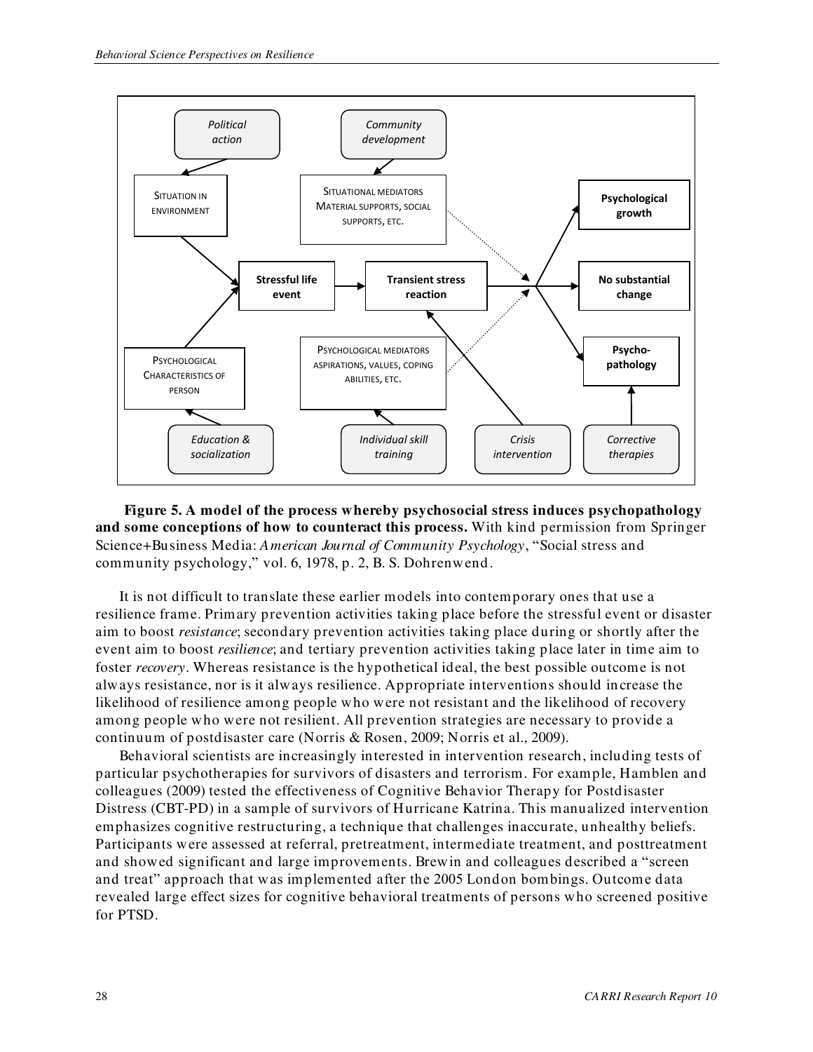**Figure 5. A model of the process whereby psychosocial stress induces psychopathology and some conceptions of how to counteract this process.** With kind permission from Springer Science+Business Media: *American Journal of Community Psychology*, "Social stress and community psychology," vol. 6, 1978, p. 2, B. S. Dohrenwend.

It is not difficult to translate these earlier models into contemporary ones that use a resilience frame. Primary prevention activities taking place before the stressful event or disaster aim to boost *resistance*; secondary prevention activities taking place during or shortly after the event aim to boost *resilience*; and tertiary prevention activities taking place later in time aim to foster *recovery*. Whereas resistance is the hypothetical ideal, the best possible outcome is not always resistance, nor is it always resilience. Appropriate interventions should increase the likelihood of resilience among people who were not resistant and the likelihood of recovery among people who were not resilient. All prevention strategies are necessary to provide a continuum of postdisaster care (Norris & Rosen, 2009; Norris et al., 2009).

Behavioral scientists are increasingly interested in intervention research, including tests of particular psychotherapies for survivors of disasters and terrorism. For example, Hamblen and colleagues (2009) tested the effectiveness of Cognitive Behavior Therapy for Postdisaster Distress (CBT-PD) in a sample of survivors of Hurricane Katrina. This manualized intervention emphasizes cognitive restructuring, a technique that challenges inaccurate, unhealthy beliefs. Participants were assessed at referral, pretreatment, intermediate treatment, and posttreatment and showed significant and large improvements. Brewin and colleagues described a "screen and treat" approach that was implemented after the 2005 London bombings. Outcome data revealed large effect sizes for cognitive behavioral treatments of persons who screened positive for PTSD.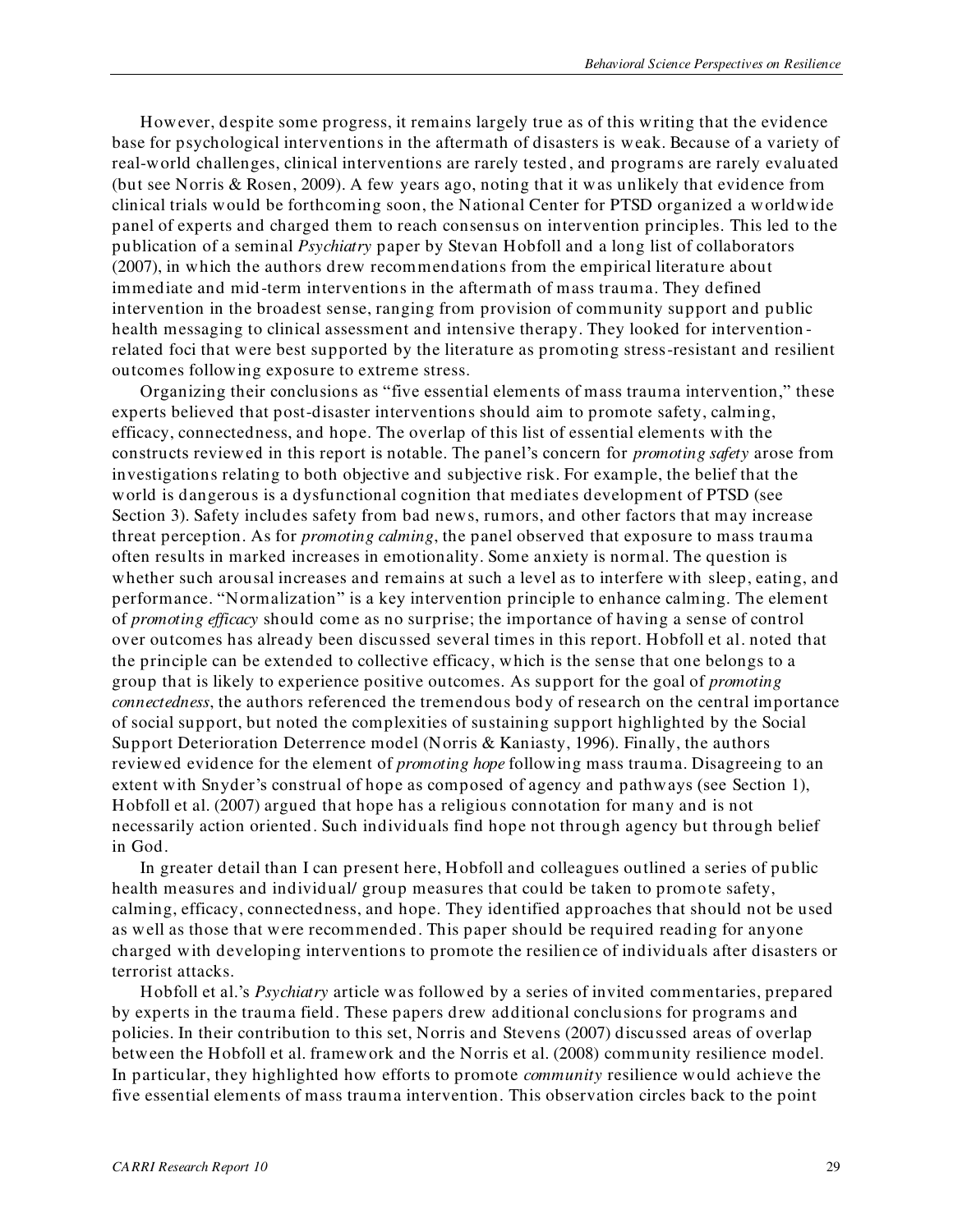However, despite some progress, it remains largely true as of this writing that the evidence base for psychological interventions in the aftermath of disasters is weak. Because of a variety of real-world challenges, clinical interventions are rarely tested, and programs are rarely evaluated (but see Norris & Rosen, 2009). A few years ago, noting that it was unlikely that evidence from clinical trials would be forthcoming soon, the National Center for PTSD organized a worldwide panel of experts and charged them to reach consensus on intervention principles. This led to the publication of a seminal *Psychiatry* paper by Stevan Hobfoll and a long list of collaborators (2007), in which the authors drew recommendations from the empirical literature about immediate and mid-term interventions in the aftermath of mass trauma. They defined intervention in the broadest sense, ranging from provision of community support and public health messaging to clinical assessment and intensive therapy. They looked for intervention-related foci that were best supported by the literature as promoting stress-resistant and resilient outcomes following exposure to extreme stress.

Organizing their conclusions as "five essential elements of mass trauma intervention," these experts believed that post-disaster interventions should aim to promote safety, calming, efficacy, connectedness, and hope. The overlap of this list of essential elements with the constructs reviewed in this report is notable. The panel's concern for *promoting safety* arose from investigations relating to both objective and subjective risk. For example, the belief that the world is dangerous is a dysfunctional cognition that mediates development of PTSD (see Section 3). Safety includes safety from bad news, rumors, and other factors that may increase threat perception. As for *promoting calming*, the panel observed that exposure to mass trauma often results in marked increases in emotionality. Some anxiety is normal. The question is whether such arousal increases and remains at such a level as to interfere with sleep, eating, and performance. "Normalization" is a key intervention principle to enhance calming. The element of *promoting efficacy* should come as no surprise; the importance of having a sense of control over outcomes has already been discussed several times in this report. Hobfoll et al. noted that the principle can be extended to collective efficacy, which is the sense that one belongs to a group that is likely to experience positive outcomes. As support for the goal of *promoting connectedness*, the authors referenced the tremendous body of research on the central importance of social support, but noted the complexities of sustaining support highlighted by the Social Support Deterioration Deterrence model (Norris & Kaniasty, 1996). Finally, the authors reviewed evidence for the element of *promoting hope* following mass trauma. Disagreeing to an extent with Snyder's construal of hope as composed of agency and pathways (see Section 1), Hobfoll et al. (2007) argued that hope has a religious connotation for many and is not necessarily action oriented. Such individuals find hope not through agency but through belief in God.

In greater detail than I can present here, Hobfoll and colleagues outlined a series of public health measures and individual/ group measures that could be taken to promote safety, calming, efficacy, connectedness, and hope. They identified approaches that should not be used as well as those that were recommended. This paper should be required reading for anyone charged with developing interventions to promote the resilience of individuals after disasters or terrorist attacks.

Hobfoll et al.'s *Psychiatry* article was followed by a series of invited commentaries, prepared by experts in the trauma field. These papers drew additional conclusions for programs and policies. In their contribution to this set, Norris and Stevens (2007) discussed areas of overlap between the Hobfoll et al. framework and the Norris et al. (2008) community resilience model. In particular, they highlighted how efforts to promote *community* resilience would achieve the five essential elements of mass trauma intervention. This observation circles back to the point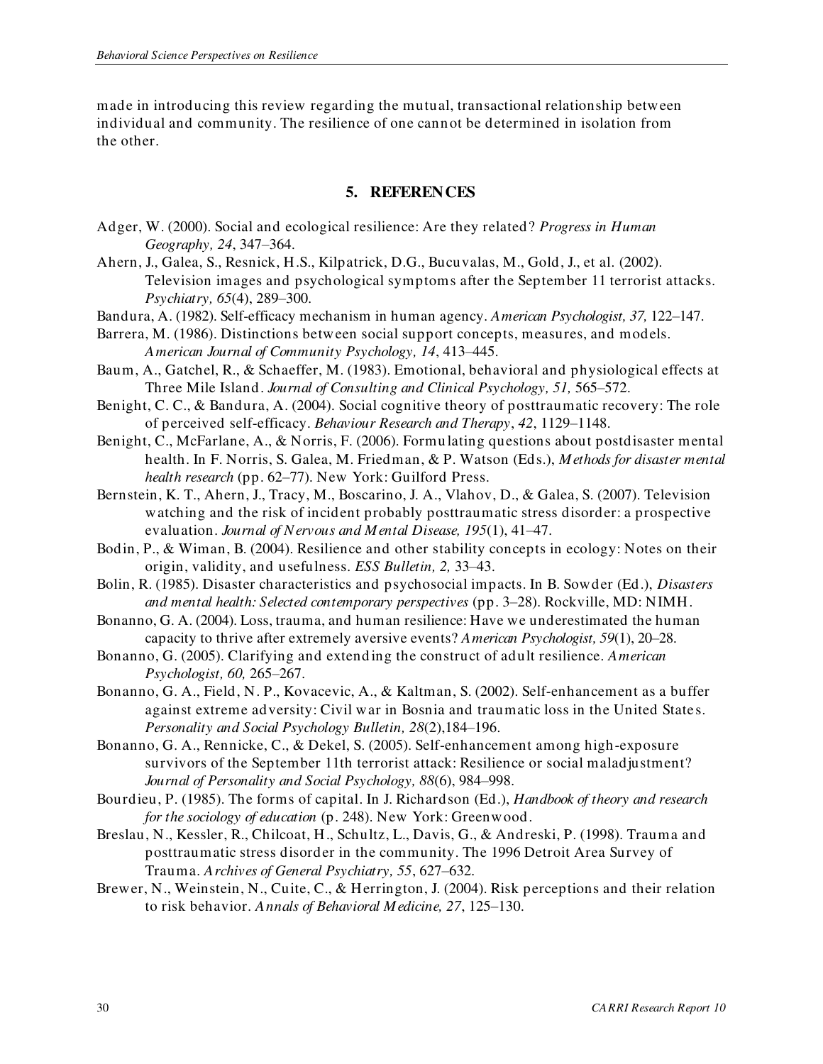made in introducing this review regarding the mutual, transactional relationship between individual and community. The resilience of one cannot be determined in isolation from the other.

## 5. REFERENCES

Adger, W. (2000). Social and ecological resilience: Are they related? *Progress in Human Geography, 24*, 347–364.

Ahern, J., Galea, S., Resnick, H.S., Kilpatrick, D.G., Bucuvalas, M., Gold, J., et al. (2002). Television images and psychological symptoms after the September 11 terrorist attacks. *Psychiatry, 65*(4), 289–300.

Bandura, A. (1982). Self-efficacy mechanism in human agency. *American Psychologist, 37,* 122–147.

Barrera, M. (1986). Distinctions between social support concepts, measures, and models. *American Journal of Community Psychology, 14*, 413–445.

Baum, A., Gatchel, R., & Schaeffer, M. (1983). Emotional, behavioral and physiological effects at Three Mile Island. *Journal of Consulting and Clinical Psychology, 51,* 565–572.

Benight, C. C., & Bandura, A. (2004). Social cognitive theory of posttraumatic recovery: The role of perceived self-efficacy. *Behaviour Research and Therapy*, *42*, 1129–1148.

Benight, C., McFarlane, A., & Norris, F. (2006). Formulating questions about postdisaster mental health. In F. Norris, S. Galea, M. Friedman, & P. Watson (Eds.), *Methods for disaster mental health research* (pp. 62–77). New York: Guilford Press.

Bernstein, K. T., Ahern, J., Tracy, M., Boscarino, J. A., Vlahov, D., & Galea, S. (2007). Television watching and the risk of incident probably posttraumatic stress disorder: a prospective evaluation. *Journal of Nervous and Mental Disease, 195*(1), 41–47.

Bodin, P., & Wiman, B. (2004). Resilience and other stability concepts in ecology: Notes on their origin, validity, and usefulness. *ESS Bulletin, 2,* 33–43.

Bolin, R. (1985). Disaster characteristics and psychosocial impacts. In B. Sowder (Ed.), *Disasters and mental health: Selected contemporary perspectives* (pp. 3–28). Rockville, MD: NIMH.

Bonanno, G. A. (2004). Loss, trauma, and human resilience: Have we underestimated the human capacity to thrive after extremely aversive events? *American Psychologist, 59*(1), 20–28.

Bonanno, G. (2005). Clarifying and extending the construct of adult resilience. *American Psychologist, 60,* 265–267.

Bonanno, G. A., Field, N. P., Kovacevic, A., & Kaltman, S. (2002). Self-enhancement as a buffer against extreme adversity: Civil war in Bosnia and traumatic loss in the United States. *Personality and Social Psychology Bulletin, 28*(2),184–196.

Bonanno, G. A., Rennicke, C., & Dekel, S. (2005). Self-enhancement among high-exposure survivors of the September 11th terrorist attack: Resilience or social maladjustment? *Journal of Personality and Social Psychology, 88*(6), 984–998.

Bourdieu, P. (1985). The forms of capital. In J. Richardson (Ed.), *Handbook of theory and research for the sociology of education* (p. 248). New York: Greenwood.

Breslau, N., Kessler, R., Chilcoat, H., Schultz, L., Davis, G., & Andreski, P. (1998). Trauma and posttraumatic stress disorder in the community. The 1996 Detroit Area Survey of Trauma. *Archives of General Psychiatry, 55*, 627–632.

Brewer, N., Weinstein, N., Cuite, C., & Herrington, J. (2004). Risk perceptions and their relation to risk behavior. *Annals of Behavioral Medicine, 27*, 125–130.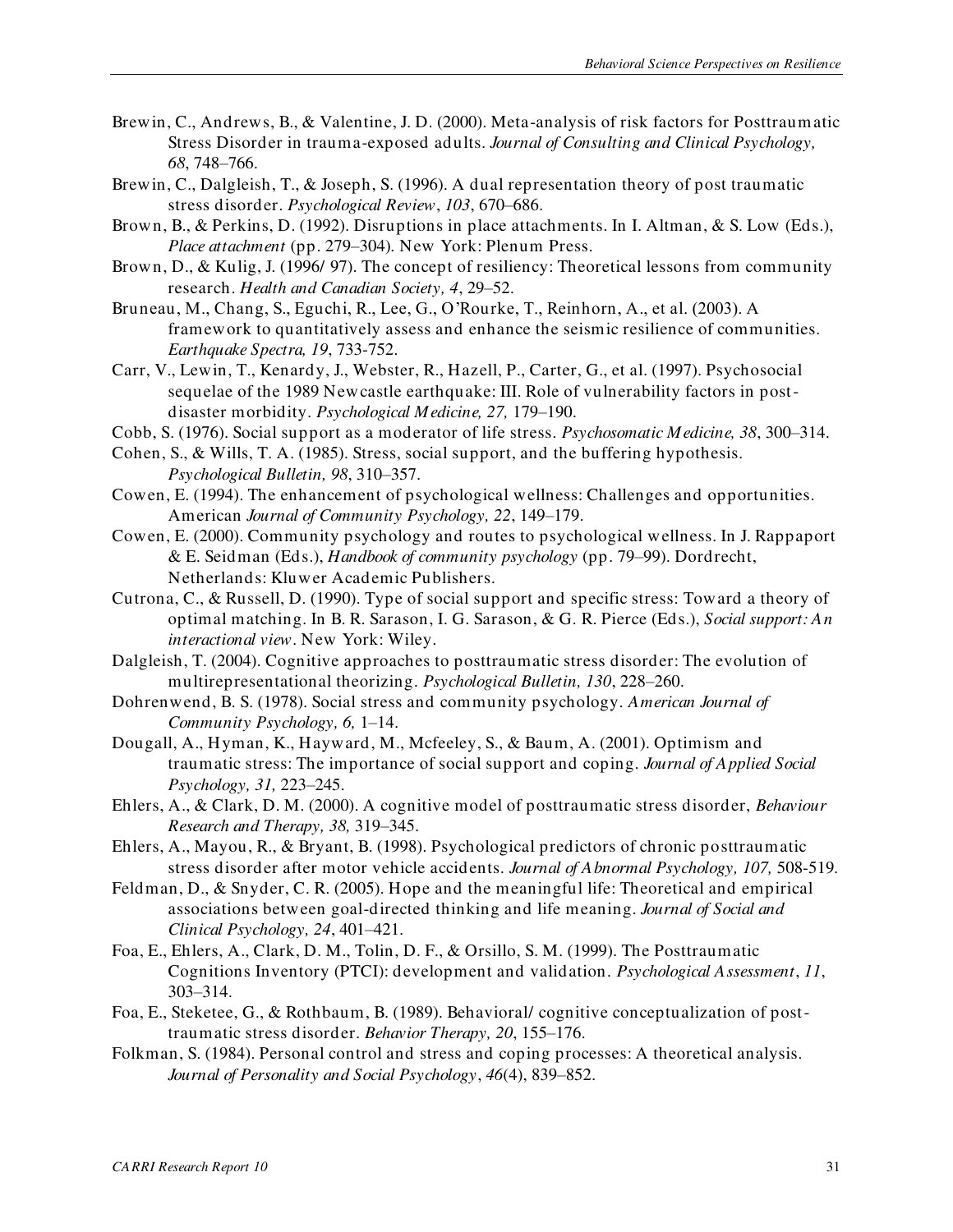Brewin, C., Andrews, B., & Valentine, J. D. (2000). Meta-analysis of risk factors for Posttraumatic Stress Disorder in trauma-exposed adults. *Journal of Consulting and Clinical Psychology, 68*, 748–766.

Brewin, C., Dalgleish, T., & Joseph, S. (1996). A dual representation theory of post traumatic stress disorder. *Psychological Review*, *103*, 670–686.

Brown, B., & Perkins, D. (1992). Disruptions in place attachments. In I. Altman, & S. Low (Eds.), *Place attachment* (pp. 279–304). New York: Plenum Press.

Brown, D., & Kulig, J. (1996/ 97). The concept of resiliency: Theoretical lessons from community research. *Health and Canadian Society, 4*, 29–52.

Bruneau, M., Chang, S., Eguchi, R., Lee, G., O'Rourke, T., Reinhorn, A., et al. (2003). A framework to quantitatively assess and enhance the seismic resilience of communities. *Earthquake Spectra, 19*, 733-752.

Carr, V., Lewin, T., Kenardy, J., Webster, R., Hazell, P., Carter, G., et al. (1997). Psychosocial sequelae of the 1989 Newcastle earthquake: III. Role of vulnerability factors in post-disaster morbidity. *Psychological Medicine, 27,* 179–190.

Cobb, S. (1976). Social support as a moderator of life stress. *Psychosomatic Medicine, 38*, 300–314.

Cohen, S., & Wills, T. A. (1985). Stress, social support, and the buffering hypothesis. *Psychological Bulletin, 98*, 310–357.

Cowen, E. (1994). The enhancement of psychological wellness: Challenges and opportunities. American *Journal of Community Psychology, 22*, 149–179.

Cowen, E. (2000). Community psychology and routes to psychological wellness. In J. Rappaport & E. Seidman (Eds.), *Handbook of community psychology* (pp. 79–99). Dordrecht, Netherlands: Kluwer Academic Publishers.

Cutrona, C., & Russell, D. (1990). Type of social support and specific stress: Toward a theory of optimal matching. In B. R. Sarason, I. G. Sarason, & G. R. Pierce (Eds.), *Social support: An interactional view*. New York: Wiley.

Dalgleish, T. (2004). Cognitive approaches to posttraumatic stress disorder: The evolution of multirepresentational theorizing. *Psychological Bulletin, 130*, 228–260.

Dohrenwend, B. S. (1978). Social stress and community psychology. *American Journal of Community Psychology, 6,* 1–14.

Dougall, A., Hyman, K., Hayward, M., Mcfeeley, S., & Baum, A. (2001). Optimism and traumatic stress: The importance of social support and coping. *Journal of Applied Social Psychology, 31,* 223–245.

Ehlers, A., & Clark, D. M. (2000). A cognitive model of posttraumatic stress disorder, *Behaviour Research and Therapy, 38,* 319–345.

Ehlers, A., Mayou, R., & Bryant, B. (1998). Psychological predictors of chronic posttraumatic stress disorder after motor vehicle accidents. *Journal of Abnormal Psychology, 107,* 508-519.

Feldman, D., & Snyder, C. R. (2005). Hope and the meaningful life: Theoretical and empirical associations between goal-directed thinking and life meaning. *Journal of Social and Clinical Psychology, 24*, 401–421.

Foa, E., Ehlers, A., Clark, D. M., Tolin, D. F., & Orsillo, S. M. (1999). The Posttraumatic Cognitions Inventory (PTCI): development and validation. *Psychological Assessment*, *11*, 303–314.

Foa, E., Steketee, G., & Rothbaum, B. (1989). Behavioral/ cognitive conceptualization of post-traumatic stress disorder. *Behavior Therapy, 20*, 155–176.

Folkman, S. (1984). Personal control and stress and coping processes: A theoretical analysis. *Journal of Personality and Social Psychology*, *46*(4), 839–852.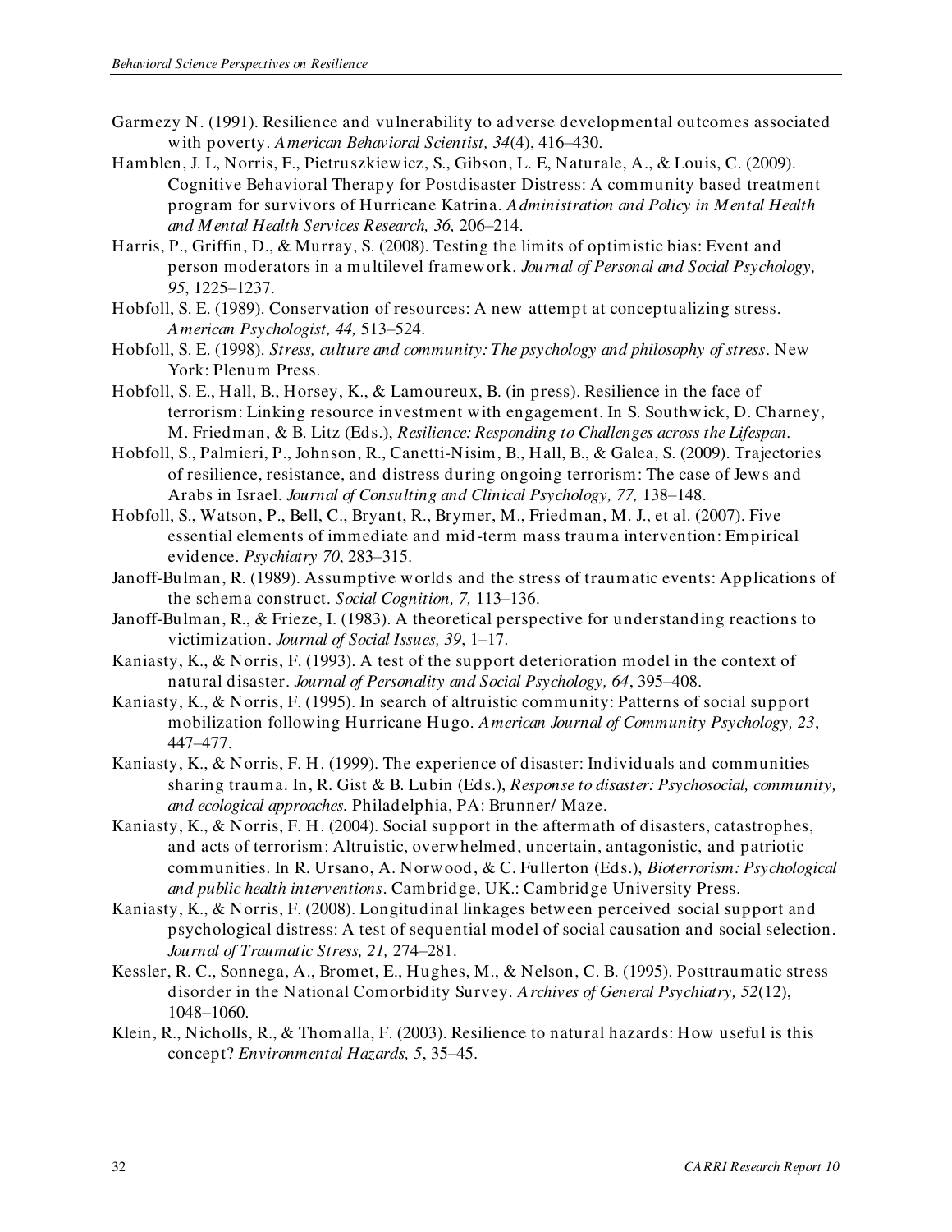Garmezy N. (1991). Resilience and vulnerability to adverse developmental outcomes associated with poverty. *American Behavioral Scientist, 34*(4), 416–430.

Hamblen, J. L, Norris, F., Pietruszkiewicz, S., Gibson, L. E, Naturale, A., & Louis, C. (2009). Cognitive Behavioral Therapy for Postdisaster Distress: A community based treatment program for survivors of Hurricane Katrina. *Administration and Policy in Mental Health and Mental Health Services Research, 36,* 206–214.

Harris, P., Griffin, D., & Murray, S. (2008). Testing the limits of optimistic bias: Event and person moderators in a multilevel framework. *Journal of Personal and Social Psychology, 95*, 1225–1237.

Hobfoll, S. E. (1989). Conservation of resources: A new attempt at conceptualizing stress. *American Psychologist, 44,* 513–524.

Hobfoll, S. E. (1998). *Stress, culture and community: The psychology and philosophy of stress*. New York: Plenum Press.

Hobfoll, S. E., Hall, B., Horsey, K., & Lamoureux, B. (in press). Resilience in the face of terrorism: Linking resource investment with engagement. In S. Southwick, D. Charney, M. Friedman, & B. Litz (Eds.), *Resilience: Responding to Challenges across the Lifespan*.

Hobfoll, S., Palmieri, P., Johnson, R., Canetti-Nisim, B., Hall, B., & Galea, S. (2009). Trajectories of resilience, resistance, and distress during ongoing terrorism: The case of Jews and Arabs in Israel. *Journal of Consulting and Clinical Psychology, 77,* 138–148.

Hobfoll, S., Watson, P., Bell, C., Bryant, R., Brymer, M., Friedman, M. J., et al. (2007). Five essential elements of immediate and mid-term mass trauma intervention: Empirical evidence. *Psychiatry 70*, 283–315.

Janoff-Bulman, R. (1989). Assumptive worlds and the stress of traumatic events: Applications of the schema construct. *Social Cognition, 7,* 113–136.

Janoff-Bulman, R., & Frieze, I. (1983). A theoretical perspective for understanding reactions to victimization. *Journal of Social Issues, 39*, 1–17.

Kaniasty, K., & Norris, F. (1993). A test of the support deterioration model in the context of natural disaster. *Journal of Personality and Social Psychology, 64*, 395–408.

Kaniasty, K., & Norris, F. (1995). In search of altruistic community: Patterns of social support mobilization following Hurricane Hugo. *American Journal of Community Psychology, 23*, 447–477.

Kaniasty, K., & Norris, F. H. (1999). The experience of disaster: Individuals and communities sharing trauma. In, R. Gist & B. Lubin (Eds.), *Response to disaster: Psychosocial, community, and ecological approaches.* Philadelphia, PA: Brunner/ Maze.

Kaniasty, K., & Norris, F. H. (2004). Social support in the aftermath of disasters, catastrophes, and acts of terrorism: Altruistic, overwhelmed, uncertain, antagonistic, and patriotic communities. In R. Ursano, A. Norwood, & C. Fullerton (Eds.), *Bioterrorism: Psychological and public health interventions*. Cambridge, UK.: Cambridge University Press.

Kaniasty, K., & Norris, F. (2008). Longitudinal linkages between perceived social support and psychological distress: A test of sequential model of social causation and social selection. *Journal of Traumatic Stress, 21,* 274–281.

Kessler, R. C., Sonnega, A., Bromet, E., Hughes, M., & Nelson, C. B. (1995). Posttraumatic stress disorder in the National Comorbidity Survey. *Archives of General Psychiatry, 52*(12), 1048–1060.

Klein, R., Nicholls, R., & Thomalla, F. (2003). Resilience to natural hazards: How useful is this concept? *Environmental Hazards, 5*, 35–45.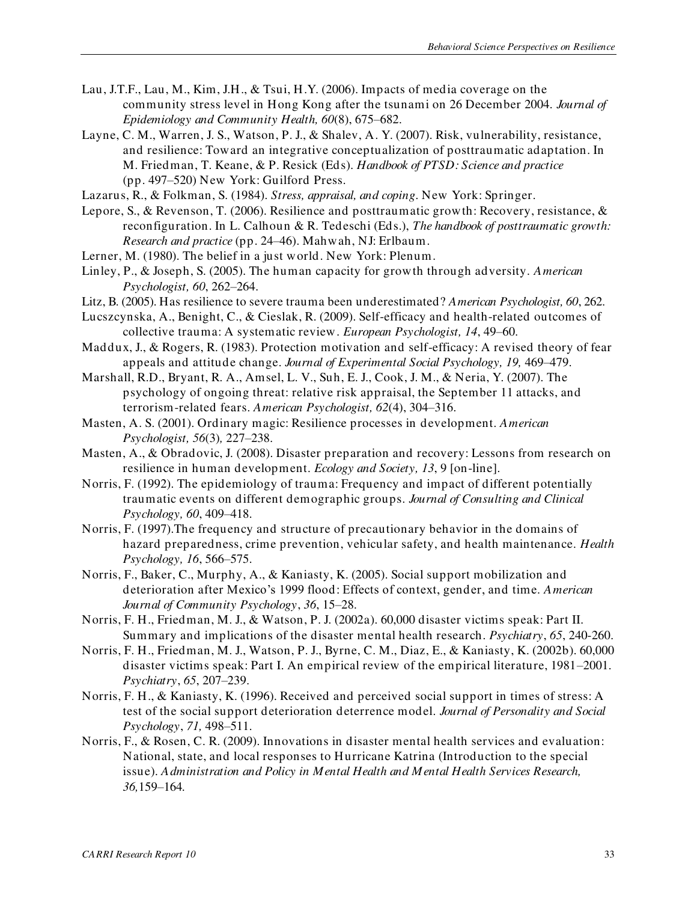Lau, J.T.F., Lau, M., Kim, J.H., & Tsui, H.Y. (2006). Impacts of media coverage on the community stress level in Hong Kong after the tsunami on 26 December 2004. *Journal of Epidemiology and Community Health, 60*(8), 675–682.

Layne, C. M., Warren, J. S., Watson, P. J., & Shalev, A. Y. (2007). Risk, vulnerability, resistance, and resilience: Toward an integrative conceptualization of posttraumatic adaptation. In M. Friedman, T. Keane, & P. Resick (Eds). *Handbook of PTSD: Science and practice* (pp. 497–520) New York: Guilford Press.

Lazarus, R., & Folkman, S. (1984). *Stress, appraisal, and coping*. New York: Springer.

Lepore, S., & Revenson, T. (2006). Resilience and posttraumatic growth: Recovery, resistance, & reconfiguration. In L. Calhoun & R. Tedeschi (Eds.), *The handbook of posttraumatic growth: Research and practice* (pp. 24–46). Mahwah, NJ: Erlbaum.

Lerner, M. (1980). The belief in a just world. New York: Plenum.

Linley, P., & Joseph, S. (2005). The human capacity for growth through adversity. *American Psychologist, 60*, 262–264.

Litz, B. (2005). Has resilience to severe trauma been underestimated? *American Psychologist, 60*, 262.

Lucszcynska, A., Benight, C., & Cieslak, R. (2009). Self-efficacy and health-related outcomes of collective trauma: A systematic review. *European Psychologist, 14*, 49–60.

Maddux, J., & Rogers, R. (1983). Protection motivation and self-efficacy: A revised theory of fear appeals and attitude change. *Journal of Experimental Social Psychology, 19,* 469–479.

Marshall, R.D., Bryant, R. A., Amsel, L. V., Suh, E. J., Cook, J. M., & Neria, Y. (2007). The psychology of ongoing threat: relative risk appraisal, the September 11 attacks, and terrorism-related fears. *American Psychologist, 62*(4), 304–316.

Masten, A. S. (2001). Ordinary magic: Resilience processes in development. *American Psychologist, 56*(3)*,* 227–238.

Masten, A., & Obradovic, J. (2008). Disaster preparation and recovery: Lessons from research on resilience in human development. *Ecology and Society, 13*, 9 [on-line].

Norris, F. (1992). The epidemiology of trauma: Frequency and impact of different potentially traumatic events on different demographic groups. *Journal of Consulting and Clinical Psychology, 60*, 409–418.

Norris, F. (1997).The frequency and structure of precautionary behavior in the domains of hazard preparedness, crime prevention, vehicular safety, and health maintenance. *Health Psychology, 16*, 566–575.

Norris, F., Baker, C., Murphy, A., & Kaniasty, K. (2005). Social support mobilization and deterioration after Mexico's 1999 flood: Effects of context, gender, and time. *American Journal of Community Psychology*, *36*, 15–28.

Norris, F. H., Friedman, M. J., & Watson, P. J. (2002a). 60,000 disaster victims speak: Part II. Summary and implications of the disaster mental health research. *Psychiatry*, *65*, 240-260.

Norris, F. H., Friedman, M. J., Watson, P. J., Byrne, C. M., Diaz, E., & Kaniasty, K. (2002b). 60,000 disaster victims speak: Part I. An empirical review of the empirical literature, 1981–2001. *Psychiatry*, *65*, 207–239.

Norris, F. H., & Kaniasty, K. (1996). Received and perceived social support in times of stress: A test of the social support deterioration deterrence model. *Journal of Personality and Social Psychology*, *71,* 498–511.

Norris, F., & Rosen, C. R. (2009). Innovations in disaster mental health services and evaluation: National, state, and local responses to Hurricane Katrina (Introduction to the special issue). *Administration and Policy in Mental Health and Mental Health Services Research, 36,*159–164.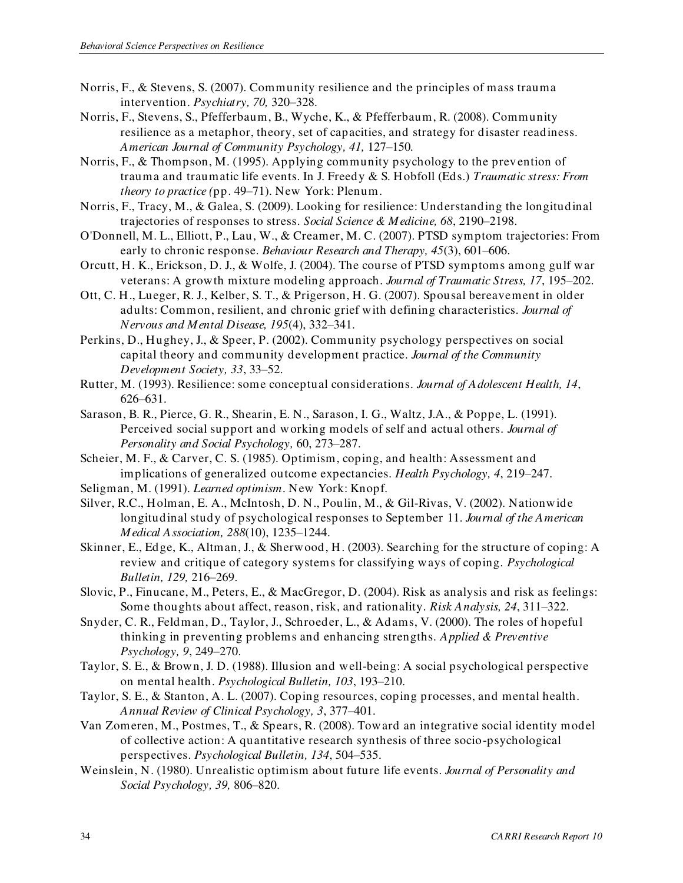Norris, F., & Stevens, S. (2007). Community resilience and the principles of mass trauma intervention. *Psychiatry, 70,* 320–328.

Norris, F., Stevens, S., Pfefferbaum, B., Wyche, K., & Pfefferbaum, R. (2008). Community resilience as a metaphor, theory, set of capacities, and strategy for disaster readiness. *American Journal of Community Psychology, 41,* 127–150.

Norris, F., & Thompson, M. (1995). Applying community psychology to the prevention of trauma and traumatic life events. In J. Freedy & S. Hobfoll (Eds.) *Traumatic stress: From theory to practice (*pp. 49–71). New York: Plenum.

Norris, F., Tracy, M., & Galea, S. (2009). Looking for resilience: Understanding the longitudinal trajectories of responses to stress. *Social Science & Medicine, 68*, 2190–2198.

O'Donnell, M. L., Elliott, P., Lau, W., & Creamer, M. C. (2007). PTSD symptom trajectories: From early to chronic response. *Behaviour Research and Therapy, 45*(3), 601–606.

Orcutt, H. K., Erickson, D. J., & Wolfe, J. (2004). The course of PTSD symptoms among gulf war veterans: A growth mixture modeling approach. *Journal of Traumatic Stress, 17*, 195–202.

Ott, C. H., Lueger, R. J., Kelber, S. T., & Prigerson, H. G. (2007). Spousal bereavement in older adults: Common, resilient, and chronic grief with defining characteristics. *Journal of Nervous and Mental Disease, 195*(4), 332–341.

Perkins, D., Hughey, J., & Speer, P. (2002). Community psychology perspectives on social capital theory and community development practice. *Journal of the Community Development Society, 33*, 33–52.

Rutter, M. (1993). Resilience: some conceptual considerations. *Journal of Adolescent Health, 14*, 626–631.

Sarason, B. R., Pierce, G. R., Shearin, E. N., Sarason, I. G., Waltz, J.A., & Poppe, L. (1991). Perceived social support and working models of self and actual others. *Journal of Personality and Social Psychology,* 60, 273–287.

Scheier, M. F., & Carver, C. S. (1985). Optimism, coping, and health: Assessment and implications of generalized outcome expectancies. *Health Psychology, 4*, 219–247.

Seligman, M. (1991). *Learned optimism*. New York: Knopf.

Silver, R.C., Holman, E. A., McIntosh, D. N., Poulin, M., & Gil-Rivas, V. (2002). Nationwide longitudinal study of psychological responses to September 11. *Journal of the American Medical Association, 288*(10), 1235–1244.

Skinner, E., Edge, K., Altman, J., & Sherwood, H. (2003). Searching for the structure of coping: A review and critique of category systems for classifying ways of coping. *Psychological Bulletin, 129,* 216–269.

Slovic, P., Finucane, M., Peters, E., & MacGregor, D. (2004). Risk as analysis and risk as feelings: Some thoughts about affect, reason, risk, and rationality. *Risk Analysis, 24*, 311–322.

Snyder, C. R., Feldman, D., Taylor, J., Schroeder, L., & Adams, V. (2000). The roles of hopeful thinking in preventing problems and enhancing strengths. *Applied & Preventive Psychology, 9*, 249–270.

Taylor, S. E., & Brown, J. D. (1988). Illusion and well-being: A social psychological perspective on mental health. *Psychological Bulletin, 103*, 193–210.

Taylor, S. E., & Stanton, A. L. (2007). Coping resources, coping processes, and mental health. *Annual Review of Clinical Psychology, 3*, 377–401.

Van Zomeren, M., Postmes, T., & Spears, R. (2008). Toward an integrative social identity model of collective action: A quantitative research synthesis of three socio-psychological perspectives. *Psychological Bulletin, 134*, 504–535.

Weinslein, N. (1980). Unrealistic optimism about future life events. *Journal of Personality and Social Psychology, 39,* 806–820.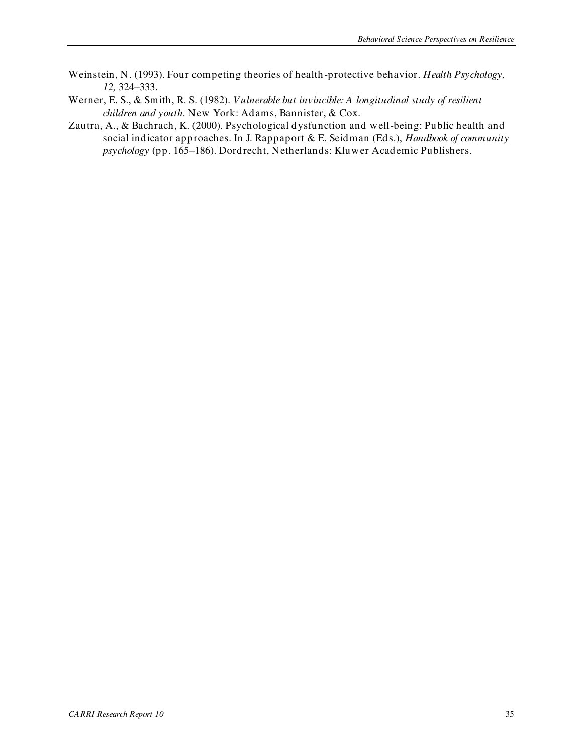Weinstein, N. (1993). Four competing theories of health-protective behavior. *Health Psychology, 12,* 324–333.

Werner, E. S., & Smith, R. S. (1982). *Vulnerable but invincible: A longitudinal study of resilient children and youth*. New York: Adams, Bannister, & Cox.

Zautra, A., & Bachrach, K. (2000). Psychological dysfunction and well-being: Public health and social indicator approaches. In J. Rappaport & E. Seidman (Eds.), *Handbook of community psychology* (pp. 165–186). Dordrecht, Netherlands: Kluwer Academic Publishers.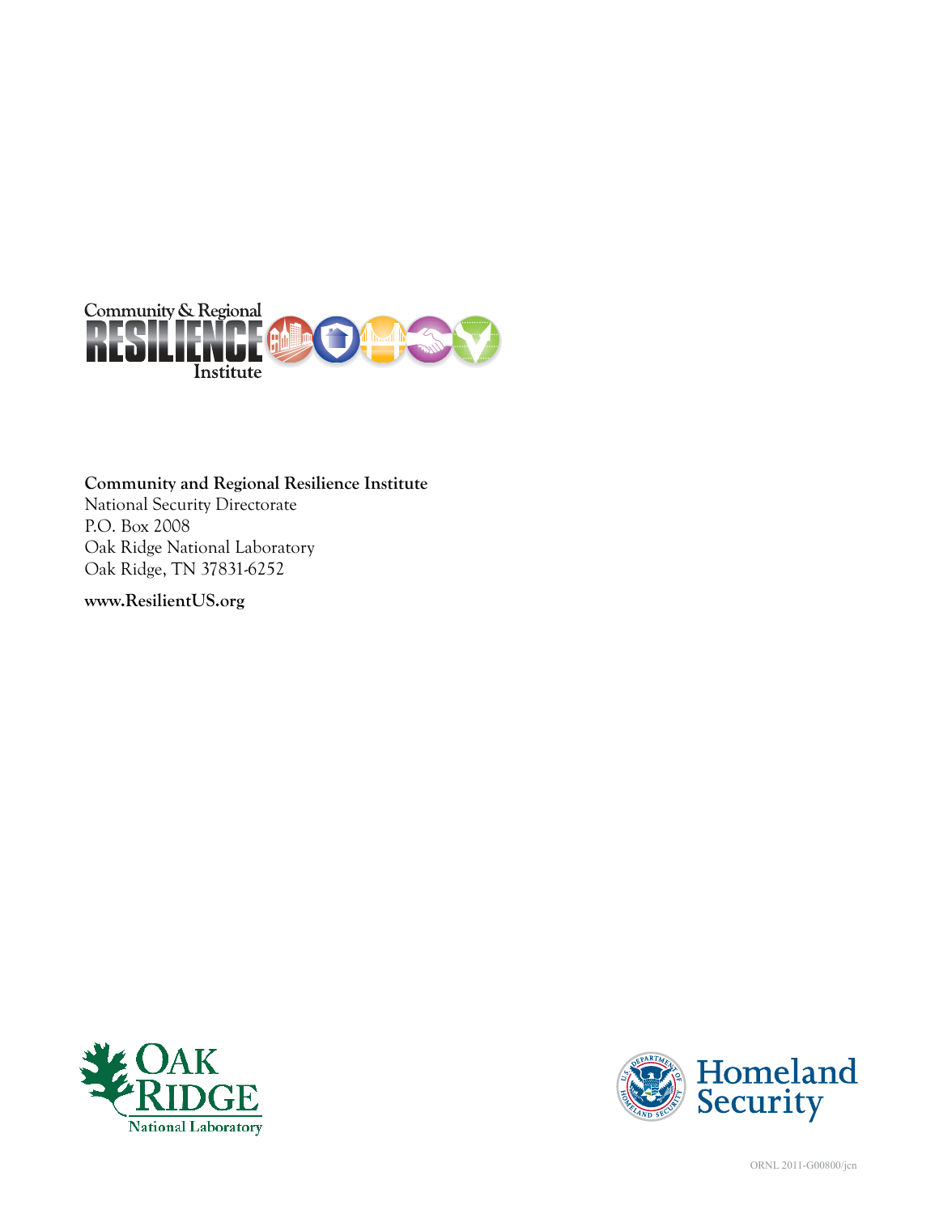Community & Regional
RESILIENCE
Institute

**Community and Regional Resilience Institute**
National Security Directorate
P.O. Box 2008
Oak Ridge National Laboratory
Oak Ridge, TN 37831-6252

**www.ResilientUS.org**

OAK RIDGE
National Laboratory

Homeland Security

ORNL 2011-G00800/jcn